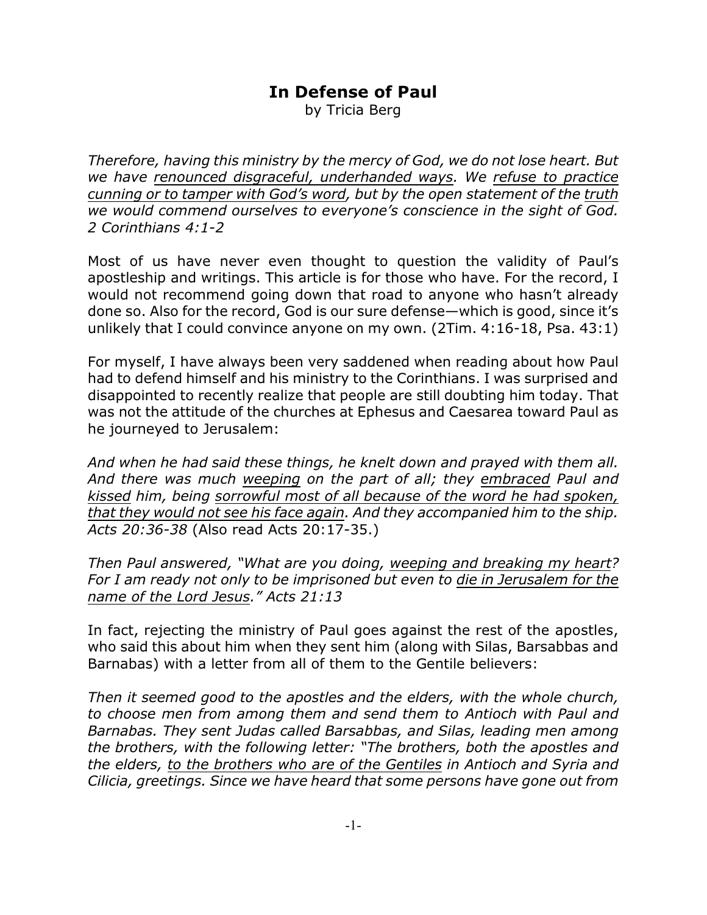# In Defense of Paul

by Tricia Berg

*Therefore, having this ministry by the mercy of God, we do not lose heart. But we have renounced disgraceful, underhanded ways. We refuse to practice cunning or to tamper with God's word, but by the open statement of the truth we would commend ourselves to everyone's conscience in the sight of God. 2 Corinthians 4:1-2*

Most of us have never even thought to question the validity of Paul's apostleship and writings. This article is for those who have. For the record, I would not recommend going down that road to anyone who hasn't already done so. Also for the record, God is our sure defense—which is good, since it's unlikely that I could convince anyone on my own. (2Tim. 4:16-18, Psa. 43:1)

For myself, I have always been very saddened when reading about how Paul had to defend himself and his ministry to the Corinthians. I was surprised and disappointed to recently realize that people are still doubting him today. That was not the attitude of the churches at Ephesus and Caesarea toward Paul as he journeyed to Jerusalem:

*And when he had said these things, he knelt down and prayed with them all. And there was much weeping on the part of all; they embraced Paul and kissed him, being sorrowful most of all because of the word he had spoken, that they would not see his face again. And they accompanied him to the ship. Acts 20:36-38* (Also read Acts 20:17-35.)

*Then Paul answered, "What are you doing, weeping and breaking my heart? For I am ready not only to be imprisoned but even to die in Jerusalem for the name of the Lord Jesus." Acts 21:13*

In fact, rejecting the ministry of Paul goes against the rest of the apostles, who said this about him when they sent him (along with Silas, Barsabbas and Barnabas) with a letter from all of them to the Gentile believers:

*Then it seemed good to the apostles and the elders, with the whole church, to choose men from among them and send them to Antioch with Paul and Barnabas. They sent Judas called Barsabbas, and Silas, leading men among the brothers, with the following letter: "The brothers, both the apostles and the elders, to the brothers who are of the Gentiles in Antioch and Syria and Cilicia, greetings. Since we have heard that some persons have gone out from*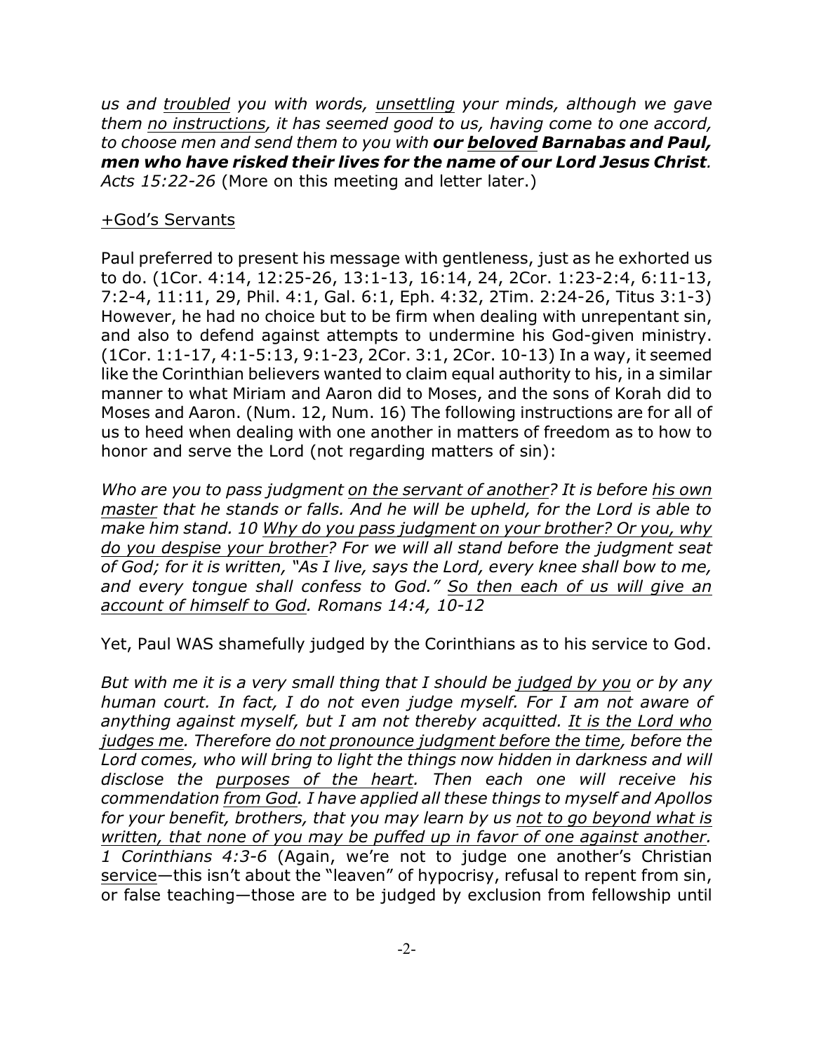*us and troubled you with words, unsettling your minds, although we gave them no instructions, it has seemed good to us, having come to one accord, to choose men and send them to you with* ***our beloved Barnabas and Paul, men who have risked their lives for the name of our Lord Jesus Christ****. Acts 15:22-26* (More on this meeting and letter later.)

+God's Servants

Paul preferred to present his message with gentleness, just as he exhorted us to do. (1Cor. 4:14, 12:25-26, 13:1-13, 16:14, 24, 2Cor. 1:23-2:4, 6:11-13, 7:2-4, 11:11, 29, Phil. 4:1, Gal. 6:1, Eph. 4:32, 2Tim. 2:24-26, Titus 3:1-3) However, he had no choice but to be firm when dealing with unrepentant sin, and also to defend against attempts to undermine his God-given ministry. (1Cor. 1:1-17, 4:1-5:13, 9:1-23, 2Cor. 3:1, 2Cor. 10-13) In a way, it seemed like the Corinthian believers wanted to claim equal authority to his, in a similar manner to what Miriam and Aaron did to Moses, and the sons of Korah did to Moses and Aaron. (Num. 12, Num. 16) The following instructions are for all of us to heed when dealing with one another in matters of freedom as to how to honor and serve the Lord (not regarding matters of sin):

*Who are you to pass judgment on the servant of another? It is before his own master that he stands or falls. And he will be upheld, for the Lord is able to make him stand. 10 Why do you pass judgment on your brother? Or you, why do you despise your brother? For we will all stand before the judgment seat of God; for it is written, "As I live, says the Lord, every knee shall bow to me, and every tongue shall confess to God." So then each of us will give an account of himself to God. Romans 14:4, 10-12*

Yet, Paul WAS shamefully judged by the Corinthians as to his service to God.

*But with me it is a very small thing that I should be judged by you or by any human court. In fact, I do not even judge myself. For I am not aware of anything against myself, but I am not thereby acquitted. It is the Lord who judges me. Therefore do not pronounce judgment before the time, before the Lord comes, who will bring to light the things now hidden in darkness and will disclose the purposes of the heart. Then each one will receive his commendation from God. I have applied all these things to myself and Apollos for your benefit, brothers, that you may learn by us not to go beyond what is written, that none of you may be puffed up in favor of one against another. 1 Corinthians 4:3-6* (Again, we're not to judge one another's Christian service—this isn't about the "leaven" of hypocrisy, refusal to repent from sin, or false teaching—those are to be judged by exclusion from fellowship until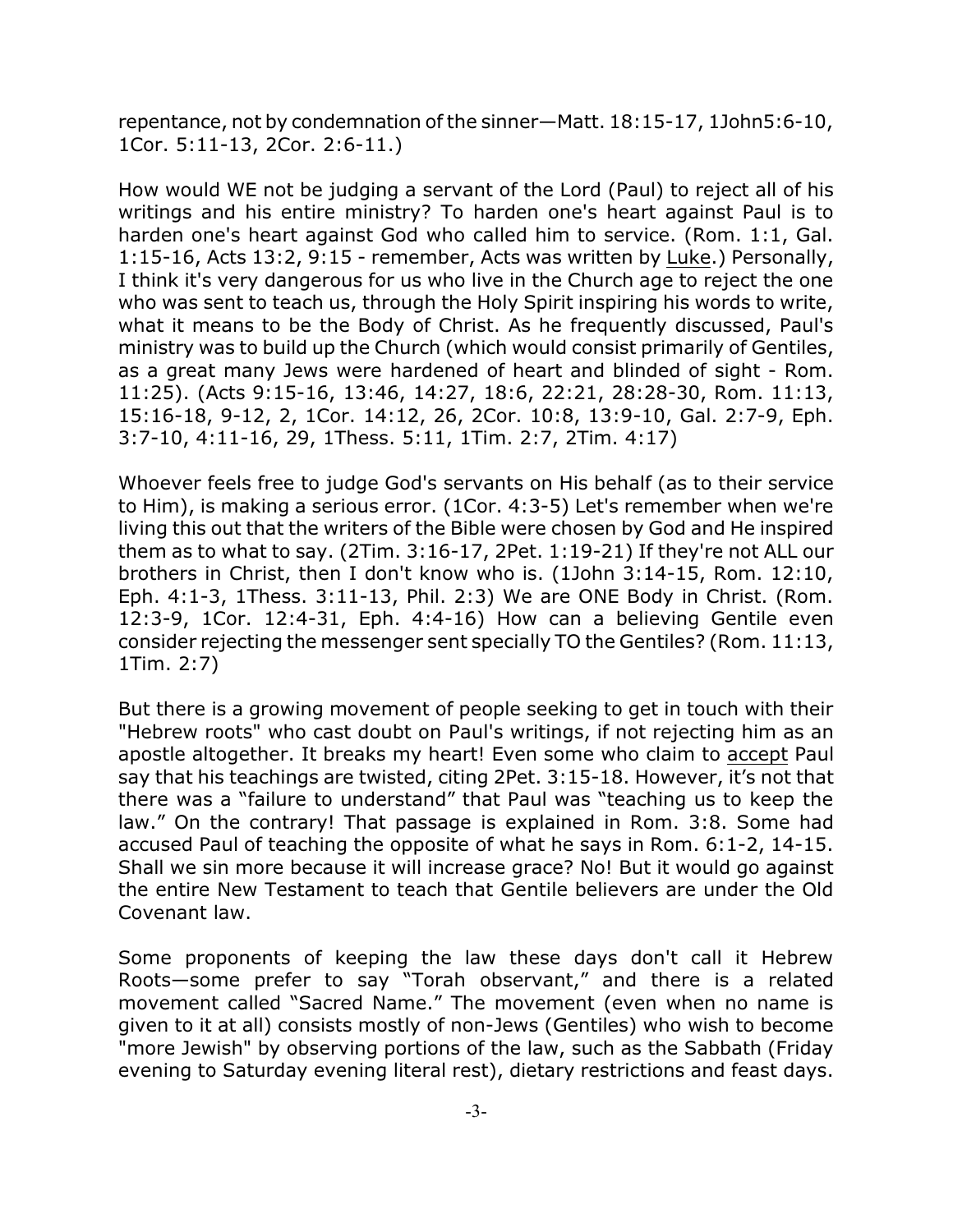repentance, not by condemnation of the sinner—Matt. 18:15-17, 1John5:6-10, 1Cor. 5:11-13, 2Cor. 2:6-11.)

How would WE not be judging a servant of the Lord (Paul) to reject all of his writings and his entire ministry? To harden one's heart against Paul is to harden one's heart against God who called him to service. (Rom. 1:1, Gal. 1:15-16, Acts 13:2, 9:15 - remember, Acts was written by Luke.) Personally, I think it's very dangerous for us who live in the Church age to reject the one who was sent to teach us, through the Holy Spirit inspiring his words to write, what it means to be the Body of Christ. As he frequently discussed, Paul's ministry was to build up the Church (which would consist primarily of Gentiles, as a great many Jews were hardened of heart and blinded of sight - Rom. 11:25). (Acts 9:15-16, 13:46, 14:27, 18:6, 22:21, 28:28-30, Rom. 11:13, 15:16-18, 9-12, 2, 1Cor. 14:12, 26, 2Cor. 10:8, 13:9-10, Gal. 2:7-9, Eph. 3:7-10, 4:11-16, 29, 1Thess. 5:11, 1Tim. 2:7, 2Tim. 4:17)

Whoever feels free to judge God's servants on His behalf (as to their service to Him), is making a serious error. (1Cor. 4:3-5) Let's remember when we're living this out that the writers of the Bible were chosen by God and He inspired them as to what to say. (2Tim. 3:16-17, 2Pet. 1:19-21) If they're not ALL our brothers in Christ, then I don't know who is. (1John 3:14-15, Rom. 12:10, Eph. 4:1-3, 1Thess. 3:11-13, Phil. 2:3) We are ONE Body in Christ. (Rom. 12:3-9, 1Cor. 12:4-31, Eph. 4:4-16) How can a believing Gentile even consider rejecting the messenger sent specially TO the Gentiles? (Rom. 11:13, 1Tim. 2:7)

But there is a growing movement of people seeking to get in touch with their "Hebrew roots" who cast doubt on Paul's writings, if not rejecting him as an apostle altogether. It breaks my heart! Even some who claim to accept Paul say that his teachings are twisted, citing 2Pet. 3:15-18. However, it's not that there was a "failure to understand" that Paul was "teaching us to keep the law." On the contrary! That passage is explained in Rom. 3:8. Some had accused Paul of teaching the opposite of what he says in Rom. 6:1-2, 14-15. Shall we sin more because it will increase grace? No! But it would go against the entire New Testament to teach that Gentile believers are under the Old Covenant law.

Some proponents of keeping the law these days don't call it Hebrew Roots—some prefer to say "Torah observant," and there is a related movement called "Sacred Name." The movement (even when no name is given to it at all) consists mostly of non-Jews (Gentiles) who wish to become "more Jewish" by observing portions of the law, such as the Sabbath (Friday evening to Saturday evening literal rest), dietary restrictions and feast days.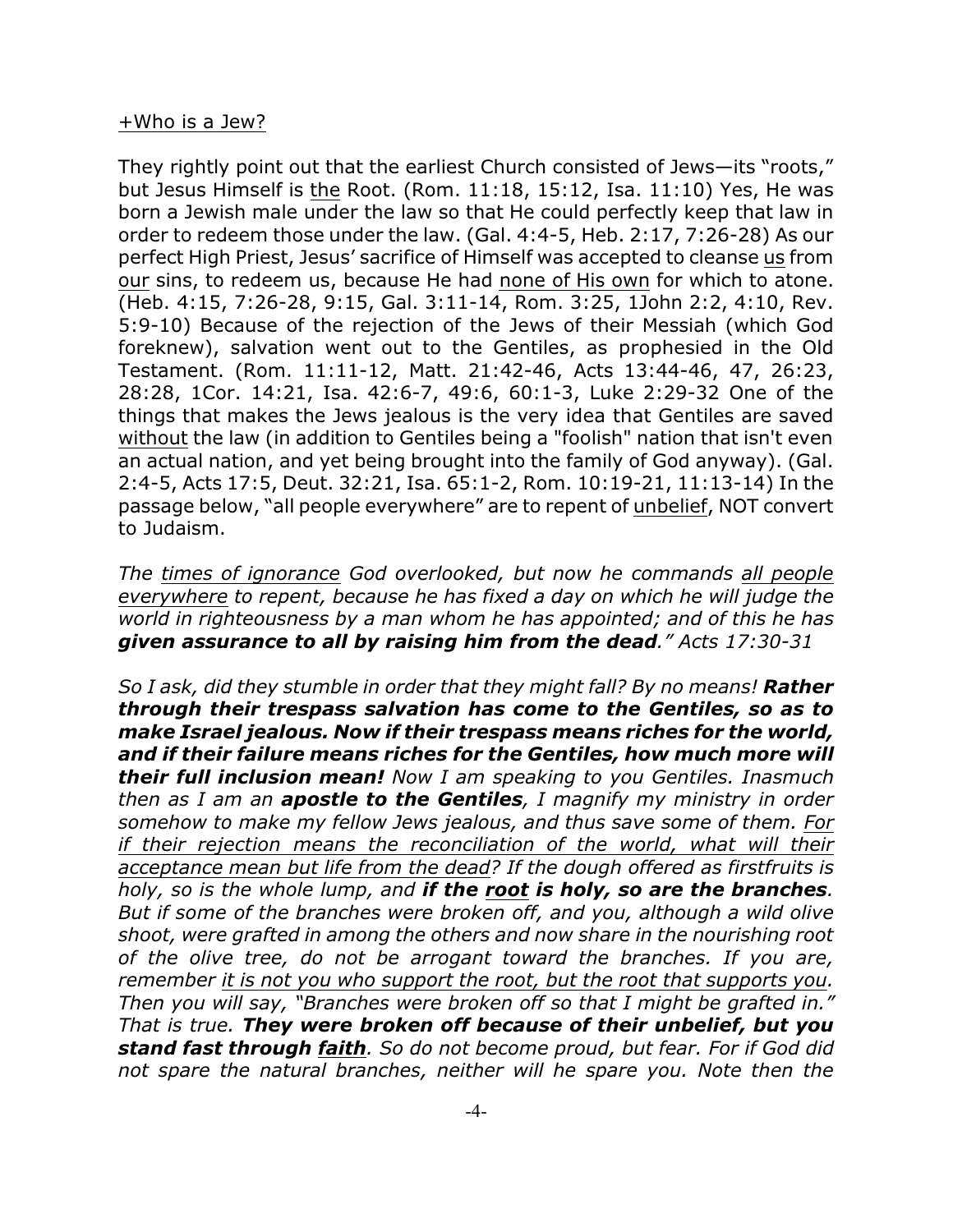+Who is a Jew?

They rightly point out that the earliest Church consisted of Jews—its "roots," but Jesus Himself is the Root. (Rom. 11:18, 15:12, Isa. 11:10) Yes, He was born a Jewish male under the law so that He could perfectly keep that law in order to redeem those under the law. (Gal. 4:4-5, Heb. 2:17, 7:26-28) As our perfect High Priest, Jesus' sacrifice of Himself was accepted to cleanse us from our sins, to redeem us, because He had none of His own for which to atone. (Heb. 4:15, 7:26-28, 9:15, Gal. 3:11-14, Rom. 3:25, 1John 2:2, 4:10, Rev. 5:9-10) Because of the rejection of the Jews of their Messiah (which God foreknew), salvation went out to the Gentiles, as prophesied in the Old Testament. (Rom. 11:11-12, Matt. 21:42-46, Acts 13:44-46, 47, 26:23, 28:28, 1Cor. 14:21, Isa. 42:6-7, 49:6, 60:1-3, Luke 2:29-32 One of the things that makes the Jews jealous is the very idea that Gentiles are saved without the law (in addition to Gentiles being a "foolish" nation that isn't even an actual nation, and yet being brought into the family of God anyway). (Gal. 2:4-5, Acts 17:5, Deut. 32:21, Isa. 65:1-2, Rom. 10:19-21, 11:13-14) In the passage below, "all people everywhere" are to repent of unbelief, NOT convert to Judaism.

*The times of ignorance God overlooked, but now he commands all people everywhere to repent, because he has fixed a day on which he will judge the world in righteousness by a man whom he has appointed; and of this he has **given assurance to all by raising him from the dead**." Acts 17:30-31*

*So I ask, did they stumble in order that they might fall? By no means! **Rather through their trespass salvation has come to the Gentiles, so as to make Israel jealous. Now if their trespass means riches for the world, and if their failure means riches for the Gentiles, how much more will their full inclusion mean!** Now I am speaking to you Gentiles. Inasmuch then as I am an **apostle to the Gentiles**, I magnify my ministry in order somehow to make my fellow Jews jealous, and thus save some of them. For if their rejection means the reconciliation of the world, what will their acceptance mean but life from the dead? If the dough offered as firstfruits is holy, so is the whole lump, and **if the root is holy, so are the branches**. But if some of the branches were broken off, and you, although a wild olive shoot, were grafted in among the others and now share in the nourishing root of the olive tree, do not be arrogant toward the branches. If you are, remember it is not you who support the root, but the root that supports you. Then you will say, "Branches were broken off so that I might be grafted in." That is true. **They were broken off because of their unbelief, but you stand fast through faith**. So do not become proud, but fear. For if God did not spare the natural branches, neither will he spare you. Note then the*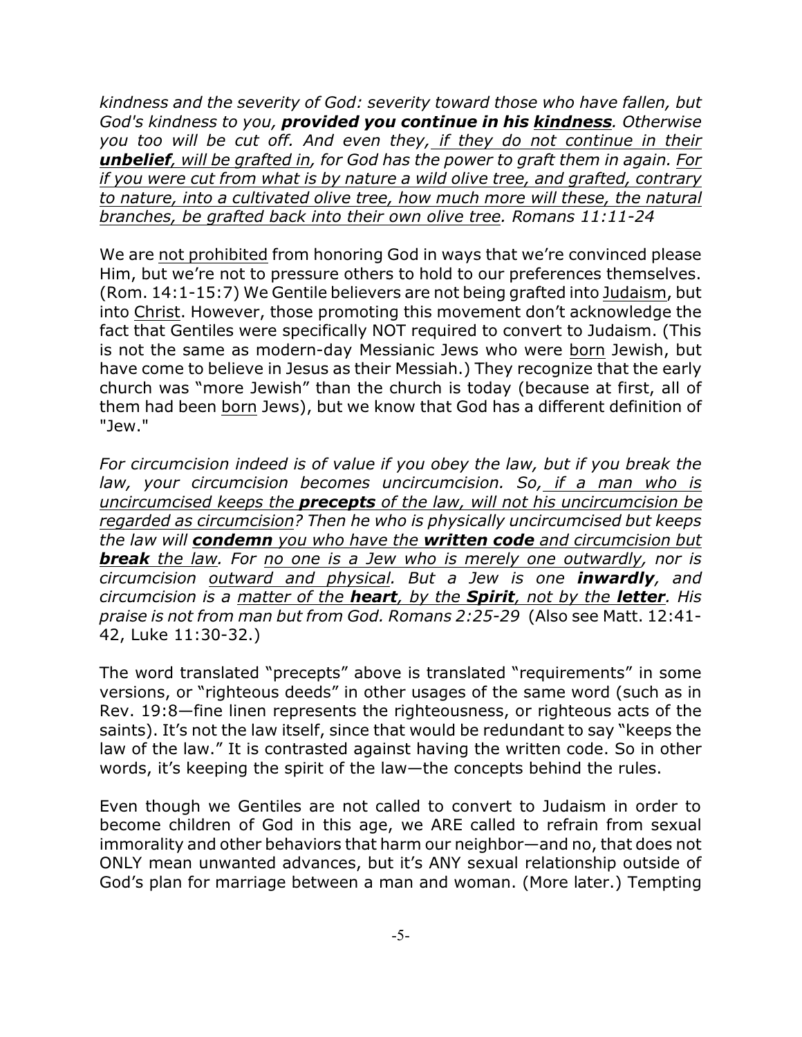*kindness and the severity of God: severity toward those who have fallen, but God's kindness to you, **provided you continue in his <u>kindness</u>**. Otherwise you too will be cut off. And even they, <u>if they do not continue in their **unbelief**, will be grafted in</u>, for God has the power to graft them in again. <u>For if you were cut from what is by nature a wild olive tree, and grafted, contrary to nature, into a cultivated olive tree, how much more will these, the natural branches, be grafted back into their own olive tree</u>. Romans 11:11-24*

We are <u>not prohibited</u> from honoring God in ways that we're convinced please Him, but we're not to pressure others to hold to our preferences themselves. (Rom. 14:1-15:7) We Gentile believers are not being grafted into <u>Judaism</u>, but into <u>Christ</u>. However, those promoting this movement don't acknowledge the fact that Gentiles were specifically NOT required to convert to Judaism. (This is not the same as modern-day Messianic Jews who were <u>born</u> Jewish, but have come to believe in Jesus as their Messiah.) They recognize that the early church was "more Jewish" than the church is today (because at first, all of them had been <u>born</u> Jews), but we know that God has a different definition of "Jew."

*For circumcision indeed is of value if you obey the law, but if you break the law, your circumcision becomes uncircumcision. So, <u>if a man who is uncircumcised keeps the **precepts** of the law, will not his uncircumcision be regarded as circumcision</u>? Then he who is physically uncircumcised but keeps the law will <u>**condemn** you who have the **written code** and circumcision but **break** the law</u>. For <u>no one is a Jew who is merely one outwardly</u>, nor is circumcision <u>outward and physical</u>. But a Jew is one **inwardly**, and circumcision is a <u>matter of the **heart**, by the **Spirit**, not by the **letter**</u>. His praise is not from man but from God. Romans 2:25-29* (Also see Matt. 12:41-42, Luke 11:30-32.)

The word translated "precepts" above is translated "requirements" in some versions, or "righteous deeds" in other usages of the same word (such as in Rev. 19:8—fine linen represents the righteousness, or righteous acts of the saints). It's not the law itself, since that would be redundant to say "keeps the law of the law." It is contrasted against having the written code. So in other words, it's keeping the spirit of the law—the concepts behind the rules.

Even though we Gentiles are not called to convert to Judaism in order to become children of God in this age, we ARE called to refrain from sexual immorality and other behaviors that harm our neighbor—and no, that does not ONLY mean unwanted advances, but it's ANY sexual relationship outside of God's plan for marriage between a man and woman. (More later.) Tempting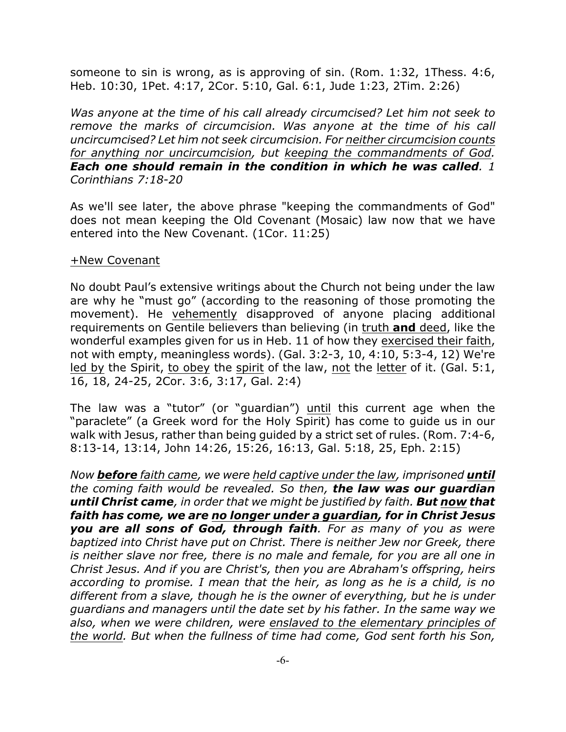someone to sin is wrong, as is approving of sin. (Rom. 1:32, 1Thess. 4:6, Heb. 10:30, 1Pet. 4:17, 2Cor. 5:10, Gal. 6:1, Jude 1:23, 2Tim. 2:26)

*Was anyone at the time of his call already circumcised? Let him not seek to remove the marks of circumcision. Was anyone at the time of his call uncircumcised? Let him not seek circumcision. For neither circumcision counts for anything nor uncircumcision, but keeping the commandments of God.* ***Each one should remain in the condition in which he was called****. 1 Corinthians 7:18-20*

As we'll see later, the above phrase "keeping the commandments of God" does not mean keeping the Old Covenant (Mosaic) law now that we have entered into the New Covenant. (1Cor. 11:25)

+New Covenant

No doubt Paul's extensive writings about the Church not being under the law are why he "must go" (according to the reasoning of those promoting the movement). He vehemently disapproved of anyone placing additional requirements on Gentile believers than believing (in truth **and** deed, like the wonderful examples given for us in Heb. 11 of how they exercised their faith, not with empty, meaningless words). (Gal. 3:2-3, 10, 4:10, 5:3-4, 12) We're led by the Spirit, to obey the spirit of the law, not the letter of it. (Gal. 5:1, 16, 18, 24-25, 2Cor. 3:6, 3:17, Gal. 2:4)

The law was a "tutor" (or "guardian") until this current age when the "paraclete" (a Greek word for the Holy Spirit) has come to guide us in our walk with Jesus, rather than being guided by a strict set of rules. (Rom. 7:4-6, 8:13-14, 13:14, John 14:26, 15:26, 16:13, Gal. 5:18, 25, Eph. 2:15)

*Now* ***before*** *faith came, we were held captive under the law, imprisoned* ***until*** *the coming faith would be revealed. So then,* ***the law was our guardian until Christ came****, in order that we might be justified by faith.* ***But now that faith has come, we are no longer under a guardian, for in Christ Jesus you are all sons of God, through faith****. For as many of you as were baptized into Christ have put on Christ. There is neither Jew nor Greek, there is neither slave nor free, there is no male and female, for you are all one in Christ Jesus. And if you are Christ's, then you are Abraham's offspring, heirs according to promise. I mean that the heir, as long as he is a child, is no different from a slave, though he is the owner of everything, but he is under guardians and managers until the date set by his father. In the same way we also, when we were children, were enslaved to the elementary principles of the world. But when the fullness of time had come, God sent forth his Son,*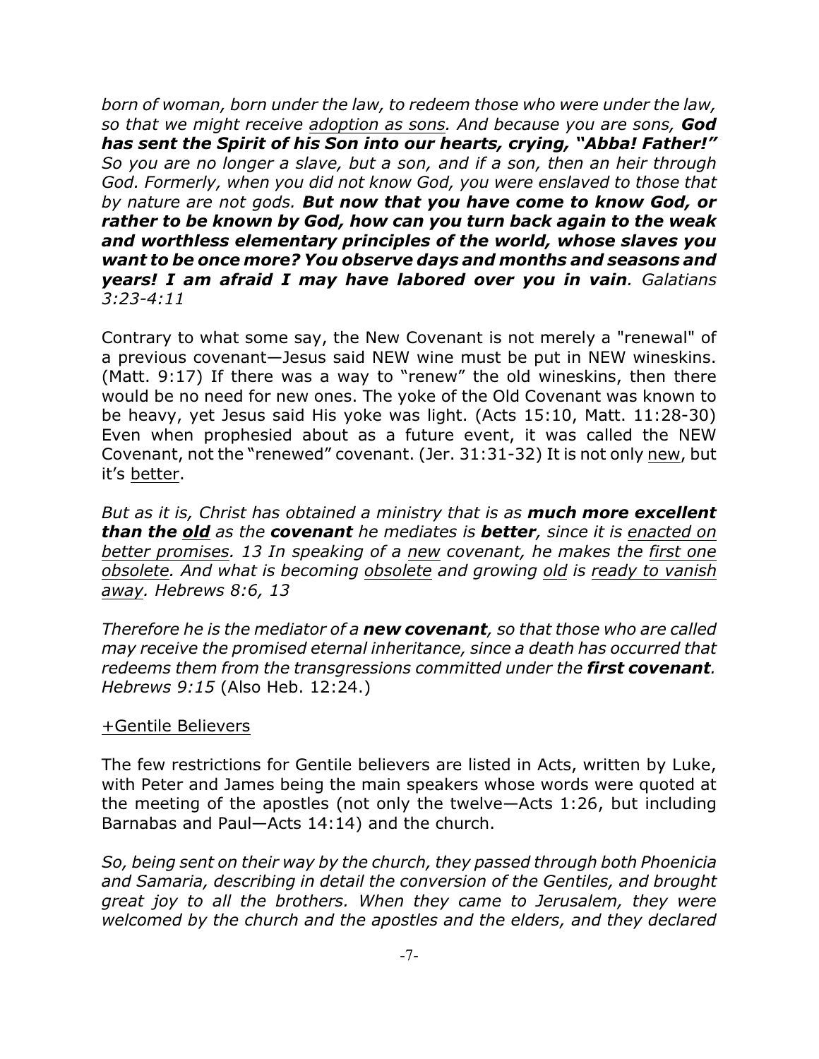*born of woman, born under the law, to redeem those who were under the law, so that we might receive adoption as sons. And because you are sons,* ***God has sent the Spirit of his Son into our hearts, crying, "Abba! Father!"*** *So you are no longer a slave, but a son, and if a son, then an heir through God. Formerly, when you did not know God, you were enslaved to those that by nature are not gods.* ***But now that you have come to know God, or rather to be known by God, how can you turn back again to the weak and worthless elementary principles of the world, whose slaves you want to be once more? You observe days and months and seasons and years! I am afraid I may have labored over you in vain****. Galatians 3:23-4:11*

Contrary to what some say, the New Covenant is not merely a "renewal" of a previous covenant—Jesus said NEW wine must be put in NEW wineskins. (Matt. 9:17) If there was a way to "renew" the old wineskins, then there would be no need for new ones. The yoke of the Old Covenant was known to be heavy, yet Jesus said His yoke was light. (Acts 15:10, Matt. 11:28-30) Even when prophesied about as a future event, it was called the NEW Covenant, not the "renewed" covenant. (Jer. 31:31-32) It is not only new, but it's better.

*But as it is, Christ has obtained a ministry that is as* ***much more excellent than the old*** *as the* ***covenant*** *he mediates is* ***better****, since it is enacted on better promises. 13 In speaking of a new covenant, he makes the first one obsolete. And what is becoming obsolete and growing old is ready to vanish away. Hebrews 8:6, 13*

*Therefore he is the mediator of a* ***new covenant****, so that those who are called may receive the promised eternal inheritance, since a death has occurred that redeems them from the transgressions committed under the* ***first covenant****. Hebrews 9:15* (Also Heb. 12:24.)

+Gentile Believers

The few restrictions for Gentile believers are listed in Acts, written by Luke, with Peter and James being the main speakers whose words were quoted at the meeting of the apostles (not only the twelve—Acts 1:26, but including Barnabas and Paul—Acts 14:14) and the church.

*So, being sent on their way by the church, they passed through both Phoenicia and Samaria, describing in detail the conversion of the Gentiles, and brought great joy to all the brothers. When they came to Jerusalem, they were welcomed by the church and the apostles and the elders, and they declared*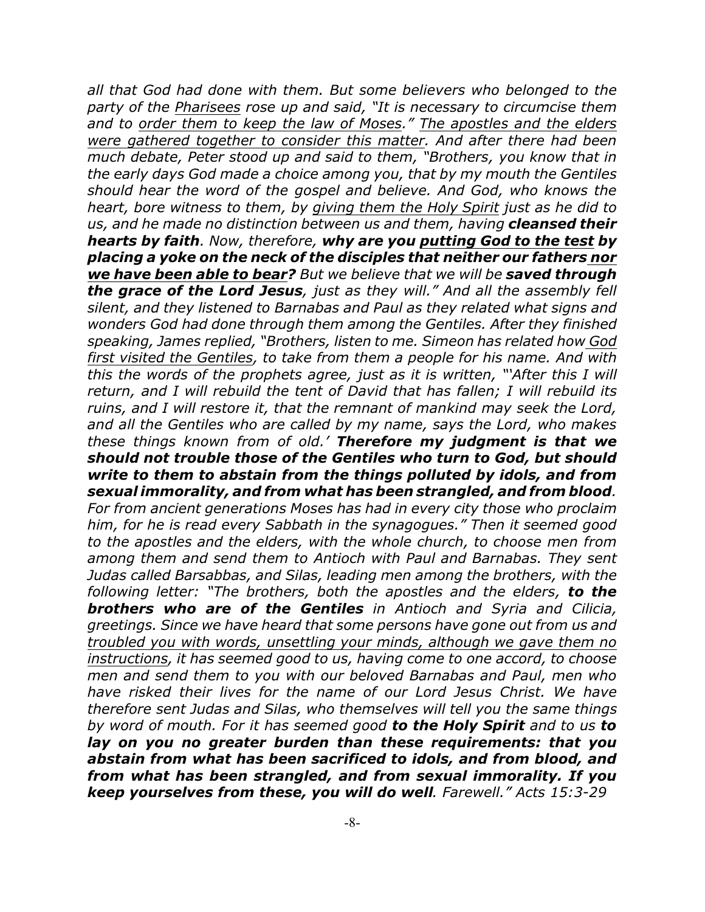*all that God had done with them. But some believers who belonged to the party of the <u>Pharisees</u> rose up and said, "It is necessary to circumcise them and to <u>order them to keep the law of Moses</u>." <u>The apostles and the elders were gathered together to consider this matter</u>. And after there had been much debate, Peter stood up and said to them, "Brothers, you know that in the early days God made a choice among you, that by my mouth the Gentiles should hear the word of the gospel and believe. And God, who knows the heart, bore witness to them, by <u>giving them the Holy Spirit</u> just as he did to us, and he made no distinction between us and them, having **cleansed their hearts by faith**. Now, therefore, **why are you <u>putting God to the test</u> by placing a yoke on the neck of the disciples that neither our fathers <u>nor we have been able to bear</u>?** But we believe that we will be **saved through the grace of the Lord Jesus**, just as they will." And all the assembly fell silent, and they listened to Barnabas and Paul as they related what signs and wonders God had done through them among the Gentiles. After they finished speaking, James replied, "Brothers, listen to me. Simeon has related how <u>God first visited the Gentiles</u>, to take from them a people for his name. And with this the words of the prophets agree, just as it is written, "'After this I will return, and I will rebuild the tent of David that has fallen; I will rebuild its ruins, and I will restore it, that the remnant of mankind may seek the Lord, and all the Gentiles who are called by my name, says the Lord, who makes these things known from of old.' **Therefore my judgment is that we should not trouble those of the Gentiles who turn to God, but should write to them to abstain from the things polluted by idols, and from sexual immorality, and from what has been strangled, and from blood**. For from ancient generations Moses has had in every city those who proclaim him, for he is read every Sabbath in the synagogues." Then it seemed good to the apostles and the elders, with the whole church, to choose men from among them and send them to Antioch with Paul and Barnabas. They sent Judas called Barsabbas, and Silas, leading men among the brothers, with the following letter: "The brothers, both the apostles and the elders, **to the brothers who are of the Gentiles** in Antioch and Syria and Cilicia, greetings. Since we have heard that some persons have gone out from us and <u>troubled you with words, unsettling your minds, although we gave them no instructions</u>, it has seemed good to us, having come to one accord, to choose men and send them to you with our beloved Barnabas and Paul, men who have risked their lives for the name of our Lord Jesus Christ. We have therefore sent Judas and Silas, who themselves will tell you the same things by word of mouth. For it has seemed good **to the Holy Spirit** and to us **to lay on you no greater burden than these requirements: that you abstain from what has been sacrificed to idols, and from blood, and from what has been strangled, and from sexual immorality. If you keep yourselves from these, you will do well**. Farewell." Acts 15:3-29*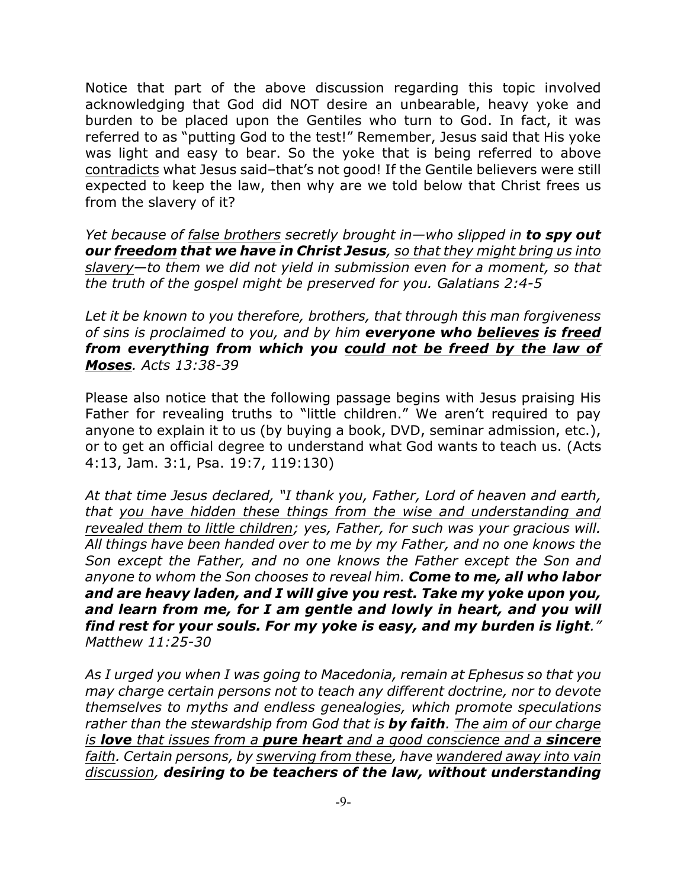Notice that part of the above discussion regarding this topic involved acknowledging that God did NOT desire an unbearable, heavy yoke and burden to be placed upon the Gentiles who turn to God. In fact, it was referred to as "putting God to the test!" Remember, Jesus said that His yoke was light and easy to bear. So the yoke that is being referred to above contradicts what Jesus said–that's not good! If the Gentile believers were still expected to keep the law, then why are we told below that Christ frees us from the slavery of it?

*Yet because of false brothers secretly brought in—who slipped in **to spy out our freedom that we have in Christ Jesus**, so that they might bring us into slavery—to them we did not yield in submission even for a moment, so that the truth of the gospel might be preserved for you. Galatians 2:4-5*

*Let it be known to you therefore, brothers, that through this man forgiveness of sins is proclaimed to you, and by him **everyone who believes is freed from everything from which you could not be freed by the law of Moses**. Acts 13:38-39*

Please also notice that the following passage begins with Jesus praising His Father for revealing truths to "little children." We aren't required to pay anyone to explain it to us (by buying a book, DVD, seminar admission, etc.), or to get an official degree to understand what God wants to teach us. (Acts 4:13, Jam. 3:1, Psa. 19:7, 119:130)

*At that time Jesus declared, "I thank you, Father, Lord of heaven and earth, that you have hidden these things from the wise and understanding and revealed them to little children; yes, Father, for such was your gracious will. All things have been handed over to me by my Father, and no one knows the Son except the Father, and no one knows the Father except the Son and anyone to whom the Son chooses to reveal him. **Come to me, all who labor and are heavy laden, and I will give you rest. Take my yoke upon you, and learn from me, for I am gentle and lowly in heart, and you will find rest for your souls. For my yoke is easy, and my burden is light**." Matthew 11:25-30*

*As I urged you when I was going to Macedonia, remain at Ephesus so that you may charge certain persons not to teach any different doctrine, nor to devote themselves to myths and endless genealogies, which promote speculations rather than the stewardship from God that is **by faith**. The aim of our charge is **love** that issues from a **pure heart** and a good conscience and a **sincere** faith. Certain persons, by swerving from these, have wandered away into vain discussion, **desiring to be teachers of the law, without understanding***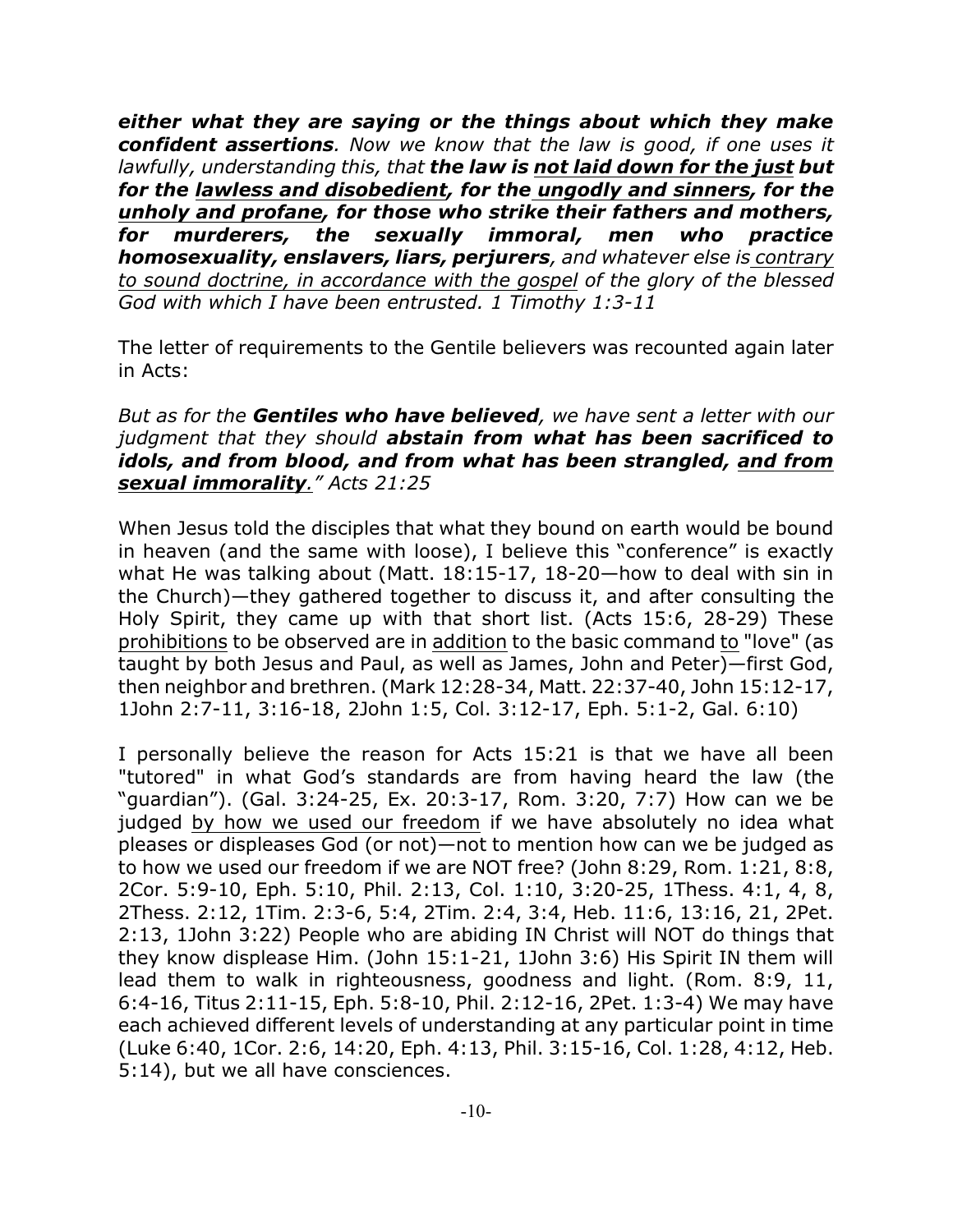***either what they are saying or the things about which they make confident assertions**. Now we know that the law is good, if one uses it lawfully, understanding this, that **the law is <u>not laid down for the just</u> but for the <u>lawless and disobedient</u>, for the <u>ungodly and sinners</u>, for the <u>unholy and profane</u>, for those who strike their fathers and mothers, for murderers, the sexually immoral, men who practice homosexuality, enslavers, liars, perjurers**, and whatever else is <u>contrary to sound doctrine, in accordance with the gospel</u> of the glory of the blessed God with which I have been entrusted. 1 Timothy 1:3-11*

The letter of requirements to the Gentile believers was recounted again later in Acts:

*But as for the **Gentiles who have believed**, we have sent a letter with our judgment that they should **abstain from what has been sacrificed to idols, and from blood, and from what has been strangled, <u>and from sexual immorality</u>**." Acts 21:25*

When Jesus told the disciples that what they bound on earth would be bound in heaven (and the same with loose), I believe this "conference" is exactly what He was talking about (Matt. 18:15-17, 18-20—how to deal with sin in the Church)—they gathered together to discuss it, and after consulting the Holy Spirit, they came up with that short list. (Acts 15:6, 28-29) These <u>prohibitions</u> to be observed are in <u>addition</u> to the basic command <u>to</u> "love" (as taught by both Jesus and Paul, as well as James, John and Peter)—first God, then neighbor and brethren. (Mark 12:28-34, Matt. 22:37-40, John 15:12-17, 1John 2:7-11, 3:16-18, 2John 1:5, Col. 3:12-17, Eph. 5:1-2, Gal. 6:10)

I personally believe the reason for Acts 15:21 is that we have all been "tutored" in what God's standards are from having heard the law (the "guardian"). (Gal. 3:24-25, Ex. 20:3-17, Rom. 3:20, 7:7) How can we be judged <u>by how we used our freedom</u> if we have absolutely no idea what pleases or displeases God (or not)—not to mention how can we be judged as to how we used our freedom if we are NOT free? (John 8:29, Rom. 1:21, 8:8, 2Cor. 5:9-10, Eph. 5:10, Phil. 2:13, Col. 1:10, 3:20-25, 1Thess. 4:1, 4, 8, 2Thess. 2:12, 1Tim. 2:3-6, 5:4, 2Tim. 2:4, 3:4, Heb. 11:6, 13:16, 21, 2Pet. 2:13, 1John 3:22) People who are abiding IN Christ will NOT do things that they know displease Him. (John 15:1-21, 1John 3:6) His Spirit IN them will lead them to walk in righteousness, goodness and light. (Rom. 8:9, 11, 6:4-16, Titus 2:11-15, Eph. 5:8-10, Phil. 2:12-16, 2Pet. 1:3-4) We may have each achieved different levels of understanding at any particular point in time (Luke 6:40, 1Cor. 2:6, 14:20, Eph. 4:13, Phil. 3:15-16, Col. 1:28, 4:12, Heb. 5:14), but we all have consciences.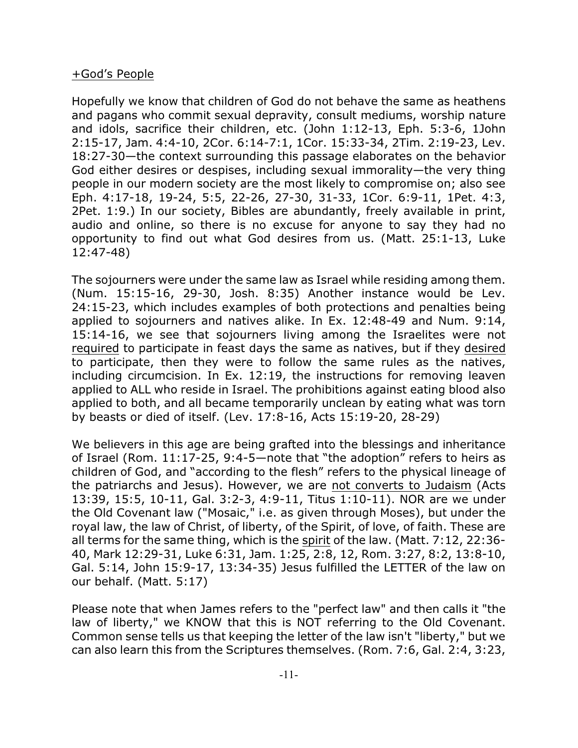<u>+God's People</u>

Hopefully we know that children of God do not behave the same as heathens and pagans who commit sexual depravity, consult mediums, worship nature and idols, sacrifice their children, etc. (John 1:12-13, Eph. 5:3-6, 1John 2:15-17, Jam. 4:4-10, 2Cor. 6:14-7:1, 1Cor. 15:33-34, 2Tim. 2:19-23, Lev. 18:27-30—the context surrounding this passage elaborates on the behavior God either desires or despises, including sexual immorality—the very thing people in our modern society are the most likely to compromise on; also see Eph. 4:17-18, 19-24, 5:5, 22-26, 27-30, 31-33, 1Cor. 6:9-11, 1Pet. 4:3, 2Pet. 1:9.) In our society, Bibles are abundantly, freely available in print, audio and online, so there is no excuse for anyone to say they had no opportunity to find out what God desires from us. (Matt. 25:1-13, Luke 12:47-48)

The sojourners were under the same law as Israel while residing among them. (Num. 15:15-16, 29-30, Josh. 8:35) Another instance would be Lev. 24:15-23, which includes examples of both protections and penalties being applied to sojourners and natives alike. In Ex. 12:48-49 and Num. 9:14, 15:14-16, we see that sojourners living among the Israelites were not <u>required</u> to participate in feast days the same as natives, but if they <u>desired</u> to participate, then they were to follow the same rules as the natives, including circumcision. In Ex. 12:19, the instructions for removing leaven applied to ALL who reside in Israel. The prohibitions against eating blood also applied to both, and all became temporarily unclean by eating what was torn by beasts or died of itself. (Lev. 17:8-16, Acts 15:19-20, 28-29)

We believers in this age are being grafted into the blessings and inheritance of Israel (Rom. 11:17-25, 9:4-5—note that "the adoption" refers to heirs as children of God, and "according to the flesh" refers to the physical lineage of the patriarchs and Jesus). However, we are <u>not converts to Judaism</u> (Acts 13:39, 15:5, 10-11, Gal. 3:2-3, 4:9-11, Titus 1:10-11). NOR are we under the Old Covenant law ("Mosaic," i.e. as given through Moses), but under the royal law, the law of Christ, of liberty, of the Spirit, of love, of faith. These are all terms for the same thing, which is the <u>spirit</u> of the law. (Matt. 7:12, 22:36-40, Mark 12:29-31, Luke 6:31, Jam. 1:25, 2:8, 12, Rom. 3:27, 8:2, 13:8-10, Gal. 5:14, John 15:9-17, 13:34-35) Jesus fulfilled the LETTER of the law on our behalf. (Matt. 5:17)

Please note that when James refers to the "perfect law" and then calls it "the law of liberty," we KNOW that this is NOT referring to the Old Covenant. Common sense tells us that keeping the letter of the law isn't "liberty," but we can also learn this from the Scriptures themselves. (Rom. 7:6, Gal. 2:4, 3:23,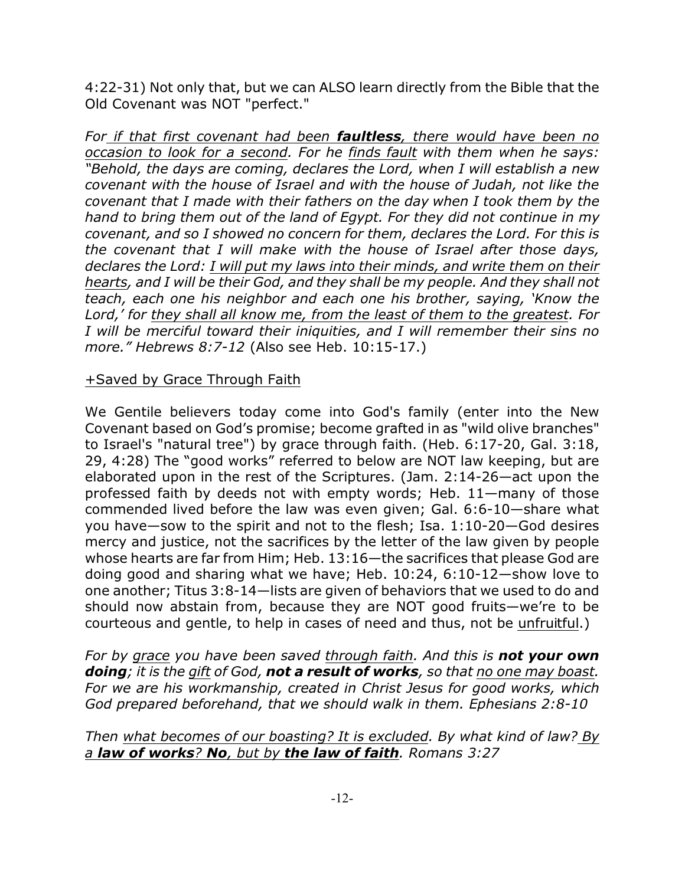4:22-31) Not only that, but we can ALSO learn directly from the Bible that the Old Covenant was NOT "perfect."

*For <u>if that first covenant had been **faultless**, there would have been no occasion to look for a second</u>. For he <u>finds fault</u> with them when he says: "Behold, the days are coming, declares the Lord, when I will establish a new covenant with the house of Israel and with the house of Judah, not like the covenant that I made with their fathers on the day when I took them by the hand to bring them out of the land of Egypt. For they did not continue in my covenant, and so I showed no concern for them, declares the Lord. For this is the covenant that I will make with the house of Israel after those days, declares the Lord: <u>I will put my laws into their minds, and write them on their hearts</u>, and I will be their God, and they shall be my people. And they shall not teach, each one his neighbor and each one his brother, saying, 'Know the Lord,' for <u>they shall all know me, from the least of them to the greatest</u>. For I will be merciful toward their iniquities, and I will remember their sins no more." Hebrews 8:7-12* (Also see Heb. 10:15-17.)

<u>+Saved by Grace Through Faith</u>

We Gentile believers today come into God's family (enter into the New Covenant based on God's promise; become grafted in as "wild olive branches" to Israel's "natural tree") by grace through faith. (Heb. 6:17-20, Gal. 3:18, 29, 4:28) The "good works" referred to below are NOT law keeping, but are elaborated upon in the rest of the Scriptures. (Jam. 2:14-26—act upon the professed faith by deeds not with empty words; Heb. 11—many of those commended lived before the law was even given; Gal. 6:6-10—share what you have—sow to the spirit and not to the flesh; Isa. 1:10-20—God desires mercy and justice, not the sacrifices by the letter of the law given by people whose hearts are far from Him; Heb. 13:16—the sacrifices that please God are doing good and sharing what we have; Heb. 10:24, 6:10-12—show love to one another; Titus 3:8-14—lists are given of behaviors that we used to do and should now abstain from, because they are NOT good fruits—we're to be courteous and gentle, to help in cases of need and thus, not be <u>unfruitful</u>.)

*For by <u>grace</u> you have been saved <u>through faith</u>. And this is **not your own doing**; it is the <u>gift</u> of God, **not a result of works**, so that <u>no one may boast</u>. For we are his workmanship, created in Christ Jesus for good works, which God prepared beforehand, that we should walk in them. Ephesians 2:8-10*

*Then <u>what becomes of our boasting? It is excluded</u>. By what kind of law? <u>By a **law of works**? **No**, but by **the law of faith**</u>. Romans 3:27*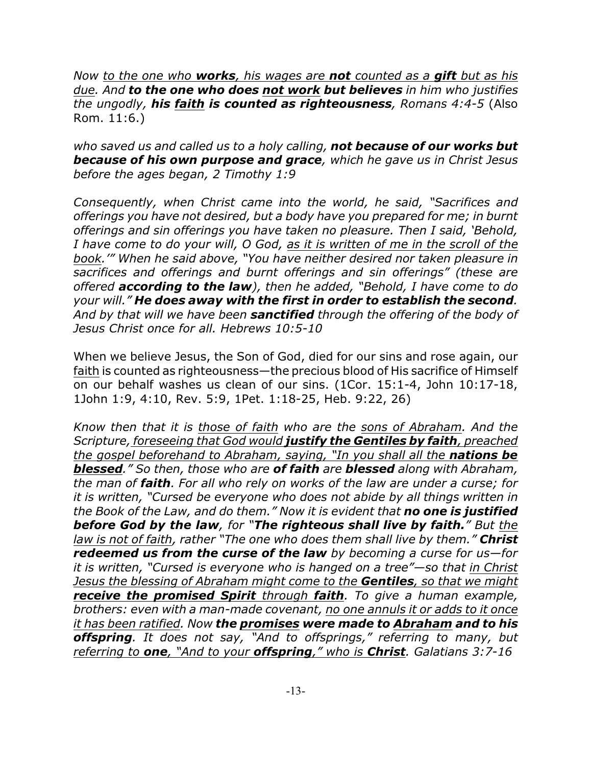*Now to the one who **works**, his wages are **not** counted as a **gift** but as his due. And **to the one who does not work but believes** in him who justifies the ungodly, **his faith is counted as righteousness**, Romans 4:4-5* (Also Rom. 11:6.)

*who saved us and called us to a holy calling, **not because of our works but because of his own purpose and grace**, which he gave us in Christ Jesus before the ages began, 2 Timothy 1:9*

*Consequently, when Christ came into the world, he said, "Sacrifices and offerings you have not desired, but a body have you prepared for me; in burnt offerings and sin offerings you have taken no pleasure. Then I said, 'Behold, I have come to do your will, O God, as it is written of me in the scroll of the book.'" When he said above, "You have neither desired nor taken pleasure in sacrifices and offerings and burnt offerings and sin offerings" (these are offered **according to the law**), then he added, "Behold, I have come to do your will." **He does away with the first in order to establish the second**. And by that will we have been **sanctified** through the offering of the body of Jesus Christ once for all. Hebrews 10:5-10*

When we believe Jesus, the Son of God, died for our sins and rose again, our faith is counted as righteousness—the precious blood of His sacrifice of Himself on our behalf washes us clean of our sins. (1Cor. 15:1-4, John 10:17-18, 1John 1:9, 4:10, Rev. 5:9, 1Pet. 1:18-25, Heb. 9:22, 26)

*Know then that it is those of faith who are the sons of Abraham. And the Scripture, foreseeing that God would **justify the Gentiles by faith**, preached the gospel beforehand to Abraham, saying, "In you shall all the **nations be blessed**." So then, those who are **of faith** are **blessed** along with Abraham, the man of **faith**. For all who rely on works of the law are under a curse; for it is written, "Cursed be everyone who does not abide by all things written in the Book of the Law, and do them." Now it is evident that **no one is justified before God by the law**, for "**The righteous shall live by faith.**" But the law is not of faith, rather "The one who does them shall live by them." **Christ redeemed us from the curse of the law** by becoming a curse for us—for it is written, "Cursed is everyone who is hanged on a tree"—so that in Christ Jesus the blessing of Abraham might come to the **Gentiles**, so that we might **receive the promised Spirit** through **faith**. To give a human example, brothers: even with a man-made covenant, no one annuls it or adds to it once it has been ratified. Now **the promises were made to Abraham and to his offspring**. It does not say, "And to offsprings," referring to many, but referring to **one**, "And to your **offspring**," who is **Christ**. Galatians 3:7-16*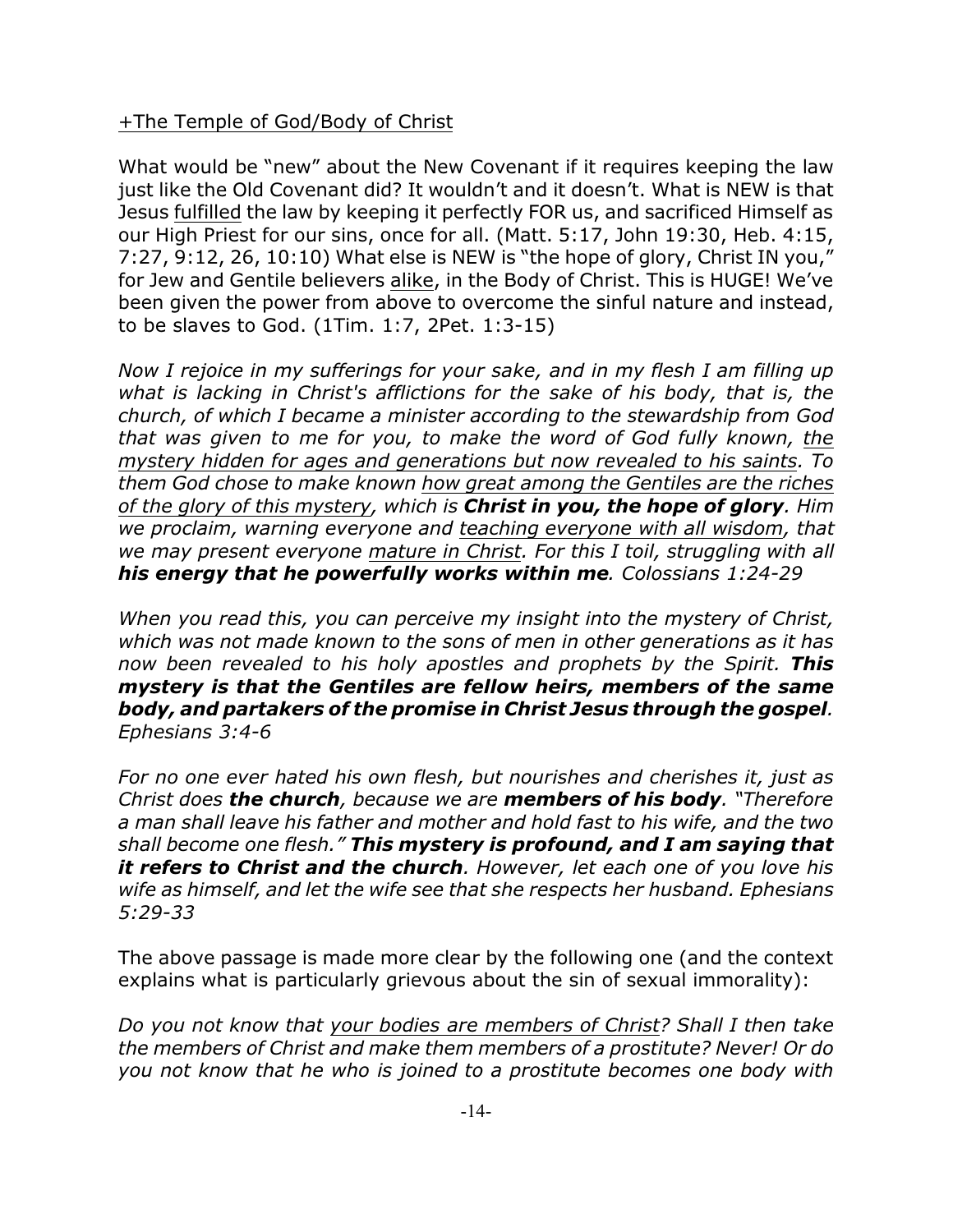+The Temple of God/Body of Christ

What would be "new" about the New Covenant if it requires keeping the law just like the Old Covenant did? It wouldn't and it doesn't. What is NEW is that Jesus fulfilled the law by keeping it perfectly FOR us, and sacrificed Himself as our High Priest for our sins, once for all. (Matt. 5:17, John 19:30, Heb. 4:15, 7:27, 9:12, 26, 10:10) What else is NEW is "the hope of glory, Christ IN you," for Jew and Gentile believers alike, in the Body of Christ. This is HUGE! We've been given the power from above to overcome the sinful nature and instead, to be slaves to God. (1Tim. 1:7, 2Pet. 1:3-15)

*Now I rejoice in my sufferings for your sake, and in my flesh I am filling up what is lacking in Christ's afflictions for the sake of his body, that is, the church, of which I became a minister according to the stewardship from God that was given to me for you, to make the word of God fully known, the mystery hidden for ages and generations but now revealed to his saints. To them God chose to make known how great among the Gentiles are the riches of the glory of this mystery, which is* ***Christ in you, the hope of glory****. Him we proclaim, warning everyone and teaching everyone with all wisdom, that we may present everyone mature in Christ. For this I toil, struggling with all* ***his energy that he powerfully works within me****. Colossians 1:24-29*

*When you read this, you can perceive my insight into the mystery of Christ, which was not made known to the sons of men in other generations as it has now been revealed to his holy apostles and prophets by the Spirit.* ***This mystery is that the Gentiles are fellow heirs, members of the same body, and partakers of the promise in Christ Jesus through the gospel****. Ephesians 3:4-6*

*For no one ever hated his own flesh, but nourishes and cherishes it, just as Christ does* ***the church****, because we are* ***members of his body****. "Therefore a man shall leave his father and mother and hold fast to his wife, and the two shall become one flesh."* ***This mystery is profound, and I am saying that it refers to Christ and the church****. However, let each one of you love his wife as himself, and let the wife see that she respects her husband. Ephesians 5:29-33*

The above passage is made more clear by the following one (and the context explains what is particularly grievous about the sin of sexual immorality):

*Do you not know that your bodies are members of Christ? Shall I then take the members of Christ and make them members of a prostitute? Never! Or do you not know that he who is joined to a prostitute becomes one body with*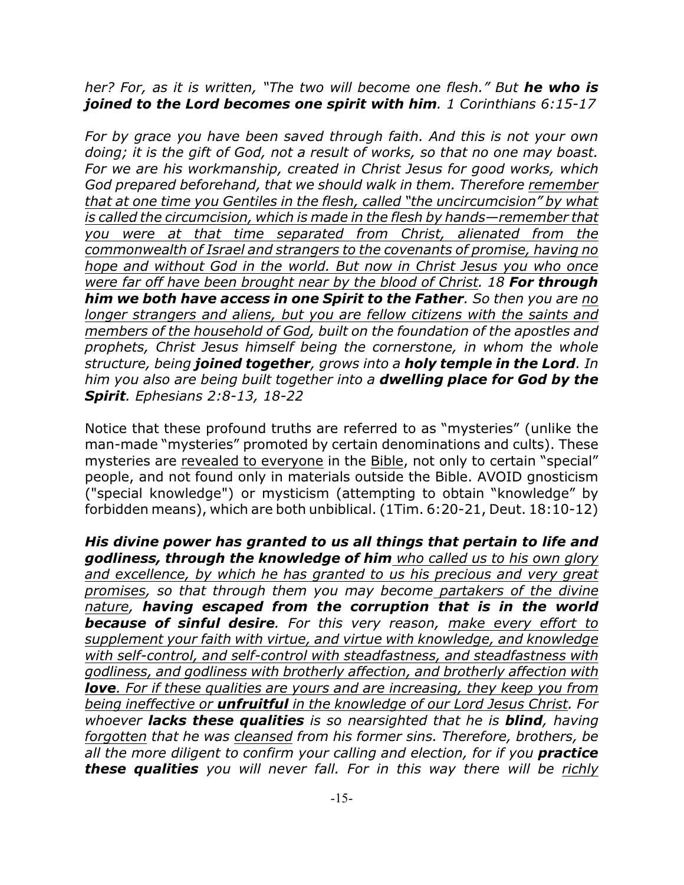*her? For, as it is written, “The two will become one flesh.” But **he who is joined to the Lord becomes one spirit with him**. 1 Corinthians 6:15-17*

*For by grace you have been saved through faith. And this is not your own doing; it is the gift of God, not a result of works, so that no one may boast. For we are his workmanship, created in Christ Jesus for good works, which God prepared beforehand, that we should walk in them. Therefore <u>remember that at one time you Gentiles in the flesh, called “the uncircumcision” by what is called the circumcision, which is made in the flesh by hands—remember that you were at that time separated from Christ, alienated from the commonwealth of Israel and strangers to the covenants of promise, having no hope and without God in the world. But now in Christ Jesus you who once were far off have been brought near by the blood of Christ</u>. 18 **For through him we both have access in one Spirit to the Father**. So then you are <u>no longer strangers and aliens, but you are fellow citizens with the saints and members of the household of God</u>, built on the foundation of the apostles and prophets, Christ Jesus himself being the cornerstone, in whom the whole structure, being **joined together**, grows into a **holy temple in the Lord**. In him you also are being built together into a **dwelling place for God by the Spirit**. Ephesians 2:8-13, 18-22*

Notice that these profound truths are referred to as “mysteries” (unlike the man-made “mysteries” promoted by certain denominations and cults). These mysteries are <u>revealed to everyone</u> in the <u>Bible</u>, not only to certain “special” people, and not found only in materials outside the Bible. AVOID gnosticism ("special knowledge") or mysticism (attempting to obtain “knowledge” by forbidden means), which are both unbiblical. (1Tim. 6:20-21, Deut. 18:10-12)

***His divine power has granted to us all things that pertain to life and godliness, through the knowledge of him** <u>who called us to his own glory and excellence, by which he has granted to us his precious and very great promises</u>, so that through them you may become <u>partakers of the divine nature</u>, **having escaped from the corruption that is in the world because of sinful desire**. For this very reason, <u>make every effort to supplement your faith with virtue, and virtue with knowledge, and knowledge with self-control, and self-control with steadfastness, and steadfastness with godliness, and godliness with brotherly affection, and brotherly affection with **love**. For if these qualities are yours and are increasing, they keep you from being ineffective or **unfruitful** in the knowledge of our Lord Jesus Christ</u>. For whoever **lacks these qualities** is so nearsighted that he is **blind**, having <u>forgotten</u> that he was <u>cleansed</u> from his former sins. Therefore, brothers, be all the more diligent to confirm your calling and election, for if you **practice these qualities** you will never fall. For in this way there will be <u>richly</u>*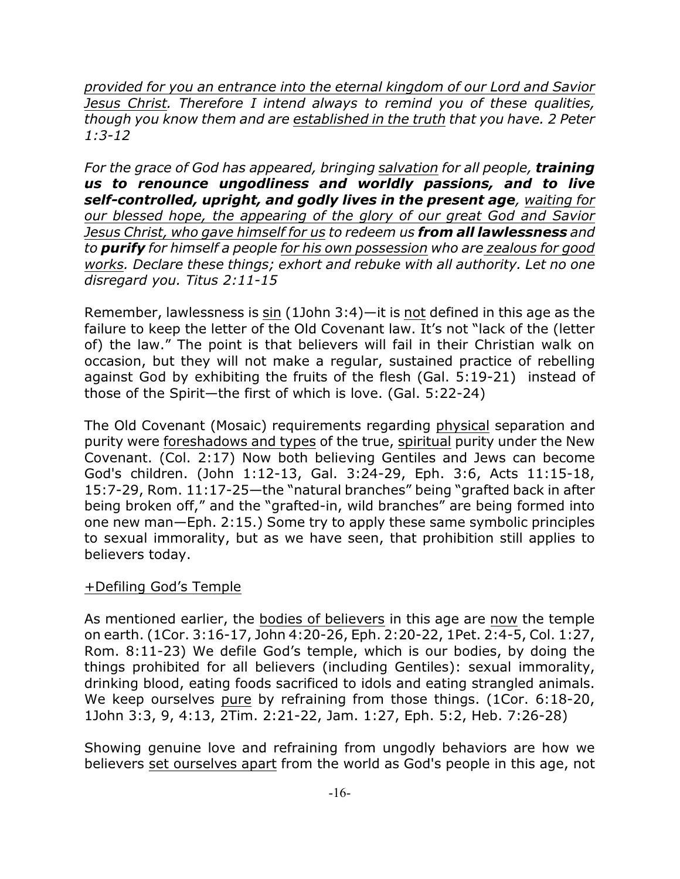*provided for you an entrance into the eternal kingdom of our <u>Lord and Savior Jesus Christ</u>. Therefore I intend always to remind you of these qualities, though you know them and are <u>established in the truth</u> that you have. 2 Peter 1:3-12*

*For the grace of God has appeared, bringing <u>salvation</u> for all people, **training us to renounce ungodliness and worldly passions, and to live self-controlled, upright, and godly lives in the present age**, <u>waiting for our blessed hope, the appearing of the glory of our great God and Savior Jesus Christ, who gave himself for us</u> to redeem us **from all lawlessness** and to **purify** for himself a people <u>for his own possession</u> who are <u>zealous for good works</u>. Declare these things; exhort and rebuke with all authority. Let no one disregard you. Titus 2:11-15*

Remember, lawlessness is <u>sin</u> (1John 3:4)—it is <u>not</u> defined in this age as the failure to keep the letter of the Old Covenant law. It's not "lack of the (letter of) the law." The point is that believers will fail in their Christian walk on occasion, but they will not make a regular, sustained practice of rebelling against God by exhibiting the fruits of the flesh (Gal. 5:19-21) instead of those of the Spirit—the first of which is love. (Gal. 5:22-24)

The Old Covenant (Mosaic) requirements regarding <u>physical</u> separation and purity were <u>foreshadows and types</u> of the true, <u>spiritual</u> purity under the New Covenant. (Col. 2:17) Now both believing Gentiles and Jews can become God's children. (John 1:12-13, Gal. 3:24-29, Eph. 3:6, Acts 11:15-18, 15:7-29, Rom. 11:17-25—the "natural branches" being "grafted back in after being broken off," and the "grafted-in, wild branches" are being formed into one new man—Eph. 2:15.) Some try to apply these same symbolic principles to sexual immorality, but as we have seen, that prohibition still applies to believers today.

<u>+Defiling God's Temple</u>

As mentioned earlier, the <u>bodies of believers</u> in this age are <u>now</u> the temple on earth. (1Cor. 3:16-17, John 4:20-26, Eph. 2:20-22, 1Pet. 2:4-5, Col. 1:27, Rom. 8:11-23) We defile God's temple, which is our bodies, by doing the things prohibited for all believers (including Gentiles): sexual immorality, drinking blood, eating foods sacrificed to idols and eating strangled animals. We keep ourselves <u>pure</u> by refraining from those things. (1Cor. 6:18-20, 1John 3:3, 9, 4:13, 2Tim. 2:21-22, Jam. 1:27, Eph. 5:2, Heb. 7:26-28)

Showing genuine love and refraining from ungodly behaviors are how we believers <u>set ourselves apart</u> from the world as God's people in this age, not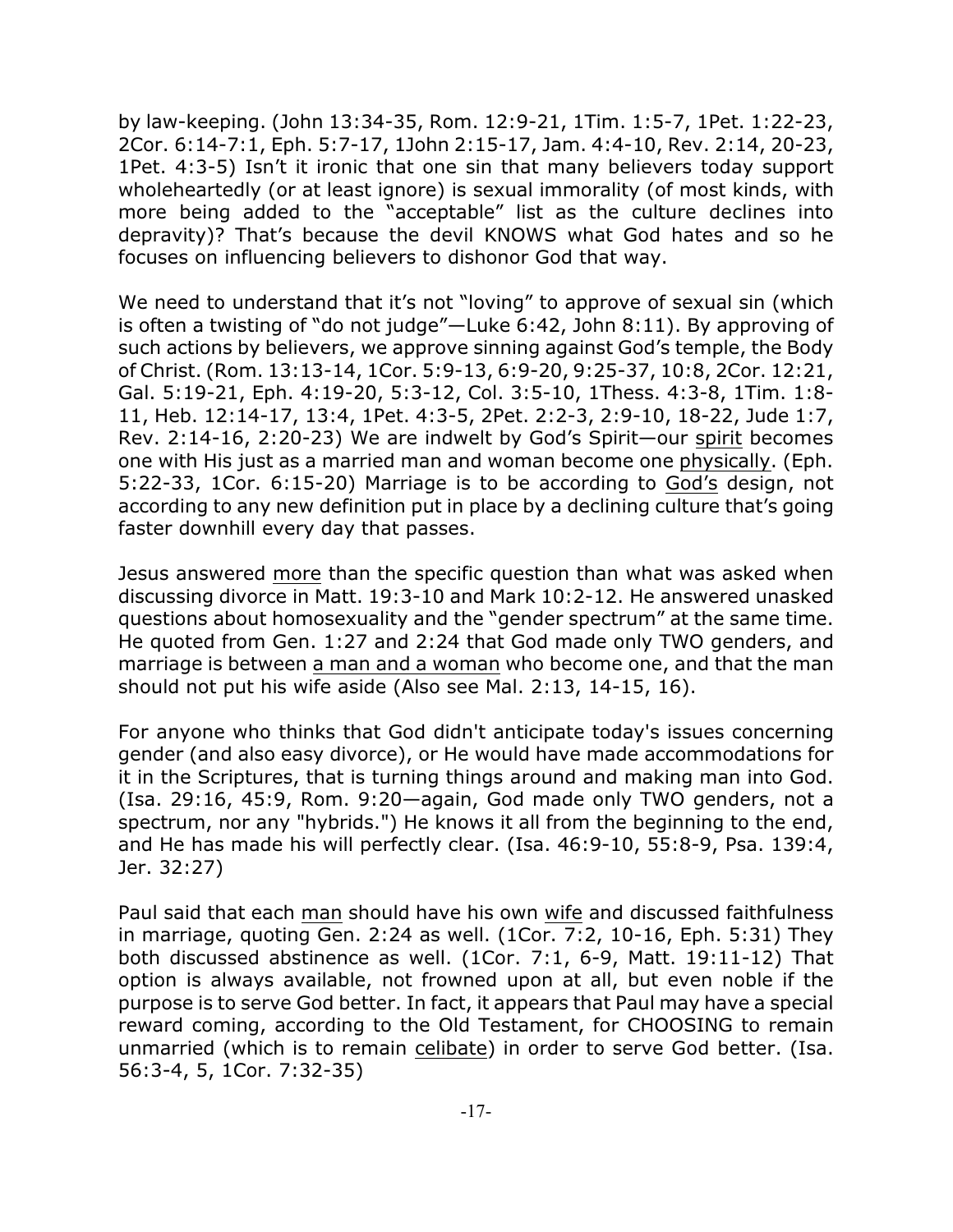by law-keeping. (John 13:34-35, Rom. 12:9-21, 1Tim. 1:5-7, 1Pet. 1:22-23, 2Cor. 6:14-7:1, Eph. 5:7-17, 1John 2:15-17, Jam. 4:4-10, Rev. 2:14, 20-23, 1Pet. 4:3-5) Isn't it ironic that one sin that many believers today support wholeheartedly (or at least ignore) is sexual immorality (of most kinds, with more being added to the "acceptable" list as the culture declines into depravity)? That's because the devil KNOWS what God hates and so he focuses on influencing believers to dishonor God that way.

We need to understand that it's not "loving" to approve of sexual sin (which is often a twisting of "do not judge"—Luke 6:42, John 8:11). By approving of such actions by believers, we approve sinning against God's temple, the Body of Christ. (Rom. 13:13-14, 1Cor. 5:9-13, 6:9-20, 9:25-37, 10:8, 2Cor. 12:21, Gal. 5:19-21, Eph. 4:19-20, 5:3-12, Col. 3:5-10, 1Thess. 4:3-8, 1Tim. 1:8-11, Heb. 12:14-17, 13:4, 1Pet. 4:3-5, 2Pet. 2:2-3, 2:9-10, 18-22, Jude 1:7, Rev. 2:14-16, 2:20-23) We are indwelt by God's Spirit—our <u>spirit</u> becomes one with His just as a married man and woman become one <u>physically</u>. (Eph. 5:22-33, 1Cor. 6:15-20) Marriage is to be according to <u>God's</u> design, not according to any new definition put in place by a declining culture that's going faster downhill every day that passes.

Jesus answered <u>more</u> than the specific question than what was asked when discussing divorce in Matt. 19:3-10 and Mark 10:2-12. He answered unasked questions about homosexuality and the "gender spectrum" at the same time. He quoted from Gen. 1:27 and 2:24 that God made only TWO genders, and marriage is between <u>a man and a woman</u> who become one, and that the man should not put his wife aside (Also see Mal. 2:13, 14-15, 16).

For anyone who thinks that God didn't anticipate today's issues concerning gender (and also easy divorce), or He would have made accommodations for it in the Scriptures, that is turning things around and making man into God. (Isa. 29:16, 45:9, Rom. 9:20—again, God made only TWO genders, not a spectrum, nor any "hybrids.") He knows it all from the beginning to the end, and He has made his will perfectly clear. (Isa. 46:9-10, 55:8-9, Psa. 139:4, Jer. 32:27)

Paul said that each <u>man</u> should have his own <u>wife</u> and discussed faithfulness in marriage, quoting Gen. 2:24 as well. (1Cor. 7:2, 10-16, Eph. 5:31) They both discussed abstinence as well. (1Cor. 7:1, 6-9, Matt. 19:11-12) That option is always available, not frowned upon at all, but even noble if the purpose is to serve God better. In fact, it appears that Paul may have a special reward coming, according to the Old Testament, for CHOOSING to remain unmarried (which is to remain <u>celibate</u>) in order to serve God better. (Isa. 56:3-4, 5, 1Cor. 7:32-35)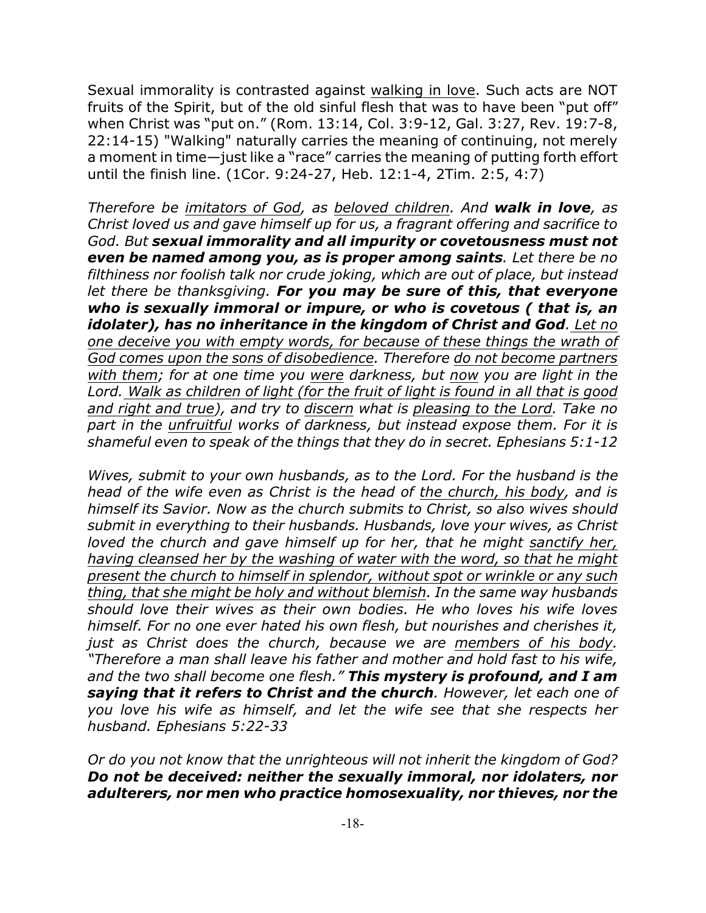Sexual immorality is contrasted against walking in love. Such acts are NOT fruits of the Spirit, but of the old sinful flesh that was to have been "put off" when Christ was "put on." (Rom. 13:14, Col. 3:9-12, Gal. 3:27, Rev. 19:7-8, 22:14-15) "Walking" naturally carries the meaning of continuing, not merely a moment in time—just like a "race" carries the meaning of putting forth effort until the finish line. (1Cor. 9:24-27, Heb. 12:1-4, 2Tim. 2:5, 4:7)

*Therefore be imitators of God, as beloved children. And **walk in love**, as Christ loved us and gave himself up for us, a fragrant offering and sacrifice to God. But **sexual immorality and all impurity or covetousness must not even be named among you, as is proper among saints**. Let there be no filthiness nor foolish talk nor crude joking, which are out of place, but instead let there be thanksgiving. **For you may be sure of this, that everyone who is sexually immoral or impure, or who is covetous ( that is, an idolater), has no inheritance in the kingdom of Christ and God**. Let no one deceive you with empty words, for because of these things the wrath of God comes upon the sons of disobedience. Therefore do not become partners with them; for at one time you were darkness, but now you are light in the Lord. Walk as children of light (for the fruit of light is found in all that is good and right and true), and try to discern what is pleasing to the Lord. Take no part in the unfruitful works of darkness, but instead expose them. For it is shameful even to speak of the things that they do in secret. Ephesians 5:1-12*

*Wives, submit to your own husbands, as to the Lord. For the husband is the head of the wife even as Christ is the head of the church, his body, and is himself its Savior. Now as the church submits to Christ, so also wives should submit in everything to their husbands. Husbands, love your wives, as Christ loved the church and gave himself up for her, that he might sanctify her, having cleansed her by the washing of water with the word, so that he might present the church to himself in splendor, without spot or wrinkle or any such thing, that she might be holy and without blemish. In the same way husbands should love their wives as their own bodies. He who loves his wife loves himself. For no one ever hated his own flesh, but nourishes and cherishes it, just as Christ does the church, because we are members of his body. "Therefore a man shall leave his father and mother and hold fast to his wife, and the two shall become one flesh." **This mystery is profound, and I am saying that it refers to Christ and the church**. However, let each one of you love his wife as himself, and let the wife see that she respects her husband. Ephesians 5:22-33*

*Or do you not know that the unrighteous will not inherit the kingdom of God? **Do not be deceived: neither the sexually immoral, nor idolaters, nor adulterers, nor men who practice homosexuality, nor thieves, nor the***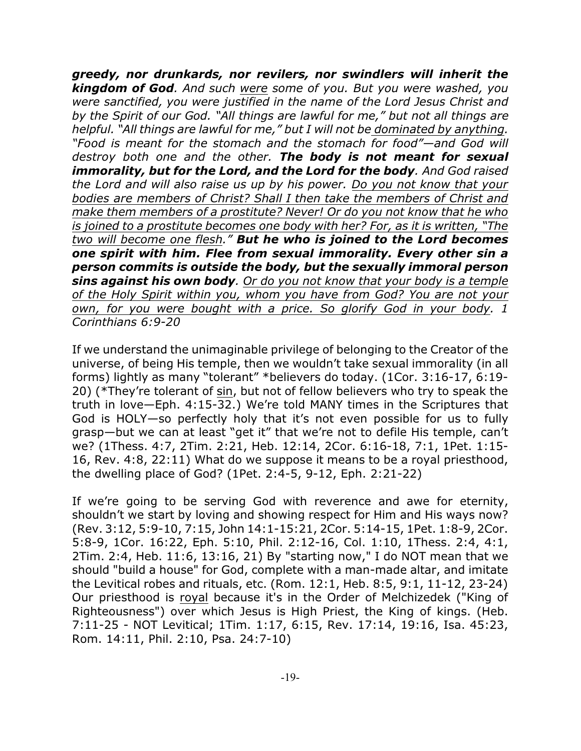***greedy, nor drunkards, nor revilers, nor swindlers will inherit the kingdom of God****. And such* <u>*were*</u> *some of you. But you were washed, you were sanctified, you were justified in the name of the Lord Jesus Christ and by the Spirit of our God. "All things are lawful for me," but not all things are helpful. "All things are lawful for me," but I will not be* <u>*dominated by anything.*</u> *"Food is meant for the stomach and the stomach for food"—and God will destroy both one and the other.* ***The body is not meant for sexual immorality, but for the Lord, and the Lord for the body****. And God raised the Lord and will also raise us up by his power.* <u>*Do you not know that your bodies are members of Christ? Shall I then take the members of Christ and make them members of a prostitute? Never! Or do you not know that he who is joined to a prostitute becomes one body with her? For, as it is written, "The two will become one flesh."*</u> ***But he who is joined to the Lord becomes one spirit with him. Flee from sexual immorality. Every other sin a person commits is outside the body, but the sexually immoral person sins against his own body****.* <u>*Or do you not know that your body is a temple of the Holy Spirit within you, whom you have from God? You are not your own, for you were bought with a price. So glorify God in your body*</u>*. 1 Corinthians 6:9-20*

If we understand the unimaginable privilege of belonging to the Creator of the universe, of being His temple, then we wouldn't take sexual immorality (in all forms) lightly as many "tolerant" *believers do today. (1Cor. 3:16-17, 6:19-20) (*They're tolerant of <u>sin</u>, but not of fellow believers who try to speak the truth in love—Eph. 4:15-32.) We're told MANY times in the Scriptures that God is HOLY—so perfectly holy that it's not even possible for us to fully grasp—but we can at least "get it" that we're not to defile His temple, can't we? (1Thess. 4:7, 2Tim. 2:21, Heb. 12:14, 2Cor. 6:16-18, 7:1, 1Pet. 1:15-16, Rev. 4:8, 22:11) What do we suppose it means to be a royal priesthood, the dwelling place of God? (1Pet. 2:4-5, 9-12, Eph. 2:21-22)

If we're going to be serving God with reverence and awe for eternity, shouldn't we start by loving and showing respect for Him and His ways now? (Rev. 3:12, 5:9-10, 7:15, John 14:1-15:21, 2Cor. 5:14-15, 1Pet. 1:8-9, 2Cor. 5:8-9, 1Cor. 16:22, Eph. 5:10, Phil. 2:12-16, Col. 1:10, 1Thess. 2:4, 4:1, 2Tim. 2:4, Heb. 11:6, 13:16, 21) By "starting now," I do NOT mean that we should "build a house" for God, complete with a man-made altar, and imitate the Levitical robes and rituals, etc. (Rom. 12:1, Heb. 8:5, 9:1, 11-12, 23-24) Our priesthood is <u>royal</u> because it's in the Order of Melchizedek ("King of Righteousness") over which Jesus is High Priest, the King of kings. (Heb. 7:11-25 - NOT Levitical; 1Tim. 1:17, 6:15, Rev. 17:14, 19:16, Isa. 45:23, Rom. 14:11, Phil. 2:10, Psa. 24:7-10)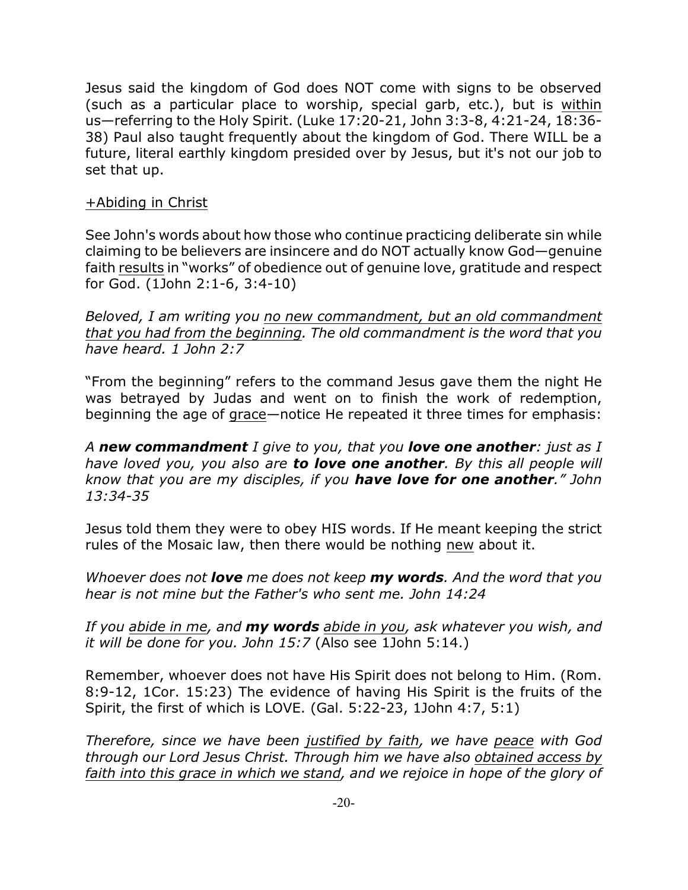Jesus said the kingdom of God does NOT come with signs to be observed (such as a particular place to worship, special garb, etc.), but is <u>within</u> us—referring to the Holy Spirit. (Luke 17:20-21, John 3:3-8, 4:21-24, 18:36-38) Paul also taught frequently about the kingdom of God. There WILL be a future, literal earthly kingdom presided over by Jesus, but it's not our job to set that up.

<u>+Abiding in Christ</u>

See John's words about how those who continue practicing deliberate sin while claiming to be believers are insincere and do NOT actually know God—genuine faith <u>results</u> in "works" of obedience out of genuine love, gratitude and respect for God. (1John 2:1-6, 3:4-10)

*Beloved, I am writing you <u>no new commandment, but an old commandment that you had from the beginning</u>. The old commandment is the word that you have heard. 1 John 2:7*

"From the beginning" refers to the command Jesus gave them the night He was betrayed by Judas and went on to finish the work of redemption, beginning the age of <u>grace</u>—notice He repeated it three times for emphasis:

*A **new commandment** I give to you, that you **love one another**: just as I have loved you, you also are **to love one another**. By this all people will know that you are my disciples, if you **have love for one another**." John 13:34-35*

Jesus told them they were to obey HIS words. If He meant keeping the strict rules of the Mosaic law, then there would be nothing <u>new</u> about it.

*Whoever does not **love** me does not keep **my words**. And the word that you hear is not mine but the Father's who sent me. John 14:24*

*If you <u>abide in me</u>, and **my words** <u>abide in you</u>, ask whatever you wish, and it will be done for you. John 15:7* (Also see 1John 5:14.)

Remember, whoever does not have His Spirit does not belong to Him. (Rom. 8:9-12, 1Cor. 15:23) The evidence of having His Spirit is the fruits of the Spirit, the first of which is LOVE. (Gal. 5:22-23, 1John 4:7, 5:1)

*Therefore, since we have been <u>justified by faith</u>, we have <u>peace</u> with God through our Lord Jesus Christ. Through him we have also <u>obtained access by faith into this grace in which we stand</u>, and we rejoice in hope of the glory of*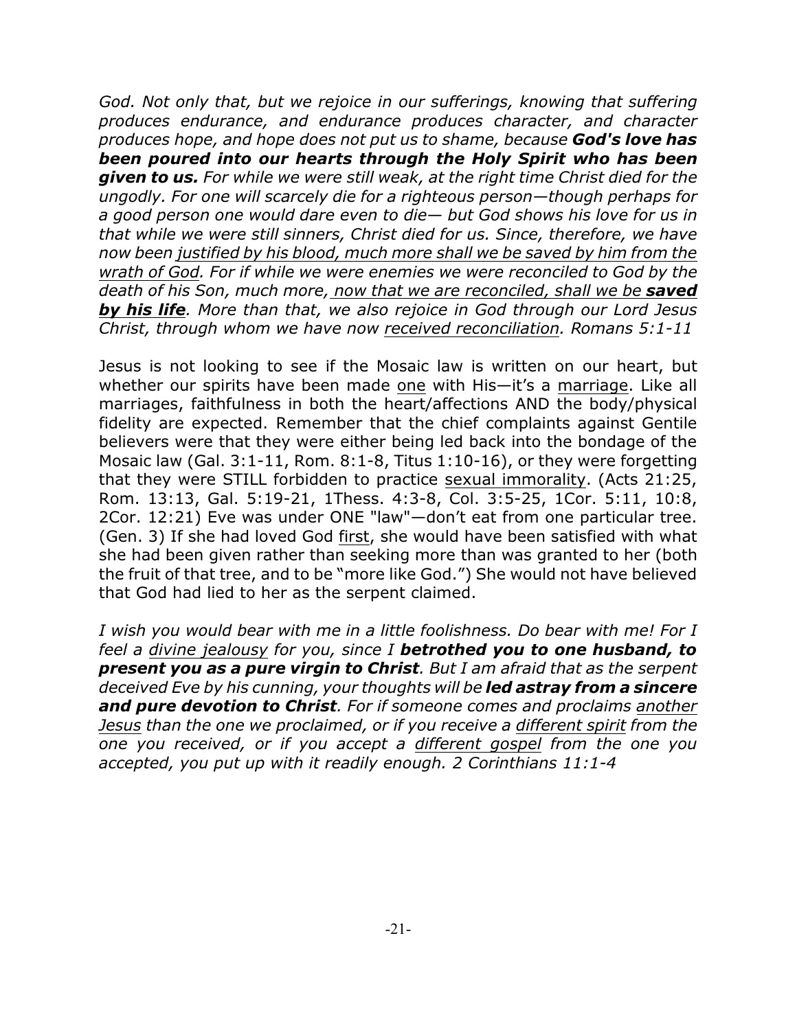*God. Not only that, but we rejoice in our sufferings, knowing that suffering produces endurance, and endurance produces character, and character produces hope, and hope does not put us to shame, because **God's love has been poured into our hearts through the Holy Spirit who has been given to us.** For while we were still weak, at the right time Christ died for the ungodly. For one will scarcely die for a righteous person—though perhaps for a good person one would dare even to die— but God shows his love for us in that while we were still sinners, Christ died for us. Since, therefore, we have now been <u>justified by his blood, much more shall we be saved by him from the wrath of God</u>. For if while we were enemies we were reconciled to God by the death of his Son, much more, <u>now that we are reconciled, shall we be **saved by his life**</u>. More than that, we also rejoice in God through our Lord Jesus Christ, through whom we have now <u>received reconciliation</u>. Romans 5:1-11*

Jesus is not looking to see if the Mosaic law is written on our heart, but whether our spirits have been made <u>one</u> with His—it's a <u>marriage</u>. Like all marriages, faithfulness in both the heart/affections AND the body/physical fidelity are expected. Remember that the chief complaints against Gentile believers were that they were either being led back into the bondage of the Mosaic law (Gal. 3:1-11, Rom. 8:1-8, Titus 1:10-16), or they were forgetting that they were STILL forbidden to practice <u>sexual immorality</u>. (Acts 21:25, Rom. 13:13, Gal. 5:19-21, 1Thess. 4:3-8, Col. 3:5-25, 1Cor. 5:11, 10:8, 2Cor. 12:21) Eve was under ONE "law"—don't eat from one particular tree. (Gen. 3) If she had loved God <u>first</u>, she would have been satisfied with what she had been given rather than seeking more than was granted to her (both the fruit of that tree, and to be "more like God.") She would not have believed that God had lied to her as the serpent claimed.

*I wish you would bear with me in a little foolishness. Do bear with me! For I feel a <u>divine jealousy</u> for you, since I **betrothed you to one husband, to present you as a pure virgin to Christ**. But I am afraid that as the serpent deceived Eve by his cunning, your thoughts will be **led astray from a sincere and pure devotion to Christ**. For if someone comes and proclaims <u>another Jesus</u> than the one we proclaimed, or if you receive a <u>different spirit</u> from the one you received, or if you accept a <u>different gospel</u> from the one you accepted, you put up with it readily enough. 2 Corinthians 11:1-4*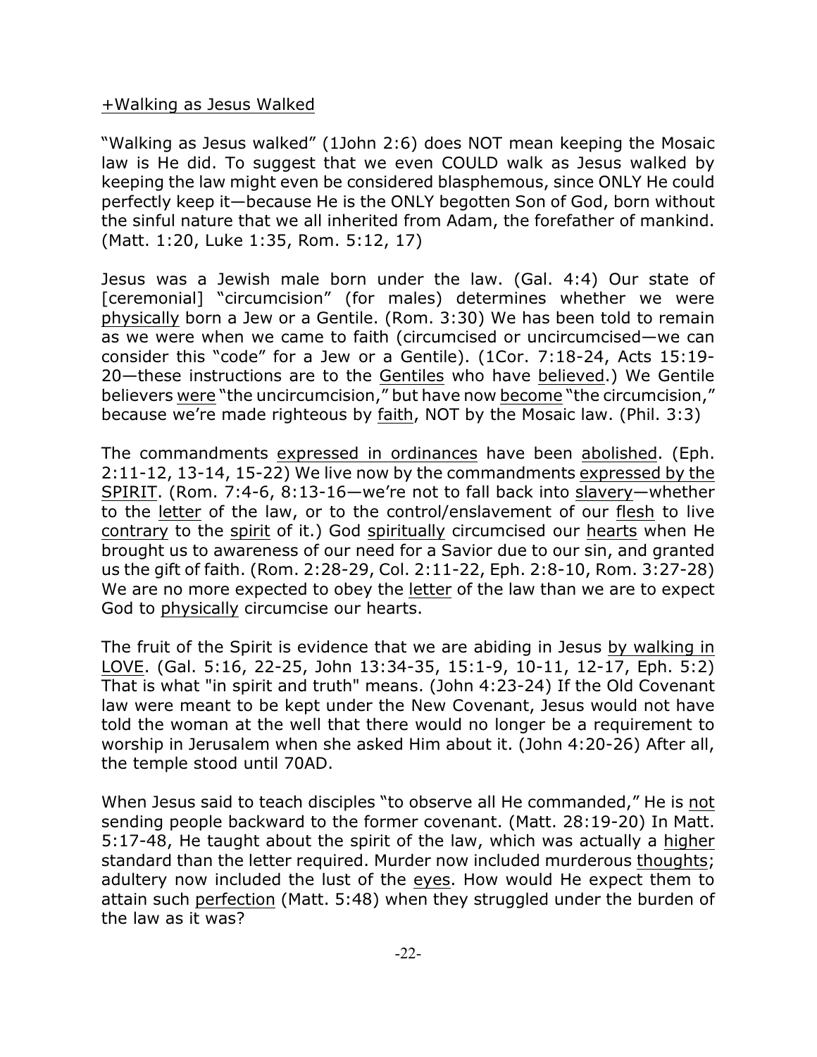+Walking as Jesus Walked

"Walking as Jesus walked" (1John 2:6) does NOT mean keeping the Mosaic law is He did. To suggest that we even COULD walk as Jesus walked by keeping the law might even be considered blasphemous, since ONLY He could perfectly keep it—because He is the ONLY begotten Son of God, born without the sinful nature that we all inherited from Adam, the forefather of mankind. (Matt. 1:20, Luke 1:35, Rom. 5:12, 17)

Jesus was a Jewish male born under the law. (Gal. 4:4) Our state of [ceremonial] "circumcision" (for males) determines whether we were physically born a Jew or a Gentile. (Rom. 3:30) We has been told to remain as we were when we came to faith (circumcised or uncircumcised—we can consider this "code" for a Jew or a Gentile). (1Cor. 7:18-24, Acts 15:19-20—these instructions are to the Gentiles who have believed.) We Gentile believers were "the uncircumcision," but have now become "the circumcision," because we're made righteous by faith, NOT by the Mosaic law. (Phil. 3:3)

The commandments expressed in ordinances have been abolished. (Eph. 2:11-12, 13-14, 15-22) We live now by the commandments expressed by the SPIRIT. (Rom. 7:4-6, 8:13-16—we're not to fall back into slavery—whether to the letter of the law, or to the control/enslavement of our flesh to live contrary to the spirit of it.) God spiritually circumcised our hearts when He brought us to awareness of our need for a Savior due to our sin, and granted us the gift of faith. (Rom. 2:28-29, Col. 2:11-22, Eph. 2:8-10, Rom. 3:27-28) We are no more expected to obey the letter of the law than we are to expect God to physically circumcise our hearts.

The fruit of the Spirit is evidence that we are abiding in Jesus by walking in LOVE. (Gal. 5:16, 22-25, John 13:34-35, 15:1-9, 10-11, 12-17, Eph. 5:2) That is what "in spirit and truth" means. (John 4:23-24) If the Old Covenant law were meant to be kept under the New Covenant, Jesus would not have told the woman at the well that there would no longer be a requirement to worship in Jerusalem when she asked Him about it. (John 4:20-26) After all, the temple stood until 70AD.

When Jesus said to teach disciples "to observe all He commanded," He is not sending people backward to the former covenant. (Matt. 28:19-20) In Matt. 5:17-48, He taught about the spirit of the law, which was actually a higher standard than the letter required. Murder now included murderous thoughts; adultery now included the lust of the eyes. How would He expect them to attain such perfection (Matt. 5:48) when they struggled under the burden of the law as it was?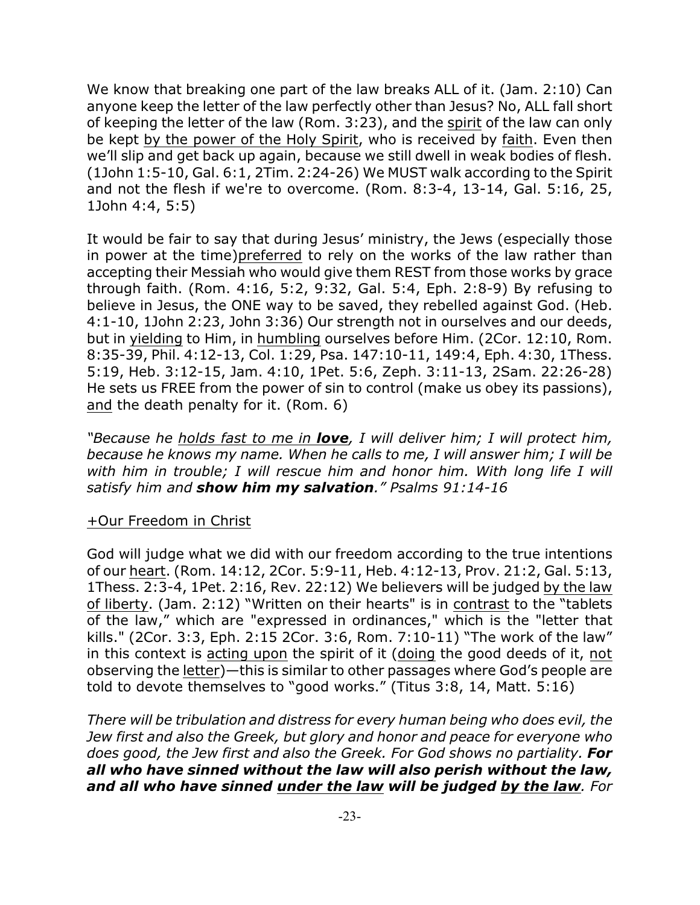We know that breaking one part of the law breaks ALL of it. (Jam. 2:10) Can anyone keep the letter of the law perfectly other than Jesus? No, ALL fall short of keeping the letter of the law (Rom. 3:23), and the <u>spirit</u> of the law can only be kept <u>by the power of the Holy Spirit</u>, who is received by <u>faith</u>. Even then we'll slip and get back up again, because we still dwell in weak bodies of flesh. (1John 1:5-10, Gal. 6:1, 2Tim. 2:24-26) We MUST walk according to the Spirit and not the flesh if we're to overcome. (Rom. 8:3-4, 13-14, Gal. 5:16, 25, 1John 4:4, 5:5)

It would be fair to say that during Jesus' ministry, the Jews (especially those in power at the time)<u>preferred</u> to rely on the works of the law rather than accepting their Messiah who would give them REST from those works by grace through faith. (Rom. 4:16, 5:2, 9:32, Gal. 5:4, Eph. 2:8-9) By refusing to believe in Jesus, the ONE way to be saved, they rebelled against God. (Heb. 4:1-10, 1John 2:23, John 3:36) Our strength not in ourselves and our deeds, but in <u>yielding</u> to Him, in <u>humbling</u> ourselves before Him. (2Cor. 12:10, Rom. 8:35-39, Phil. 4:12-13, Col. 1:29, Psa. 147:10-11, 149:4, Eph. 4:30, 1Thess. 5:19, Heb. 3:12-15, Jam. 4:10, 1Pet. 5:6, Zeph. 3:11-13, 2Sam. 22:26-28) He sets us FREE from the power of sin to control (make us obey its passions), <u>and</u> the death penalty for it. (Rom. 6)

*"Because he <u>holds fast to me in **love**</u>, I will deliver him; I will protect him, because he knows my name. When he calls to me, I will answer him; I will be with him in trouble; I will rescue him and honor him. With long life I will satisfy him and **show him my salvation**." Psalms 91:14-16*

<u>+Our Freedom in Christ</u>

God will judge what we did with our freedom according to the true intentions of our <u>heart</u>. (Rom. 14:12, 2Cor. 5:9-11, Heb. 4:12-13, Prov. 21:2, Gal. 5:13, 1Thess. 2:3-4, 1Pet. 2:16, Rev. 22:12) We believers will be judged <u>by the law of liberty</u>. (Jam. 2:12) "Written on their hearts" is in <u>contrast</u> to the "tablets of the law," which are "expressed in ordinances," which is the "letter that kills." (2Cor. 3:3, Eph. 2:15 2Cor. 3:6, Rom. 7:10-11) "The work of the law" in this context is <u>acting upon</u> the spirit of it (<u>doing</u> the good deeds of it, <u>not</u> observing the <u>letter</u>)—this is similar to other passages where God's people are told to devote themselves to "good works." (Titus 3:8, 14, Matt. 5:16)

*There will be tribulation and distress for every human being who does evil, the Jew first and also the Greek, but glory and honor and peace for everyone who does good, the Jew first and also the Greek. For God shows no partiality. **For all who have sinned without the law will also perish without the law, and all who have sinned <u>under the law</u> will be judged <u>by the law</u>**. For*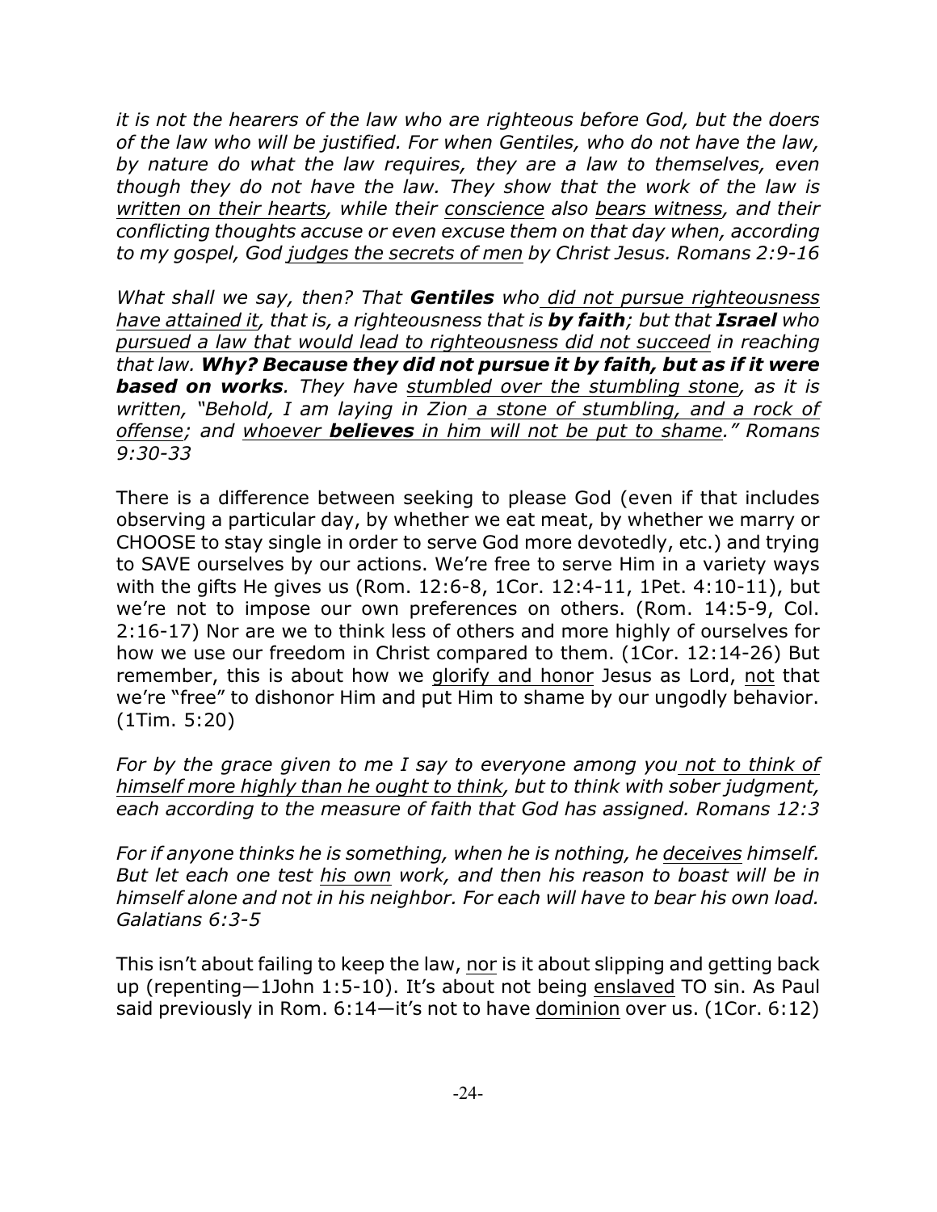*it is not the hearers of the law who are righteous before God, but the doers of the law who will be justified. For when Gentiles, who do not have the law, by nature do what the law requires, they are a law to themselves, even though they do not have the law. They show that the work of the law is <u>written on their hearts</u>, while their <u>conscience</u> also <u>bears witness</u>, and their conflicting thoughts accuse or even excuse them on that day when, according to my gospel, God <u>judges the secrets of men</u> by Christ Jesus. Romans 2:9-16*

*What shall we say, then? That **Gentiles** who <u>did not pursue righteousness have attained it</u>, that is, a righteousness that is **by faith**; but that **Israel** who <u>pursued a law that would lead to righteousness did not succeed</u> in reaching that law. **Why? Because they did not pursue it by faith, but as if it were based on works**. They have <u>stumbled over the stumbling stone</u>, as it is written, "Behold, I am laying in Zion <u>a stone of stumbling, and a rock of offense</u>; and <u>whoever **believes** in him will not be put to shame</u>." Romans 9:30-33*

There is a difference between seeking to please God (even if that includes observing a particular day, by whether we eat meat, by whether we marry or CHOOSE to stay single in order to serve God more devotedly, etc.) and trying to SAVE ourselves by our actions. We're free to serve Him in a variety ways with the gifts He gives us (Rom. 12:6-8, 1Cor. 12:4-11, 1Pet. 4:10-11), but we're not to impose our own preferences on others. (Rom. 14:5-9, Col. 2:16-17) Nor are we to think less of others and more highly of ourselves for how we use our freedom in Christ compared to them. (1Cor. 12:14-26) But remember, this is about how we <u>glorify and honor</u> Jesus as Lord, <u>not</u> that we're "free" to dishonor Him and put Him to shame by our ungodly behavior. (1Tim. 5:20)

*For by the grace given to me I say to everyone among you <u>not to think of himself more highly than he ought to think</u>, but to think with sober judgment, each according to the measure of faith that God has assigned. Romans 12:3*

*For if anyone thinks he is something, when he is nothing, he <u>deceives</u> himself. But let each one test <u>his own</u> work, and then his reason to boast will be in himself alone and not in his neighbor. For each will have to bear his own load. Galatians 6:3-5*

This isn't about failing to keep the law, <u>nor</u> is it about slipping and getting back up (repenting—1John 1:5-10). It's about not being <u>enslaved</u> TO sin. As Paul said previously in Rom. 6:14—it's not to have <u>dominion</u> over us. (1Cor. 6:12)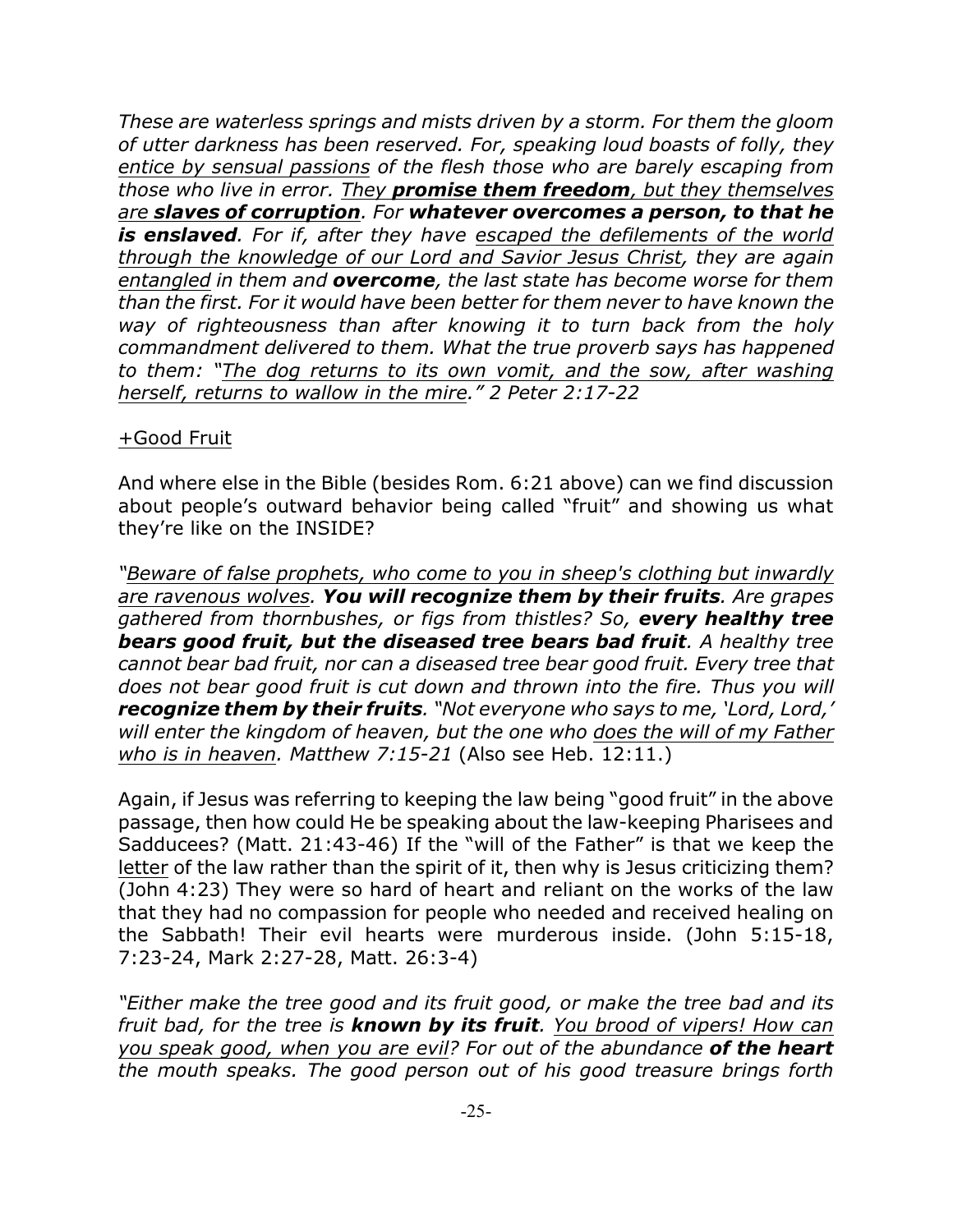*These are waterless springs and mists driven by a storm. For them the gloom of utter darkness has been reserved. For, speaking loud boasts of folly, they <u>entice by sensual passions</u> of the flesh those who are barely escaping from those who live in error. <u>They **promise them freedom**, but they themselves are **slaves of corruption**</u>. For **whatever overcomes a person, to that he is enslaved**. For if, after they have <u>escaped the defilements of the world through the knowledge of our Lord and Savior Jesus Christ</u>, they are again <u>entangled</u> in them and **overcome**, the last state has become worse for them than the first. For it would have been better for them never to have known the way of righteousness than after knowing it to turn back from the holy commandment delivered to them. What the true proverb says has happened to them: "<u>The dog returns to its own vomit, and the sow, after washing herself, returns to wallow in the mire</u>." 2 Peter 2:17-22*

<u>+Good Fruit</u>

And where else in the Bible (besides Rom. 6:21 above) can we find discussion about people's outward behavior being called "fruit" and showing us what they're like on the INSIDE?

*"<u>Beware of false prophets, who come to you in sheep's clothing but inwardly are ravenous wolves</u>. **You will recognize them by their fruits**. Are grapes gathered from thornbushes, or figs from thistles? So, **every healthy tree bears good fruit, but the diseased tree bears bad fruit**. A healthy tree cannot bear bad fruit, nor can a diseased tree bear good fruit. Every tree that does not bear good fruit is cut down and thrown into the fire. Thus you will **recognize them by their fruits**. "Not everyone who says to me, 'Lord, Lord,' will enter the kingdom of heaven, but the one who <u>does the will of my Father who is in heaven</u>. Matthew 7:15-21* (Also see Heb. 12:11.)

Again, if Jesus was referring to keeping the law being "good fruit" in the above passage, then how could He be speaking about the law-keeping Pharisees and Sadducees? (Matt. 21:43-46) If the "will of the Father" is that we keep the <u>letter</u> of the law rather than the spirit of it, then why is Jesus criticizing them? (John 4:23) They were so hard of heart and reliant on the works of the law that they had no compassion for people who needed and received healing on the Sabbath! Their evil hearts were murderous inside. (John 5:15-18, 7:23-24, Mark 2:27-28, Matt. 26:3-4)

*"Either make the tree good and its fruit good, or make the tree bad and its fruit bad, for the tree is **known by its fruit**. <u>You brood of vipers! How can you speak good, when you are evil?</u> For out of the abundance **of the heart** the mouth speaks. The good person out of his good treasure brings forth*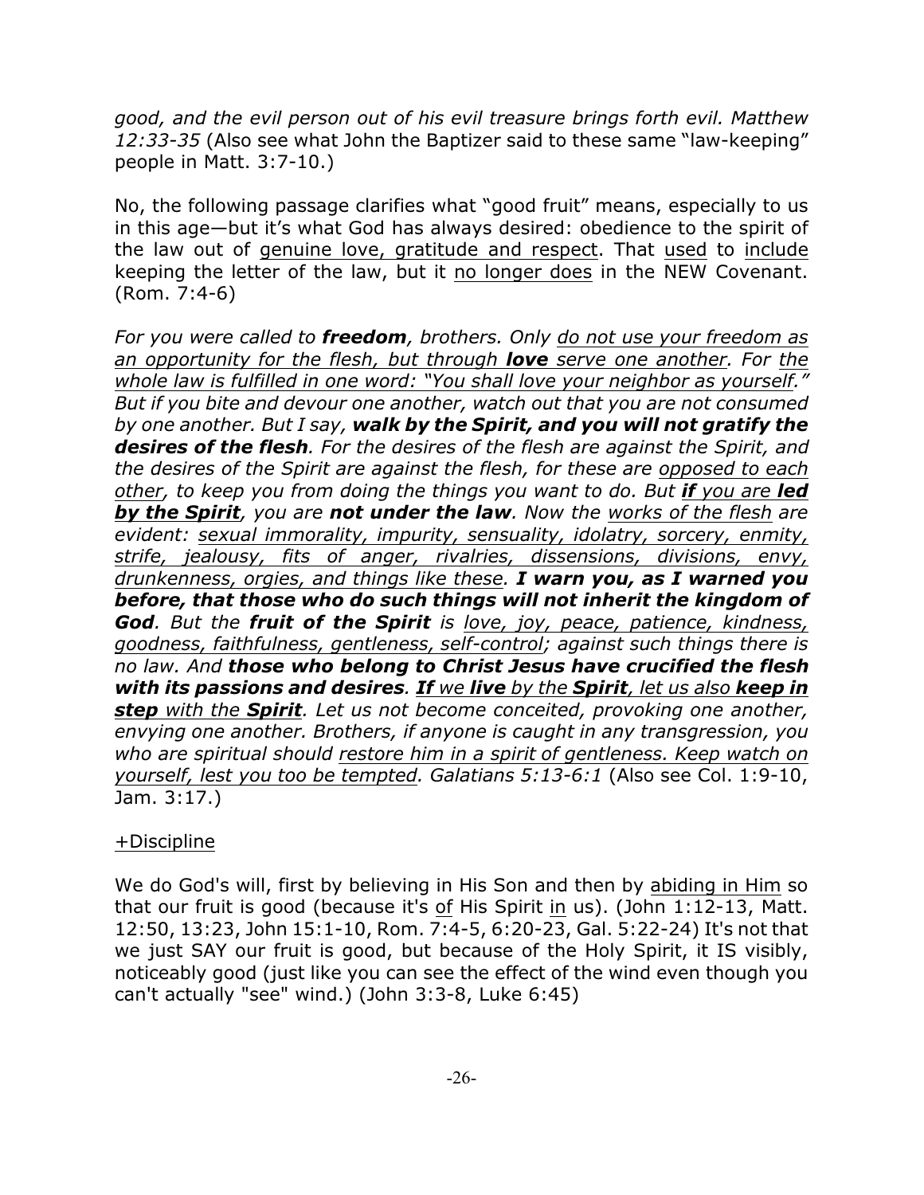*good, and the evil person out of his evil treasure brings forth evil. Matthew 12:33-35* (Also see what John the Baptizer said to these same "law-keeping" people in Matt. 3:7-10.)

No, the following passage clarifies what "good fruit" means, especially to us in this age—but it's what God has always desired: obedience to the spirit of the law out of <u>genuine love, gratitude and respect</u>. That <u>used</u> to <u>include</u> keeping the letter of the law, but it <u>no longer does</u> in the NEW Covenant. (Rom. 7:4-6)

*For you were called to **freedom**, brothers. Only <u>do not use your freedom as an opportunity for the flesh, but through **love** serve one another</u>. For <u>the whole law is fulfilled in one word: "You shall love your neighbor as yourself."</u> But if you bite and devour one another, watch out that you are not consumed by one another. But I say, **walk by the Spirit, and you will not gratify the desires of the flesh**. For the desires of the flesh are against the Spirit, and the desires of the Spirit are against the flesh, for these are <u>opposed to each other</u>, to keep you from doing the things you want to do. But <u>**if** you are **led by the Spirit**</u>, you are **not under the law**. Now the <u>works of the flesh</u> are evident: <u>sexual immorality, impurity, sensuality, idolatry, sorcery, enmity, strife, jealousy, fits of anger, rivalries, dissensions, divisions, envy, drunkenness, orgies, and things like these</u>. **I warn you, as I warned you before, that those who do such things will not inherit the kingdom of God**. But the **fruit of the Spirit** is <u>love, joy, peace, patience, kindness, goodness, faithfulness, gentleness, self-control</u>; against such things there is no law. And **those who belong to Christ Jesus have crucified the flesh with its passions and desires**. <u>**If**</u> we **live** by the **<u>Spirit</u>**, let us also <u>**keep in step**</u> with the **<u>Spirit</u>**. Let us not become conceited, provoking one another, envying one another. Brothers, if anyone is caught in any transgression, you who are spiritual should <u>restore him in a spirit of gentleness. Keep watch on yourself, lest you too be tempted</u>. Galatians 5:13-6:1* (Also see Col. 1:9-10, Jam. 3:17.)

<u>+Discipline</u>

We do God's will, first by believing in His Son and then by <u>abiding in Him</u> so that our fruit is good (because it's <u>of</u> His Spirit <u>in</u> us). (John 1:12-13, Matt. 12:50, 13:23, John 15:1-10, Rom. 7:4-5, 6:20-23, Gal. 5:22-24) It's not that we just SAY our fruit is good, but because of the Holy Spirit, it IS visibly, noticeably good (just like you can see the effect of the wind even though you can't actually "see" wind.) (John 3:3-8, Luke 6:45)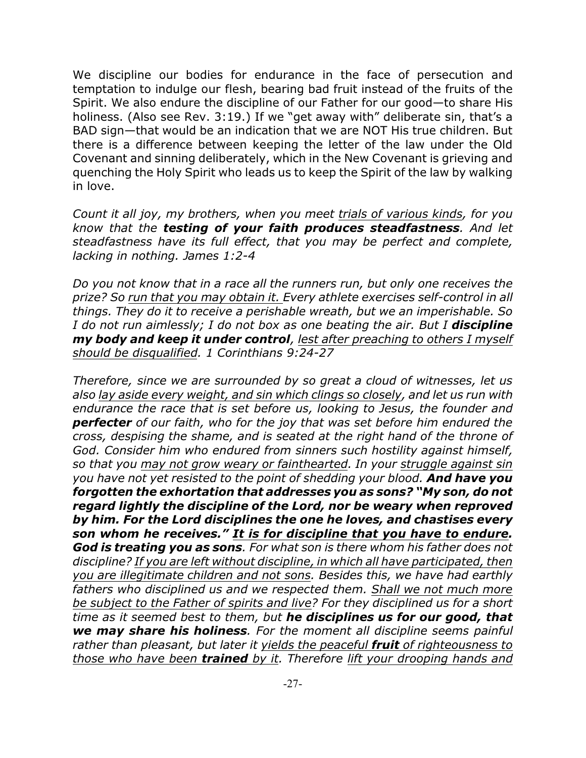We discipline our bodies for endurance in the face of persecution and temptation to indulge our flesh, bearing bad fruit instead of the fruits of the Spirit. We also endure the discipline of our Father for our good—to share His holiness. (Also see Rev. 3:19.) If we "get away with" deliberate sin, that's a BAD sign—that would be an indication that we are NOT His true children. But there is a difference between keeping the letter of the law under the Old Covenant and sinning deliberately, which in the New Covenant is grieving and quenching the Holy Spirit who leads us to keep the Spirit of the law by walking in love.

*Count it all joy, my brothers, when you meet <u>trials of various kinds</u>, for you know that the **testing of your faith produces steadfastness**. And let steadfastness have its full effect, that you may be perfect and complete, lacking in nothing. James 1:2-4*

*Do you not know that in a race all the runners run, but only one receives the prize? So <u>run that you may obtain it.</u> Every athlete exercises self-control in all things. They do it to receive a perishable wreath, but we an imperishable. So I do not run aimlessly; I do not box as one beating the air. But I **discipline my body and keep it under control**, <u>lest after preaching to others I myself should be disqualified</u>. 1 Corinthians 9:24-27*

*Therefore, since we are surrounded by so great a cloud of witnesses, let us also <u>lay aside every weight, and sin which clings so closely</u>, and let us run with endurance the race that is set before us, looking to Jesus, the founder and **perfecter** of our faith, who for the joy that was set before him endured the cross, despising the shame, and is seated at the right hand of the throne of God. Consider him who endured from sinners such hostility against himself, so that you <u>may not grow weary or fainthearted</u>. In your <u>struggle against sin</u> you have not yet resisted to the point of shedding your blood. **And have you forgotten the exhortation that addresses you as sons? "My son, do not regard lightly the discipline of the Lord, nor be weary when reproved by him. For the Lord disciplines the one he loves, and chastises every son whom he receives." <u>It is for discipline that you have to endure.</u> God is treating you as sons**. For what son is there whom his father does not discipline? <u>If you are left without discipline, in which all have participated, then you are illegitimate children and not sons</u>. Besides this, we have had earthly fathers who disciplined us and we respected them. <u>Shall we not much more be subject to the Father of spirits and live</u>? For they disciplined us for a short time as it seemed best to them, but **he disciplines us for our good, that we may share his holiness**. For the moment all discipline seems painful rather than pleasant, but later it <u>yields the peaceful **fruit** of righteousness to those who have been **trained** by it</u>. Therefore <u>lift your drooping hands and</u>*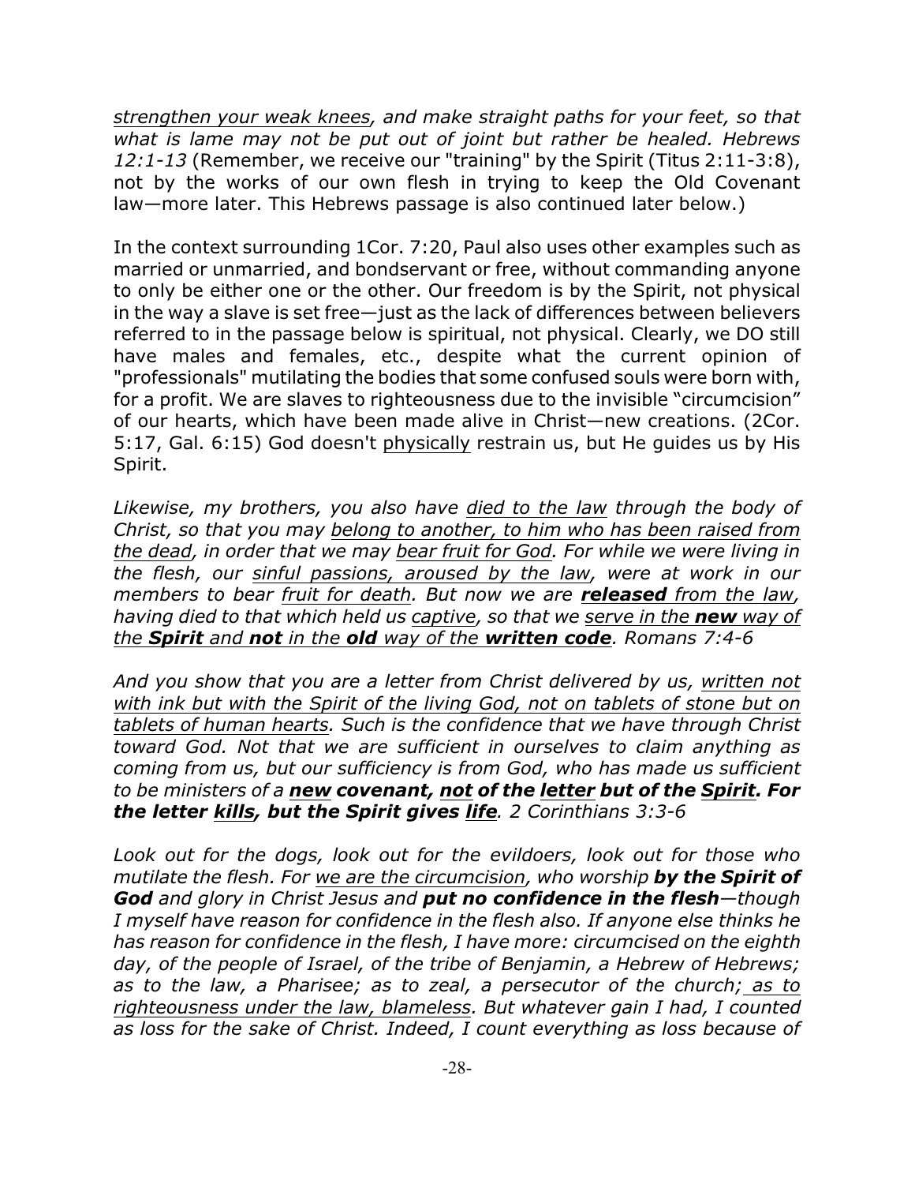*<u>strengthen your weak knees</u>, and make straight paths for your feet, so that what is lame may not be put out of joint but rather be healed. Hebrews 12:1-13* (Remember, we receive our "training" by the Spirit (Titus 2:11-3:8), not by the works of our own flesh in trying to keep the Old Covenant law—more later. This Hebrews passage is also continued later below.)

In the context surrounding 1Cor. 7:20, Paul also uses other examples such as married or unmarried, and bondservant or free, without commanding anyone to only be either one or the other. Our freedom is by the Spirit, not physical in the way a slave is set free—just as the lack of differences between believers referred to in the passage below is spiritual, not physical. Clearly, we DO still have males and females, etc., despite what the current opinion of "professionals" mutilating the bodies that some confused souls were born with, for a profit. We are slaves to righteousness due to the invisible "circumcision" of our hearts, which have been made alive in Christ—new creations. (2Cor. 5:17, Gal. 6:15) God doesn't <u>physically</u> restrain us, but He guides us by His Spirit.

*Likewise, my brothers, you also have <u>died to the law</u> through the body of Christ, so that you may <u>belong to another, to him who has been raised from the dead</u>, in order that we may <u>bear fruit for God</u>. For while we were living in the flesh, our <u>sinful passions, aroused by the law</u>, were at work in our members to bear <u>fruit for death</u>. But now we are <u>**released**</u> <u>from the law</u>, having died to that which held us <u>captive</u>, so that we <u>serve in the **new** way of the **Spirit** and **not** in the **old** way of the **written code**</u>. Romans 7:4-6*

*And you show that you are a letter from Christ delivered by us, <u>written not with ink but with the Spirit of the living God, not on tablets of stone but on tablets of human hearts</u>. Such is the confidence that we have through Christ toward God. Not that we are sufficient in ourselves to claim anything as coming from us, but our sufficiency is from God, who has made us sufficient to be ministers of a **<u>new</u> covenant, <u>not</u> of the <u>letter</u> but of the <u>Spirit</u>. For the letter <u>kills</u>, but the Spirit gives <u>life</u>**. 2 Corinthians 3:3-6*

*Look out for the dogs, look out for the evildoers, look out for those who mutilate the flesh. For <u>we are the circumcision</u>, who worship **by the Spirit of God** and glory in Christ Jesus and **put no confidence in the flesh**—though I myself have reason for confidence in the flesh also. If anyone else thinks he has reason for confidence in the flesh, I have more: circumcised on the eighth day, of the people of Israel, of the tribe of Benjamin, a Hebrew of Hebrews; as to the law, a Pharisee; as to zeal, a persecutor of the church; <u>as to righteousness under the law, blameless</u>. But whatever gain I had, I counted as loss for the sake of Christ. Indeed, I count everything as loss because of*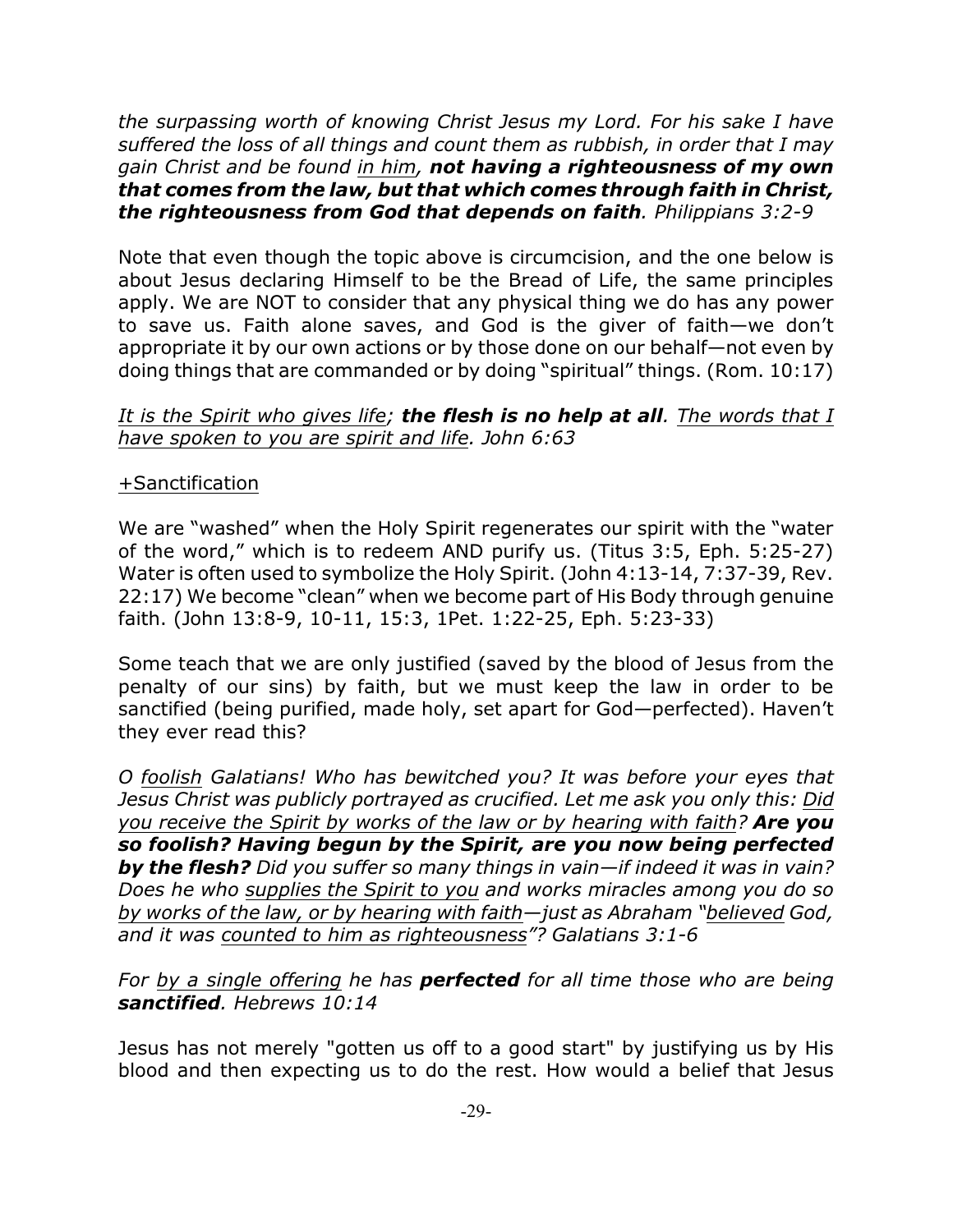*the surpassing worth of knowing Christ Jesus my Lord. For his sake I have suffered the loss of all things and count them as rubbish, in order that I may gain Christ and be found <u>in him</u>,* ***not having a righteousness of my own that comes from the law, but that which comes through faith in Christ, the righteousness from God that depends on faith****. Philippians 3:2-9*

Note that even though the topic above is circumcision, and the one below is about Jesus declaring Himself to be the Bread of Life, the same principles apply. We are NOT to consider that any physical thing we do has any power to save us. Faith alone saves, and God is the giver of faith—we don't appropriate it by our own actions or by those done on our behalf—not even by doing things that are commanded or by doing "spiritual" things. (Rom. 10:17)

*<u>It is the Spirit who gives life</u>;* ***the flesh is no help at all****. <u>The words that I have spoken to you are spirit and life</u>. John 6:63*

<u>+Sanctification</u>

We are "washed" when the Holy Spirit regenerates our spirit with the "water of the word," which is to redeem AND purify us. (Titus 3:5, Eph. 5:25-27) Water is often used to symbolize the Holy Spirit. (John 4:13-14, 7:37-39, Rev. 22:17) We become "clean" when we become part of His Body through genuine faith. (John 13:8-9, 10-11, 15:3, 1Pet. 1:22-25, Eph. 5:23-33)

Some teach that we are only justified (saved by the blood of Jesus from the penalty of our sins) by faith, but we must keep the law in order to be sanctified (being purified, made holy, set apart for God—perfected). Haven't they ever read this?

*O <u>foolish</u> Galatians! Who has bewitched you? It was before your eyes that Jesus Christ was publicly portrayed as crucified. Let me ask you only this: <u>Did you receive the Spirit by works of the law or by hearing with faith</u>?* ***Are you so foolish? Having begun by the Spirit, are you now being perfected by the flesh?*** *Did you suffer so many things in vain—if indeed it was in vain? Does he who <u>supplies the Spirit to you</u> and works miracles among you do so <u>by works of the law, or by hearing with faith</u>—just as Abraham "<u>believed</u> God, and it was <u>counted to him as righteousness</u>"? Galatians 3:1-6*

*For <u>by a single offering</u> he has* ***perfected*** *for all time those who are being* ***sanctified****. Hebrews 10:14*

Jesus has not merely "gotten us off to a good start" by justifying us by His blood and then expecting us to do the rest. How would a belief that Jesus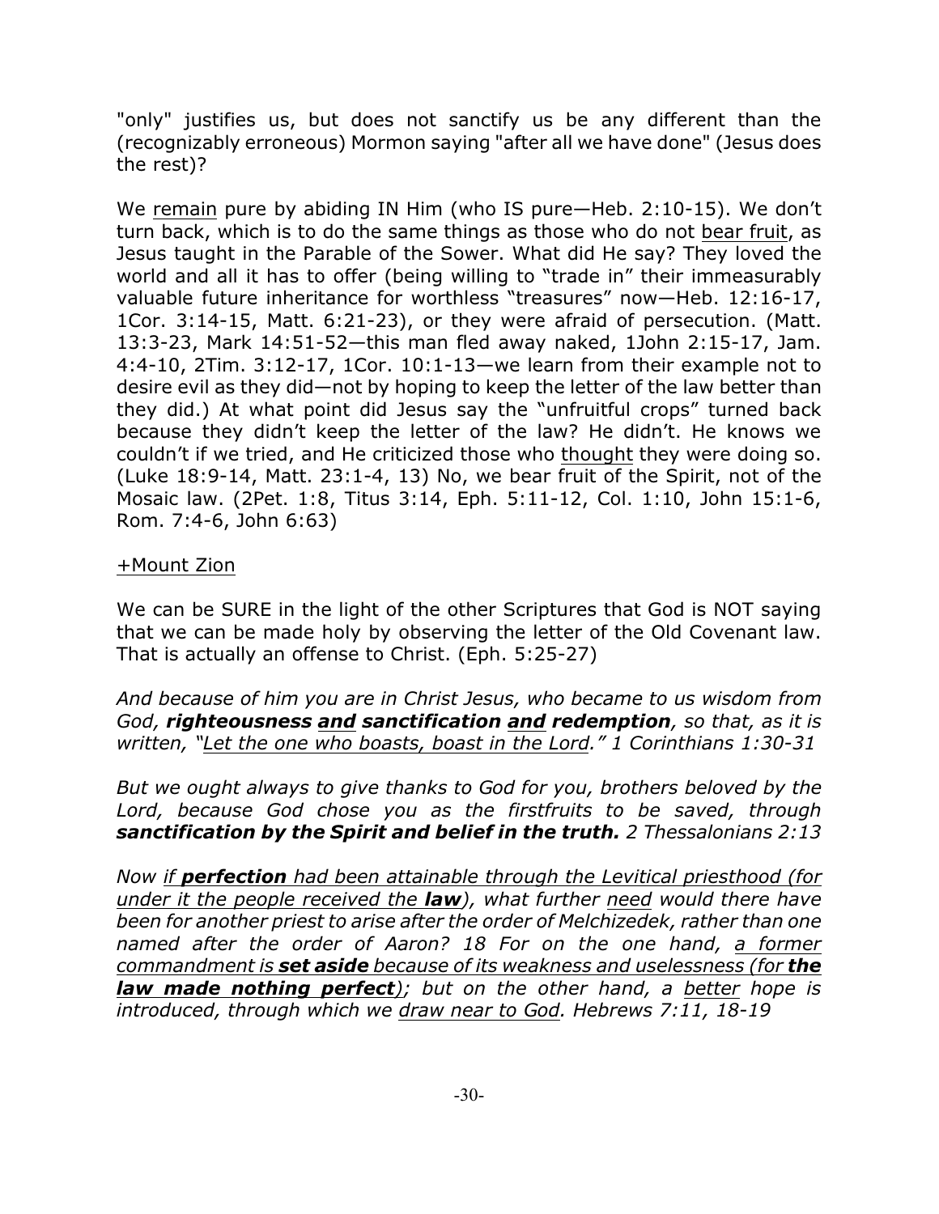"only" justifies us, but does not sanctify us be any different than the (recognizably erroneous) Mormon saying "after all we have done" (Jesus does the rest)?

We <u>remain</u> pure by abiding IN Him (who IS pure—Heb. 2:10-15). We don't turn back, which is to do the same things as those who do not <u>bear fruit</u>, as Jesus taught in the Parable of the Sower. What did He say? They loved the world and all it has to offer (being willing to "trade in" their immeasurably valuable future inheritance for worthless "treasures" now—Heb. 12:16-17, 1Cor. 3:14-15, Matt. 6:21-23), or they were afraid of persecution. (Matt. 13:3-23, Mark 14:51-52—this man fled away naked, 1John 2:15-17, Jam. 4:4-10, 2Tim. 3:12-17, 1Cor. 10:1-13—we learn from their example not to desire evil as they did—not by hoping to keep the letter of the law better than they did.) At what point did Jesus say the "unfruitful crops" turned back because they didn't keep the letter of the law? He didn't. He knows we couldn't if we tried, and He criticized those who <u>thought</u> they were doing so. (Luke 18:9-14, Matt. 23:1-4, 13) No, we bear fruit of the Spirit, not of the Mosaic law. (2Pet. 1:8, Titus 3:14, Eph. 5:11-12, Col. 1:10, John 15:1-6, Rom. 7:4-6, John 6:63)

<u>+Mount Zion</u>

We can be SURE in the light of the other Scriptures that God is NOT saying that we can be made holy by observing the letter of the Old Covenant law. That is actually an offense to Christ. (Eph. 5:25-27)

*And because of him you are in Christ Jesus, who became to us wisdom from God, **righteousness <u>and</u> sanctification <u>and</u> redemption**, so that, as it is written, "<u>Let the one who boasts, boast in the Lord</u>." 1 Corinthians 1:30-31*

*But we ought always to give thanks to God for you, brothers beloved by the Lord, because God chose you as the firstfruits to be saved, through **sanctification by the Spirit and belief in the truth.** 2 Thessalonians 2:13*

*Now <u>if **perfection** had been attainable through the Levitical priesthood (for under it the people received the **law**)</u>, what further <u>need</u> would there have been for another priest to arise after the order of Melchizedek, rather than one named after the order of Aaron? 18 For on the one hand, <u>a former commandment is **set aside** because of its weakness and uselessness (for **the law made nothing perfect**)</u>; but on the other hand, a <u>better</u> hope is introduced, through which we <u>draw near to God</u>. Hebrews 7:11, 18-19*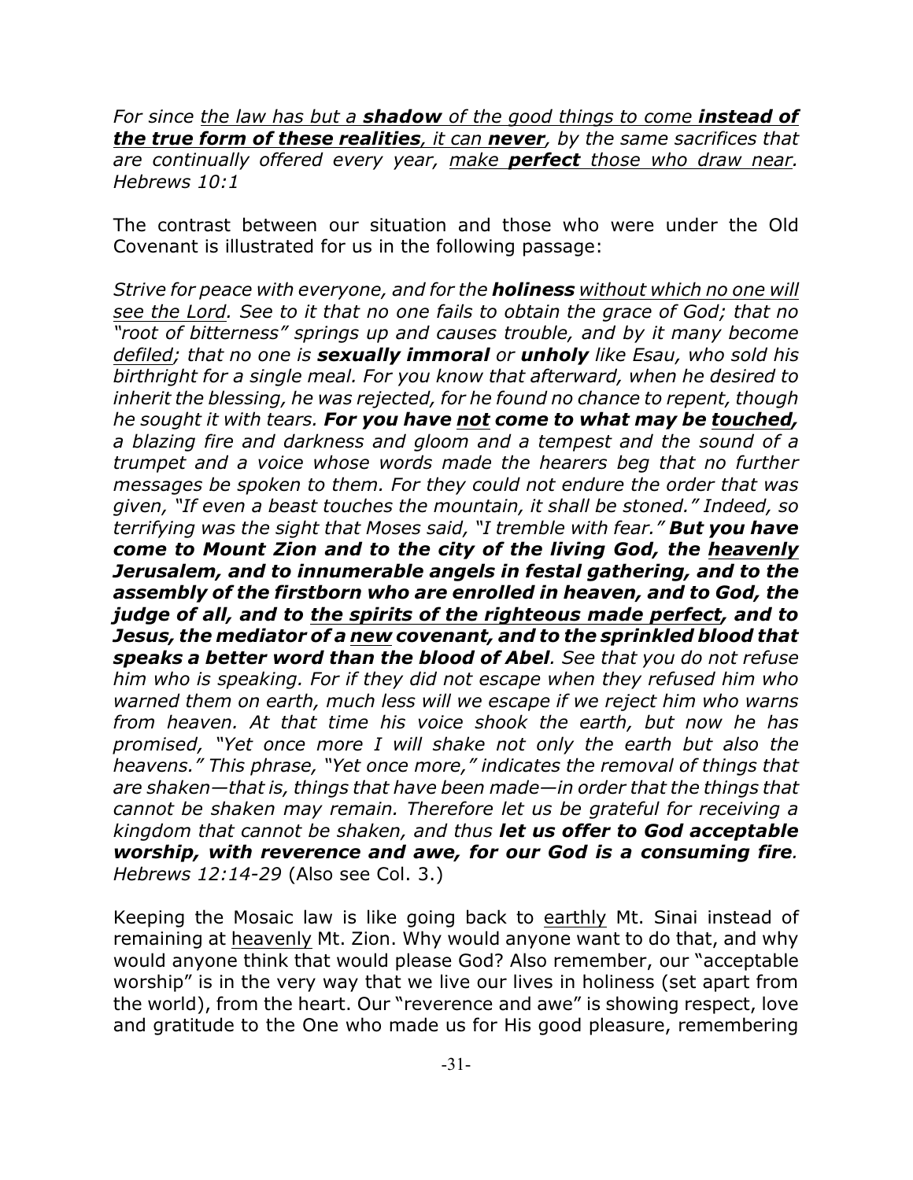*For since <u>the law has but a **shadow** of the good things to come **instead of the true form of these realities**, it can **never**</u>, by the same sacrifices that are continually offered every year, <u>make **perfect** those who draw near</u>. Hebrews 10:1*

The contrast between our situation and those who were under the Old Covenant is illustrated for us in the following passage:

*Strive for peace with everyone, and for the **holiness** <u>without which no one will see the Lord</u>. See to it that no one fails to obtain the grace of God; that no "root of bitterness" springs up and causes trouble, and by it many become <u>defiled</u>; that no one is **sexually immoral** or **unholy** like Esau, who sold his birthright for a single meal. For you know that afterward, when he desired to inherit the blessing, he was rejected, for he found no chance to repent, though he sought it with tears. **For you have <u>not</u> come to what may be <u>touched</u>,** a blazing fire and darkness and gloom and a tempest and the sound of a trumpet and a voice whose words made the hearers beg that no further messages be spoken to them. For they could not endure the order that was given, "If even a beast touches the mountain, it shall be stoned." Indeed, so terrifying was the sight that Moses said, "I tremble with fear." **But you have come to Mount Zion and to the city of the living God, the <u>heavenly</u> Jerusalem, and to innumerable angels in festal gathering, and to the assembly of the firstborn who are enrolled in heaven, and to God, the judge of all, and to <u>the spirits of the righteous made perfect</u>, and to Jesus, the mediator of a <u>new</u> covenant, and to the sprinkled blood that speaks a better word than the blood of Abel**. See that you do not refuse him who is speaking. For if they did not escape when they refused him who warned them on earth, much less will we escape if we reject him who warns from heaven. At that time his voice shook the earth, but now he has promised, "Yet once more I will shake not only the earth but also the heavens." This phrase, "Yet once more," indicates the removal of things that are shaken—that is, things that have been made—in order that the things that cannot be shaken may remain. Therefore let us be grateful for receiving a kingdom that cannot be shaken, and thus **let us offer to God acceptable worship, with reverence and awe, for our God is a consuming fire**. Hebrews 12:14-29* (Also see Col. 3.)

Keeping the Mosaic law is like going back to <u>earthly</u> Mt. Sinai instead of remaining at <u>heavenly</u> Mt. Zion. Why would anyone want to do that, and why would anyone think that would please God? Also remember, our "acceptable worship" is in the very way that we live our lives in holiness (set apart from the world), from the heart. Our "reverence and awe" is showing respect, love and gratitude to the One who made us for His good pleasure, remembering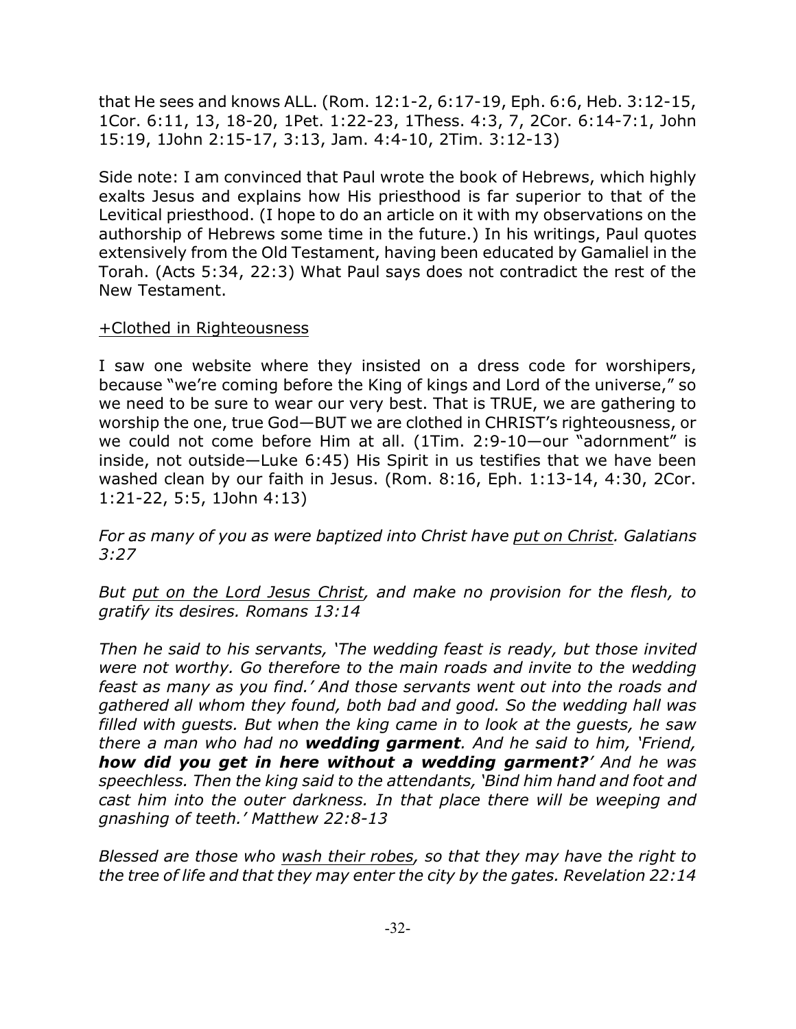that He sees and knows ALL. (Rom. 12:1-2, 6:17-19, Eph. 6:6, Heb. 3:12-15, 1Cor. 6:11, 13, 18-20, 1Pet. 1:22-23, 1Thess. 4:3, 7, 2Cor. 6:14-7:1, John 15:19, 1John 2:15-17, 3:13, Jam. 4:4-10, 2Tim. 3:12-13)

Side note: I am convinced that Paul wrote the book of Hebrews, which highly exalts Jesus and explains how His priesthood is far superior to that of the Levitical priesthood. (I hope to do an article on it with my observations on the authorship of Hebrews some time in the future.) In his writings, Paul quotes extensively from the Old Testament, having been educated by Gamaliel in the Torah. (Acts 5:34, 22:3) What Paul says does not contradict the rest of the New Testament.

<u>+Clothed in Righteousness</u>

I saw one website where they insisted on a dress code for worshipers, because "we're coming before the King of kings and Lord of the universe," so we need to be sure to wear our very best. That is TRUE, we are gathering to worship the one, true God—BUT we are clothed in CHRIST's righteousness, or we could not come before Him at all. (1Tim. 2:9-10—our "adornment" is inside, not outside—Luke 6:45) His Spirit in us testifies that we have been washed clean by our faith in Jesus. (Rom. 8:16, Eph. 1:13-14, 4:30, 2Cor. 1:21-22, 5:5, 1John 4:13)

*For as many of you as were baptized into Christ have <u>put on Christ</u>. Galatians 3:27*

*But <u>put on the Lord Jesus Christ</u>, and make no provision for the flesh, to gratify its desires. Romans 13:14*

*Then he said to his servants, 'The wedding feast is ready, but those invited were not worthy. Go therefore to the main roads and invite to the wedding feast as many as you find.' And those servants went out into the roads and gathered all whom they found, both bad and good. So the wedding hall was filled with guests. But when the king came in to look at the guests, he saw there a man who had no **wedding garment**. And he said to him, 'Friend, **how did you get in here without a wedding garment?**' And he was speechless. Then the king said to the attendants, 'Bind him hand and foot and cast him into the outer darkness. In that place there will be weeping and gnashing of teeth.' Matthew 22:8-13*

*Blessed are those who <u>wash their robes</u>, so that they may have the right to the tree of life and that they may enter the city by the gates. Revelation 22:14*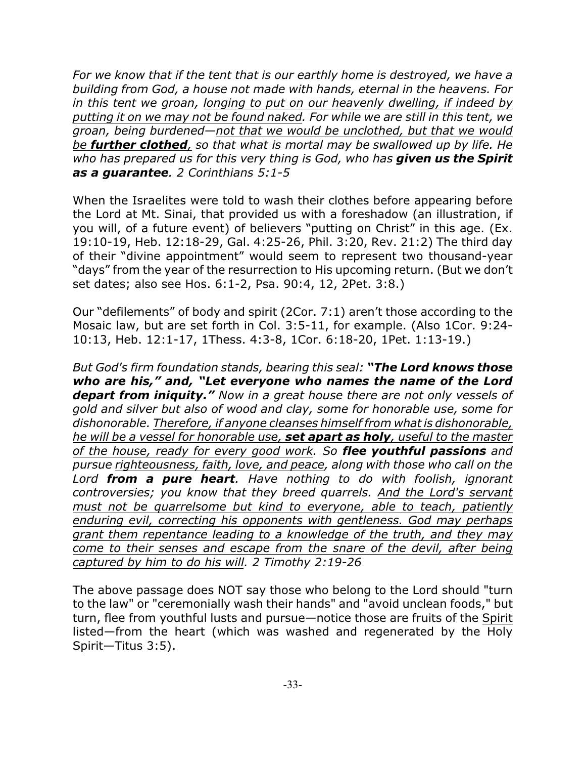*For we know that if the tent that is our earthly home is destroyed, we have a building from God, a house not made with hands, eternal in the heavens. For in this tent we groan, <u>longing to put on our heavenly dwelling, if indeed by putting it on we may not be found naked</u>. For while we are still in this tent, we groan, being burdened—<u>not that we would be unclothed, but that we would be **further clothed**</u>, so that what is mortal may be swallowed up by life. He who has prepared us for this very thing is God, who has **given us the Spirit as a guarantee**. 2 Corinthians 5:1-5*

When the Israelites were told to wash their clothes before appearing before the Lord at Mt. Sinai, that provided us with a foreshadow (an illustration, if you will, of a future event) of believers "putting on Christ" in this age. (Ex. 19:10-19, Heb. 12:18-29, Gal. 4:25-26, Phil. 3:20, Rev. 21:2) The third day of their "divine appointment" would seem to represent two thousand-year "days" from the year of the resurrection to His upcoming return. (But we don't set dates; also see Hos. 6:1-2, Psa. 90:4, 12, 2Pet. 3:8.)

Our "defilements" of body and spirit (2Cor. 7:1) aren't those according to the Mosaic law, but are set forth in Col. 3:5-11, for example. (Also 1Cor. 9:24-10:13, Heb. 12:1-17, 1Thess. 4:3-8, 1Cor. 6:18-20, 1Pet. 1:13-19.)

*But God's firm foundation stands, bearing this seal: **"The Lord knows those who are his," and, "Let everyone who names the name of the Lord depart from iniquity."** Now in a great house there are not only vessels of gold and silver but also of wood and clay, some for honorable use, some for dishonorable. <u>Therefore, if anyone cleanses himself from what is dishonorable, he will be a vessel for honorable use, **set apart as holy**, useful to the master of the house, ready for every good work</u>. So **flee youthful passions** and pursue <u>righteousness, faith, love, and peace</u>, along with those who call on the Lord **from a pure heart**. Have nothing to do with foolish, ignorant controversies; you know that they breed quarrels. <u>And the Lord's servant must not be quarrelsome but kind to everyone, able to teach, patiently enduring evil, correcting his opponents with gentleness. God may perhaps grant them repentance leading to a knowledge of the truth, and they may come to their senses and escape from the snare of the devil, after being captured by him to do his will</u>. 2 Timothy 2:19-26*

The above passage does NOT say those who belong to the Lord should "turn <u>to</u> the law" or "ceremonially wash their hands" and "avoid unclean foods," but turn, flee from youthful lusts and pursue—notice those are fruits of the <u>Spirit</u> listed—from the heart (which was washed and regenerated by the Holy Spirit—Titus 3:5).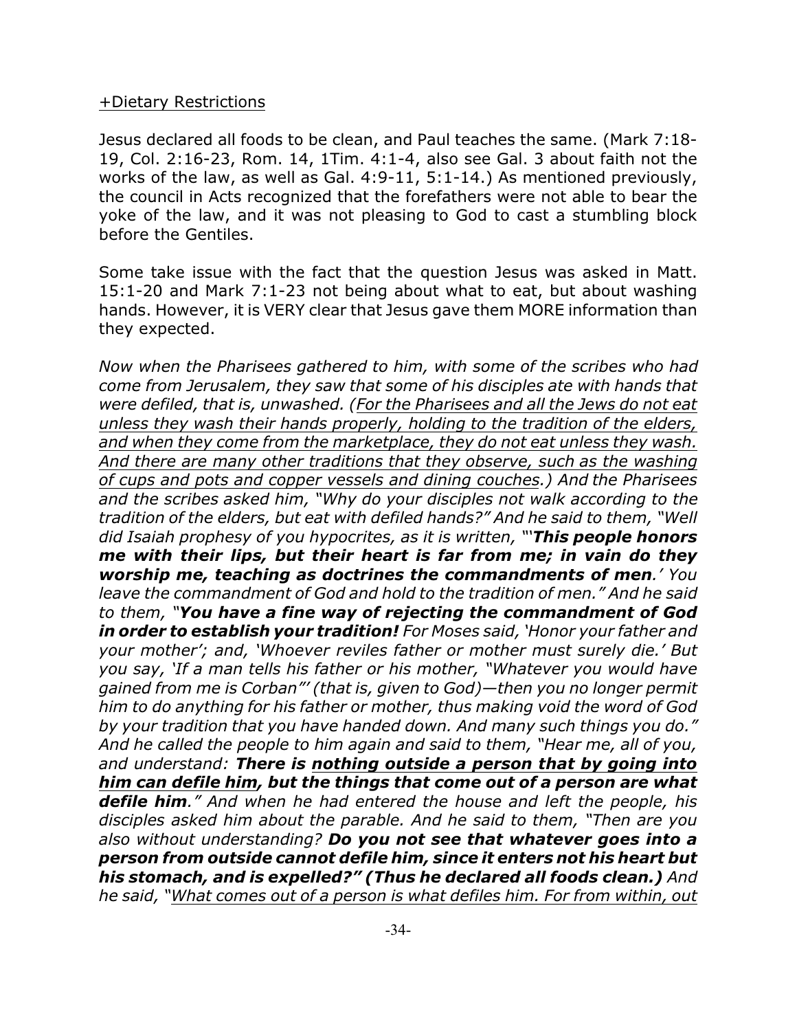+Dietary Restrictions

Jesus declared all foods to be clean, and Paul teaches the same. (Mark 7:18-19, Col. 2:16-23, Rom. 14, 1Tim. 4:1-4, also see Gal. 3 about faith not the works of the law, as well as Gal. 4:9-11, 5:1-14.) As mentioned previously, the council in Acts recognized that the forefathers were not able to bear the yoke of the law, and it was not pleasing to God to cast a stumbling block before the Gentiles.

Some take issue with the fact that the question Jesus was asked in Matt. 15:1-20 and Mark 7:1-23 not being about what to eat, but about washing hands. However, it is VERY clear that Jesus gave them MORE information than they expected.

*Now when the Pharisees gathered to him, with some of the scribes who had come from Jerusalem, they saw that some of his disciples ate with hands that were defiled, that is, unwashed. (<u>For the Pharisees and all the Jews do not eat unless they wash their hands properly, holding to the tradition of the elders, and when they come from the marketplace, they do not eat unless they wash. And there are many other traditions that they observe, such as the washing of cups and pots and copper vessels and dining couches</u>.) And the Pharisees and the scribes asked him, "Why do your disciples not walk according to the tradition of the elders, but eat with defiled hands?" And he said to them, "Well did Isaiah prophesy of you hypocrites, as it is written, "'**This people honors me with their lips, but their heart is far from me; in vain do they worship me, teaching as doctrines the commandments of men**.' You leave the commandment of God and hold to the tradition of men." And he said to them, "**You have a fine way of rejecting the commandment of God in order to establish your tradition!** For Moses said, 'Honor your father and your mother'; and, 'Whoever reviles father or mother must surely die.' But you say, 'If a man tells his father or his mother, "Whatever you would have gained from me is Corban"' (that is, given to God)—then you no longer permit him to do anything for his father or mother, thus making void the word of God by your tradition that you have handed down. And many such things you do." And he called the people to him again and said to them, "Hear me, all of you, and understand: **There is <u>nothing outside a person that by going into him can defile him</u>, but the things that come out of a person are what defile him**." And when he had entered the house and left the people, his disciples asked him about the parable. And he said to them, "Then are you also without understanding? **Do you not see that whatever goes into a person from outside cannot defile him, since it enters not his heart but his stomach, and is expelled?" (Thus he declared all foods clean.)** And he said, "<u>What comes out of a person is what defiles him. For from within, out</u>*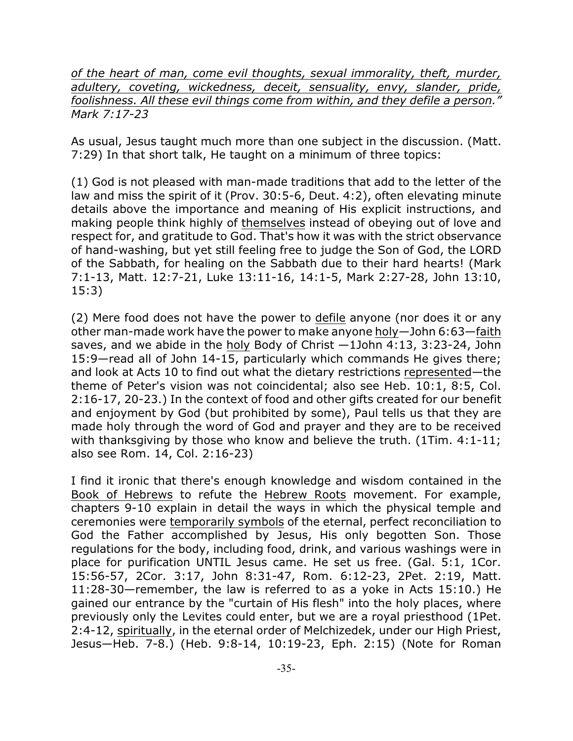*<u>of the heart of man, come evil thoughts, sexual immorality, theft, murder, adultery, coveting, wickedness, deceit, sensuality, envy, slander, pride, foolishness. All these evil things come from within, and they defile a person</u>." Mark 7:17-23*

As usual, Jesus taught much more than one subject in the discussion. (Matt. 7:29) In that short talk, He taught on a minimum of three topics:

(1) God is not pleased with man-made traditions that add to the letter of the law and miss the spirit of it (Prov. 30:5-6, Deut. 4:2), often elevating minute details above the importance and meaning of His explicit instructions, and making people think highly of <u>themselves</u> instead of obeying out of love and respect for, and gratitude to God. That's how it was with the strict observance of hand-washing, but yet still feeling free to judge the Son of God, the LORD of the Sabbath, for healing on the Sabbath due to their hard hearts! (Mark 7:1-13, Matt. 12:7-21, Luke 13:11-16, 14:1-5, Mark 2:27-28, John 13:10, 15:3)

(2) Mere food does not have the power to <u>defile</u> anyone (nor does it or any other man-made work have the power to make anyone <u>holy</u>—John 6:63—<u>faith</u> saves, and we abide in the <u>holy</u> Body of Christ —1John 4:13, 3:23-24, John 15:9—read all of John 14-15, particularly which commands He gives there; and look at Acts 10 to find out what the dietary restrictions <u>represented</u>—the theme of Peter's vision was not coincidental; also see Heb. 10:1, 8:5, Col. 2:16-17, 20-23.) In the context of food and other gifts created for our benefit and enjoyment by God (but prohibited by some), Paul tells us that they are made holy through the word of God and prayer and they are to be received with thanksgiving by those who know and believe the truth. (1Tim. 4:1-11; also see Rom. 14, Col. 2:16-23)

I find it ironic that there's enough knowledge and wisdom contained in the <u>Book of Hebrews</u> to refute the <u>Hebrew Roots</u> movement. For example, chapters 9-10 explain in detail the ways in which the physical temple and ceremonies were <u>temporarily symbols</u> of the eternal, perfect reconciliation to God the Father accomplished by Jesus, His only begotten Son. Those regulations for the body, including food, drink, and various washings were in place for purification UNTIL Jesus came. He set us free. (Gal. 5:1, 1Cor. 15:56-57, 2Cor. 3:17, John 8:31-47, Rom. 6:12-23, 2Pet. 2:19, Matt. 11:28-30—remember, the law is referred to as a yoke in Acts 15:10.) He gained our entrance by the "curtain of His flesh" into the holy places, where previously only the Levites could enter, but we are a royal priesthood (1Pet. 2:4-12, <u>spiritually</u>, in the eternal order of Melchizedek, under our High Priest, Jesus—Heb. 7-8.) (Heb. 9:8-14, 10:19-23, Eph. 2:15) (Note for Roman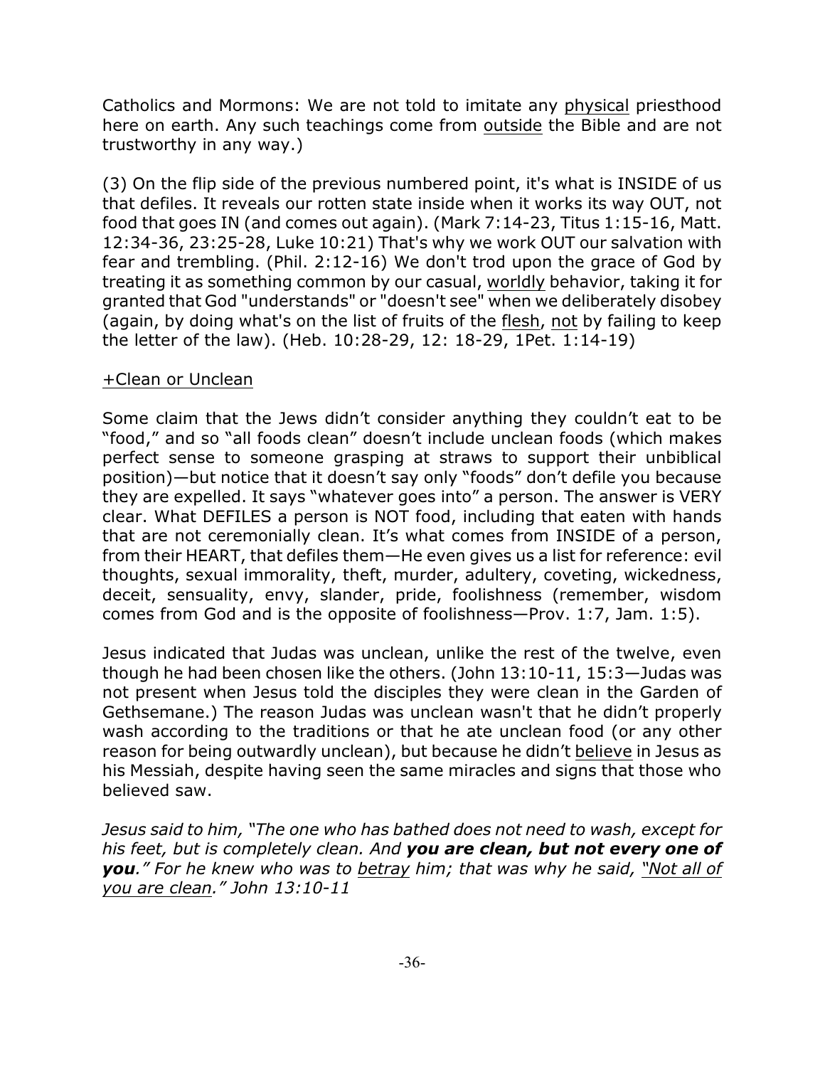Catholics and Mormons: We are not told to imitate any <u>physical</u> priesthood here on earth. Any such teachings come from <u>outside</u> the Bible and are not trustworthy in any way.)

(3) On the flip side of the previous numbered point, it's what is INSIDE of us that defiles. It reveals our rotten state inside when it works its way OUT, not food that goes IN (and comes out again). (Mark 7:14-23, Titus 1:15-16, Matt. 12:34-36, 23:25-28, Luke 10:21) That's why we work OUT our salvation with fear and trembling. (Phil. 2:12-16) We don't trod upon the grace of God by treating it as something common by our casual, <u>worldly</u> behavior, taking it for granted that God "understands" or "doesn't see" when we deliberately disobey (again, by doing what's on the list of fruits of the <u>flesh</u>, <u>not</u> by failing to keep the letter of the law). (Heb. 10:28-29, 12: 18-29, 1Pet. 1:14-19)

<u>+Clean or Unclean</u>

Some claim that the Jews didn't consider anything they couldn't eat to be "food," and so "all foods clean" doesn't include unclean foods (which makes perfect sense to someone grasping at straws to support their unbiblical position)—but notice that it doesn't say only "foods" don't defile you because they are expelled. It says "whatever goes into" a person. The answer is VERY clear. What DEFILES a person is NOT food, including that eaten with hands that are not ceremonially clean. It's what comes from INSIDE of a person, from their HEART, that defiles them—He even gives us a list for reference: evil thoughts, sexual immorality, theft, murder, adultery, coveting, wickedness, deceit, sensuality, envy, slander, pride, foolishness (remember, wisdom comes from God and is the opposite of foolishness—Prov. 1:7, Jam. 1:5).

Jesus indicated that Judas was unclean, unlike the rest of the twelve, even though he had been chosen like the others. (John 13:10-11, 15:3—Judas was not present when Jesus told the disciples they were clean in the Garden of Gethsemane.) The reason Judas was unclean wasn't that he didn't properly wash according to the traditions or that he ate unclean food (or any other reason for being outwardly unclean), but because he didn't <u>believe</u> in Jesus as his Messiah, despite having seen the same miracles and signs that those who believed saw.

*Jesus said to him, "The one who has bathed does not need to wash, except for his feet, but is completely clean. And **you are clean, but not every one of you**." For he knew who was to <u>betray</u> him; that was why he said, <u>"Not all of you are clean."</u> John 13:10-11*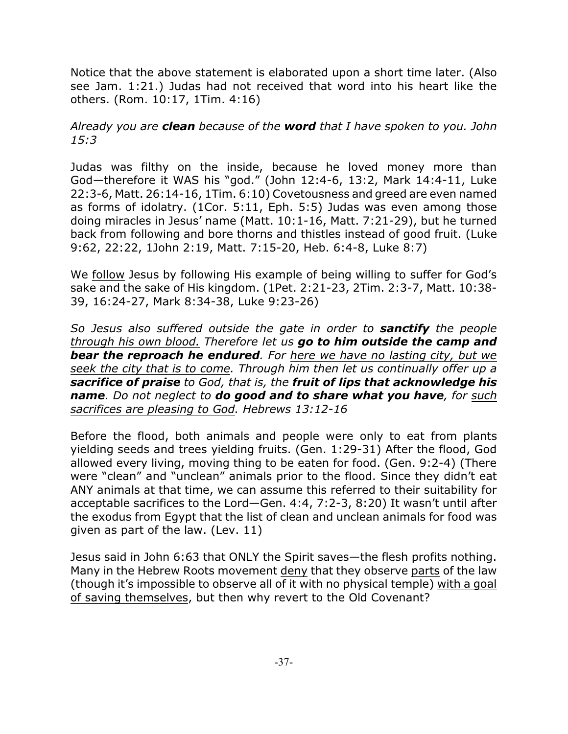Notice that the above statement is elaborated upon a short time later. (Also see Jam. 1:21.) Judas had not received that word into his heart like the others. (Rom. 10:17, 1Tim. 4:16)

*Already you are **clean** because of the **word** that I have spoken to you. John 15:3*

Judas was filthy on the <u>inside</u>, because he loved money more than God—therefore it WAS his "god." (John 12:4-6, 13:2, Mark 14:4-11, Luke 22:3-6, Matt. 26:14-16, 1Tim. 6:10) Covetousness and greed are even named as forms of idolatry. (1Cor. 5:11, Eph. 5:5) Judas was even among those doing miracles in Jesus' name (Matt. 10:1-16, Matt. 7:21-29), but he turned back from <u>following</u> and bore thorns and thistles instead of good fruit. (Luke 9:62, 22:22, 1John 2:19, Matt. 7:15-20, Heb. 6:4-8, Luke 8:7)

We <u>follow</u> Jesus by following His example of being willing to suffer for God's sake and the sake of His kingdom. (1Pet. 2:21-23, 2Tim. 2:3-7, Matt. 10:38-39, 16:24-27, Mark 8:34-38, Luke 9:23-26)

*So Jesus also suffered outside the gate in order to **<u>sanctify</u>** the people <u>through his own blood.</u> Therefore let us **go to him outside the camp and bear the reproach he endured**. For <u>here we have no lasting city, but we seek the city that is to come</u>. Through him then let us continually offer up a **sacrifice of praise** to God, that is, the **fruit of lips that acknowledge his name**. Do not neglect to **do good and to share what you have**, for <u>such sacrifices are pleasing to God</u>. Hebrews 13:12-16*

Before the flood, both animals and people were only to eat from plants yielding seeds and trees yielding fruits. (Gen. 1:29-31) After the flood, God allowed every living, moving thing to be eaten for food. (Gen. 9:2-4) (There were "clean" and "unclean" animals prior to the flood. Since they didn't eat ANY animals at that time, we can assume this referred to their suitability for acceptable sacrifices to the Lord—Gen. 4:4, 7:2-3, 8:20) It wasn't until after the exodus from Egypt that the list of clean and unclean animals for food was given as part of the law. (Lev. 11)

Jesus said in John 6:63 that ONLY the Spirit saves—the flesh profits nothing. Many in the Hebrew Roots movement <u>deny</u> that they observe <u>parts</u> of the law (though it's impossible to observe all of it with no physical temple) <u>with a goal of saving themselves</u>, but then why revert to the Old Covenant?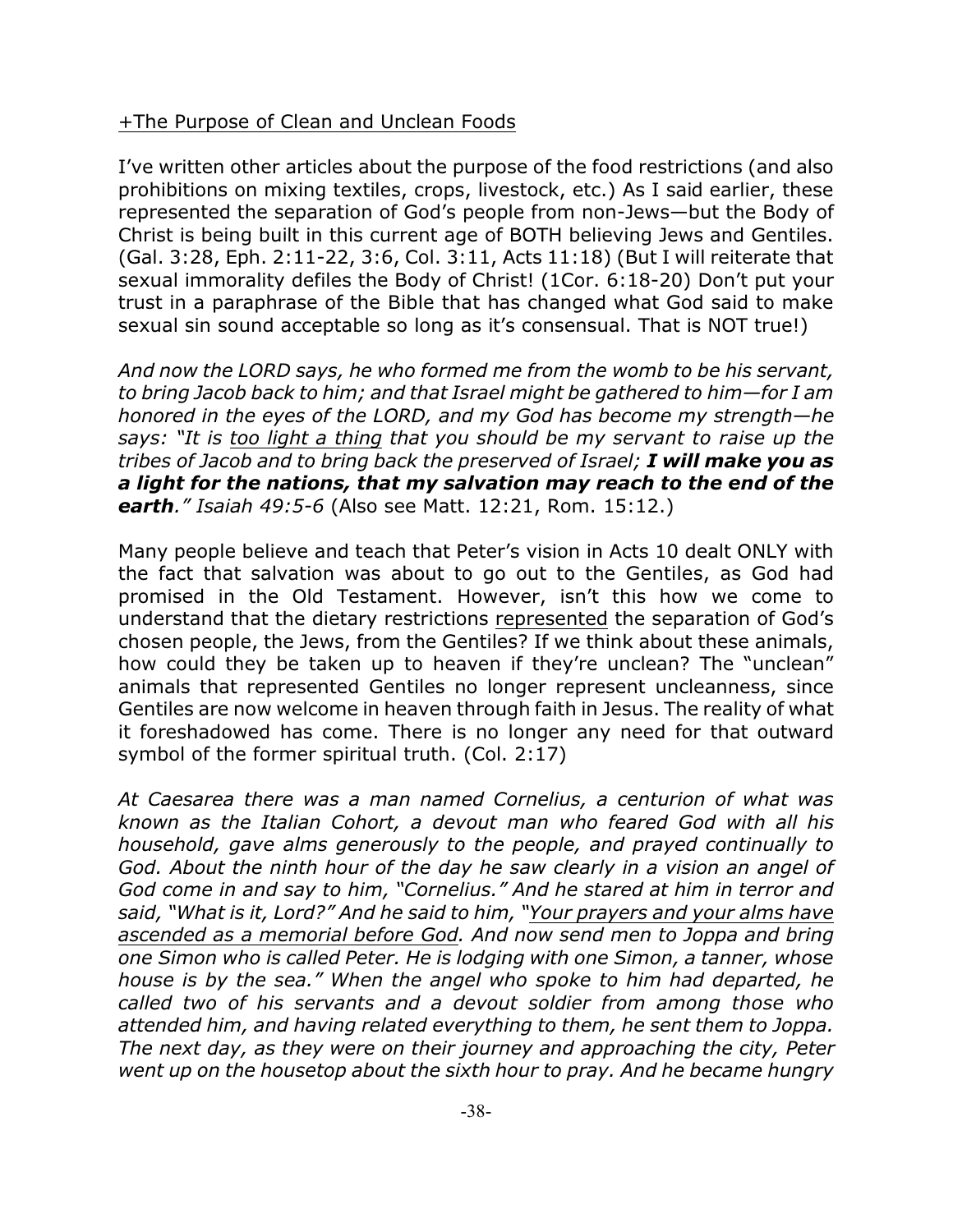<u>+The Purpose of Clean and Unclean Foods</u>

I've written other articles about the purpose of the food restrictions (and also prohibitions on mixing textiles, crops, livestock, etc.) As I said earlier, these represented the separation of God's people from non-Jews—but the Body of Christ is being built in this current age of BOTH believing Jews and Gentiles. (Gal. 3:28, Eph. 2:11-22, 3:6, Col. 3:11, Acts 11:18) (But I will reiterate that sexual immorality defiles the Body of Christ! (1Cor. 6:18-20) Don't put your trust in a paraphrase of the Bible that has changed what God said to make sexual sin sound acceptable so long as it's consensual. That is NOT true!)

*And now the LORD says, he who formed me from the womb to be his servant, to bring Jacob back to him; and that Israel might be gathered to him—for I am honored in the eyes of the LORD, and my God has become my strength—he says: "It is <u>too light a thing</u> that you should be my servant to raise up the tribes of Jacob and to bring back the preserved of Israel; **I will make you as a light for the nations, that my salvation may reach to the end of the earth**." Isaiah 49:5-6* (Also see Matt. 12:21, Rom. 15:12.)

Many people believe and teach that Peter's vision in Acts 10 dealt ONLY with the fact that salvation was about to go out to the Gentiles, as God had promised in the Old Testament. However, isn't this how we come to understand that the dietary restrictions <u>represented</u> the separation of God's chosen people, the Jews, from the Gentiles? If we think about these animals, how could they be taken up to heaven if they're unclean? The "unclean" animals that represented Gentiles no longer represent uncleanness, since Gentiles are now welcome in heaven through faith in Jesus. The reality of what it foreshadowed has come. There is no longer any need for that outward symbol of the former spiritual truth. (Col. 2:17)

*At Caesarea there was a man named Cornelius, a centurion of what was known as the Italian Cohort, a devout man who feared God with all his household, gave alms generously to the people, and prayed continually to God. About the ninth hour of the day he saw clearly in a vision an angel of God come in and say to him, "Cornelius." And he stared at him in terror and said, "What is it, Lord?" And he said to him, "<u>Your prayers and your alms have ascended as a memorial before God</u>. And now send men to Joppa and bring one Simon who is called Peter. He is lodging with one Simon, a tanner, whose house is by the sea." When the angel who spoke to him had departed, he called two of his servants and a devout soldier from among those who attended him, and having related everything to them, he sent them to Joppa. The next day, as they were on their journey and approaching the city, Peter went up on the housetop about the sixth hour to pray. And he became hungry*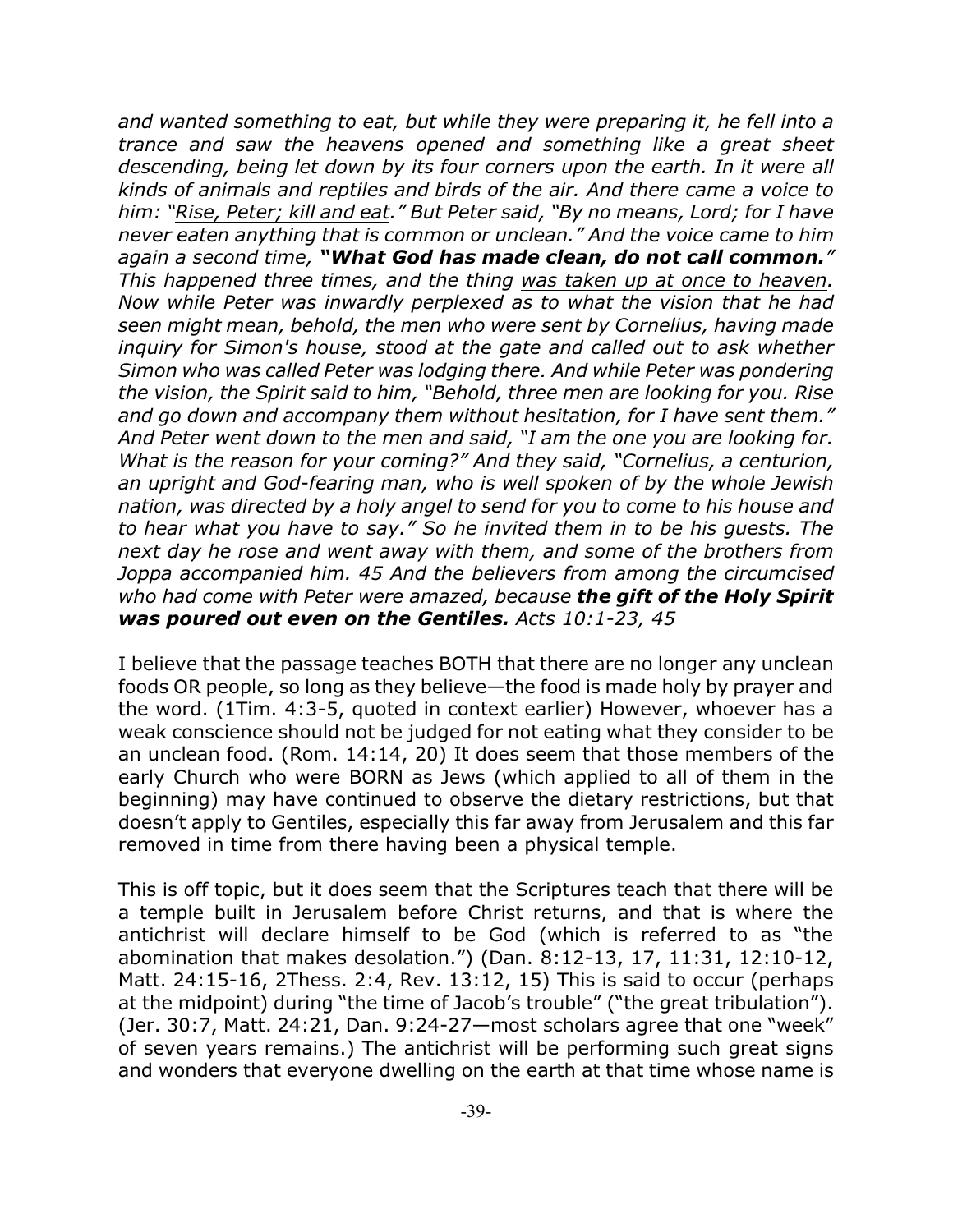*and wanted something to eat, but while they were preparing it, he fell into a trance and saw the heavens opened and something like a great sheet descending, being let down by its four corners upon the earth. In it were <u>all kinds of animals and reptiles and birds of the air</u>. And there came a voice to him: "<u>Rise, Peter; kill and eat</u>." But Peter said, "By no means, Lord; for I have never eaten anything that is common or unclean." And the voice came to him again a second time,* ***"What God has made clean, do not call common.****" This happened three times, and the thing <u>was taken up at once to heaven</u>. Now while Peter was inwardly perplexed as to what the vision that he had seen might mean, behold, the men who were sent by Cornelius, having made inquiry for Simon's house, stood at the gate and called out to ask whether Simon who was called Peter was lodging there. And while Peter was pondering the vision, the Spirit said to him, "Behold, three men are looking for you. Rise and go down and accompany them without hesitation, for I have sent them." And Peter went down to the men and said, "I am the one you are looking for. What is the reason for your coming?" And they said, "Cornelius, a centurion, an upright and God-fearing man, who is well spoken of by the whole Jewish nation, was directed by a holy angel to send for you to come to his house and to hear what you have to say." So he invited them in to be his guests. The next day he rose and went away with them, and some of the brothers from Joppa accompanied him. 45 And the believers from among the circumcised who had come with Peter were amazed, because* ***the gift of the Holy Spirit was poured out even on the Gentiles.*** *Acts 10:1-23, 45*

I believe that the passage teaches BOTH that there are no longer any unclean foods OR people, so long as they believe—the food is made holy by prayer and the word. (1Tim. 4:3-5, quoted in context earlier) However, whoever has a weak conscience should not be judged for not eating what they consider to be an unclean food. (Rom. 14:14, 20) It does seem that those members of the early Church who were BORN as Jews (which applied to all of them in the beginning) may have continued to observe the dietary restrictions, but that doesn't apply to Gentiles, especially this far away from Jerusalem and this far removed in time from there having been a physical temple.

This is off topic, but it does seem that the Scriptures teach that there will be a temple built in Jerusalem before Christ returns, and that is where the antichrist will declare himself to be God (which is referred to as "the abomination that makes desolation.") (Dan. 8:12-13, 17, 11:31, 12:10-12, Matt. 24:15-16, 2Thess. 2:4, Rev. 13:12, 15) This is said to occur (perhaps at the midpoint) during "the time of Jacob's trouble" ("the great tribulation"). (Jer. 30:7, Matt. 24:21, Dan. 9:24-27—most scholars agree that one "week" of seven years remains.) The antichrist will be performing such great signs and wonders that everyone dwelling on the earth at that time whose name is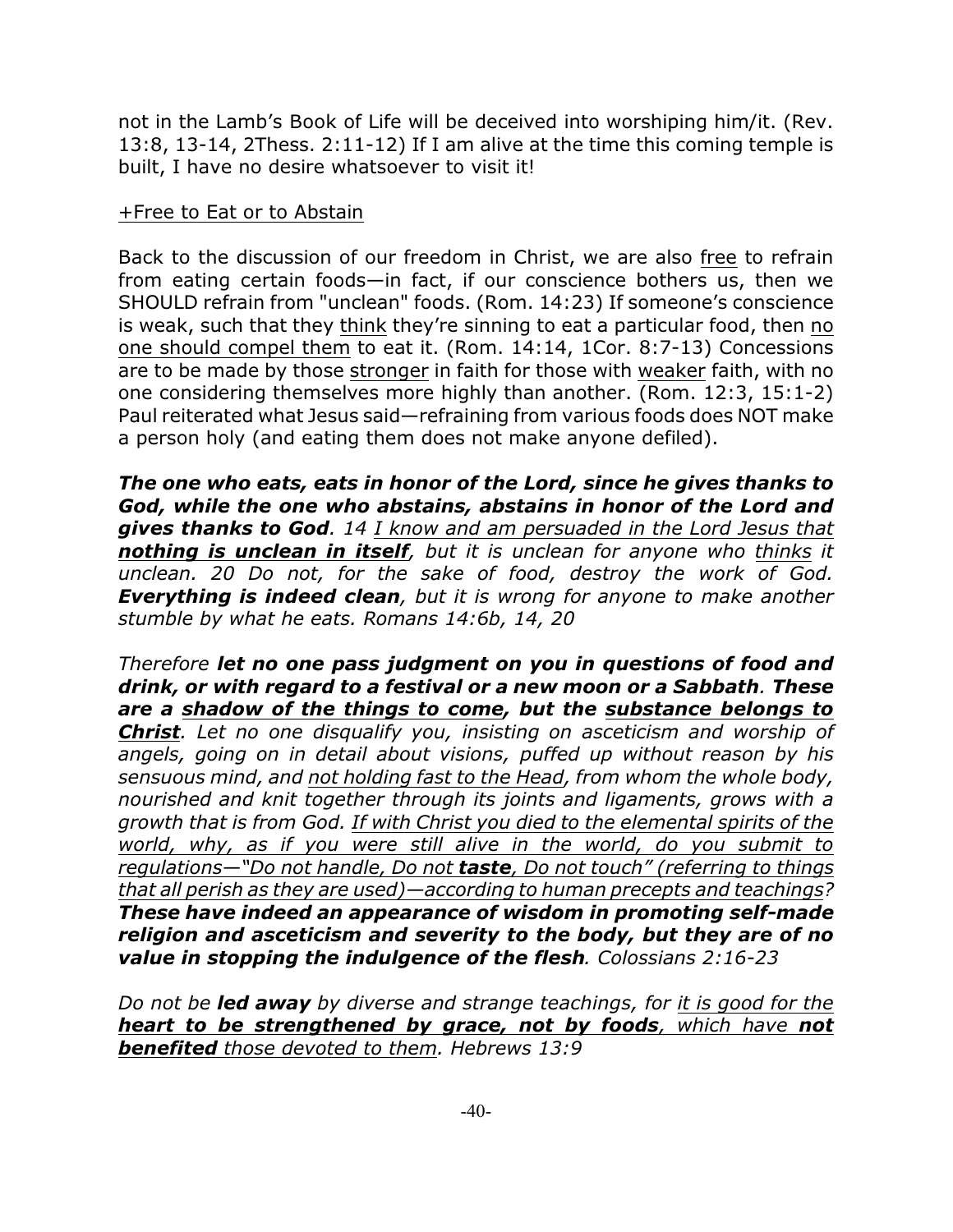not in the Lamb's Book of Life will be deceived into worshiping him/it. (Rev. 13:8, 13-14, 2Thess. 2:11-12) If I am alive at the time this coming temple is built, I have no desire whatsoever to visit it!

<u>+Free to Eat or to Abstain</u>

Back to the discussion of our freedom in Christ, we are also <u>free</u> to refrain from eating certain foods—in fact, if our conscience bothers us, then we SHOULD refrain from "unclean" foods. (Rom. 14:23) If someone's conscience is weak, such that they <u>think</u> they're sinning to eat a particular food, then <u>no one should compel them</u> to eat it. (Rom. 14:14, 1Cor. 8:7-13) Concessions are to be made by those <u>stronger</u> in faith for those with <u>weaker</u> faith, with no one considering themselves more highly than another. (Rom. 12:3, 15:1-2) Paul reiterated what Jesus said—refraining from various foods does NOT make a person holy (and eating them does not make anyone defiled).

***The one who eats, eats in honor of the Lord, since he gives thanks to God, while the one who abstains, abstains in honor of the Lord and gives thanks to God****. 14 <u>I know and am persuaded in the Lord Jesus that</u> **<u>nothing is unclean in itself</u>**, but it is unclean for anyone who <u>thinks</u> it unclean. 20 Do not, for the sake of food, destroy the work of God.* ***Everything is indeed clean****, but it is wrong for anyone to make another stumble by what he eats. Romans 14:6b, 14, 20*

*Therefore* ***let no one pass judgment on you in questions of food and drink, or with regard to a festival or a new moon or a Sabbath. These are a <u>shadow of the things to come</u>, but the <u>substance belongs to Christ</u>****. Let no one disqualify you, insisting on asceticism and worship of angels, going on in detail about visions, puffed up without reason by his sensuous mind, and <u>not holding fast to the Head</u>, from whom the whole body, nourished and knit together through its joints and ligaments, grows with a growth that is from God. <u>If with Christ you died to the elemental spirits of the world, why, as if you were still alive in the world, do you submit to regulations—"Do not handle, Do not</u>* ***<u>taste</u>****<u>, Do not touch" (referring to things that all perish as they are used)—according to human precepts and teachings</u>?* ***These have indeed an appearance of wisdom in promoting self-made religion and asceticism and severity to the body, but they are of no value in stopping the indulgence of the flesh****. Colossians 2:16-23*

*Do not be* ***led away*** *by diverse and strange teachings, for <u>it is good for the</u>* ***<u>heart to be strengthened by grace, not by foods</u>****<u>, which have</u>* ***<u>not benefited</u>*** *<u>those devoted to them</u>. Hebrews 13:9*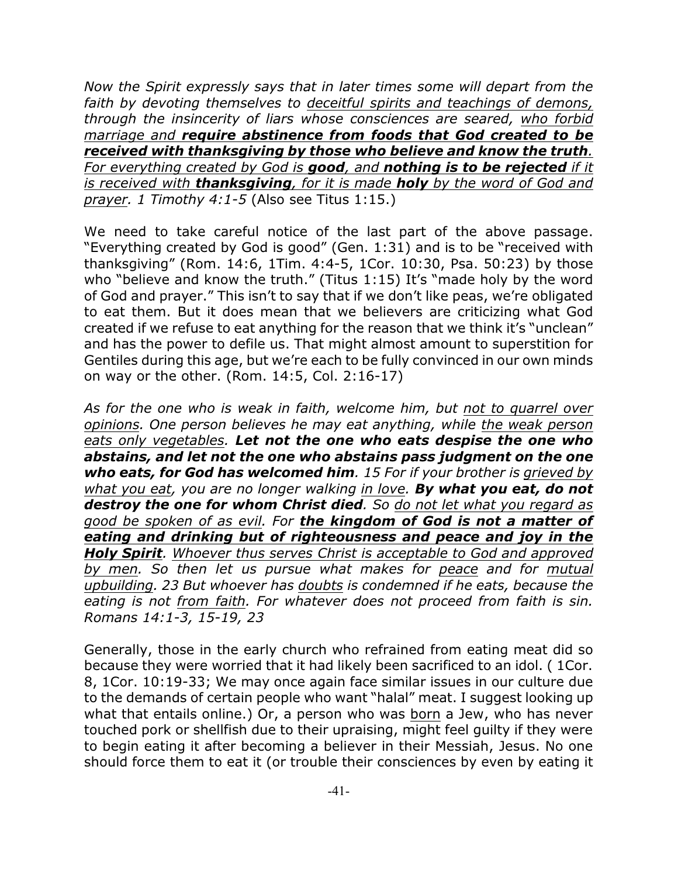*Now the Spirit expressly says that in later times some will depart from the faith by devoting themselves to <u>deceitful spirits and teachings of demons,</u> through the insincerity of liars whose consciences are seared, <u>who forbid marriage and **require abstinence from foods that God created to be received with thanksgiving by those who believe and know the truth**.</u> <u>For everything created by God is **good**, and **nothing is to be rejected** if it is received with **thanksgiving**, for it is made **holy** by the word of God and prayer.</u> 1 Timothy 4:1-5* (Also see Titus 1:15.)

We need to take careful notice of the last part of the above passage. "Everything created by God is good" (Gen. 1:31) and is to be "received with thanksgiving" (Rom. 14:6, 1Tim. 4:4-5, 1Cor. 10:30, Psa. 50:23) by those who "believe and know the truth." (Titus 1:15) It's "made holy by the word of God and prayer." This isn't to say that if we don't like peas, we're obligated to eat them. But it does mean that we believers are criticizing what God created if we refuse to eat anything for the reason that we think it's "unclean" and has the power to defile us. That might almost amount to superstition for Gentiles during this age, but we're each to be fully convinced in our own minds on way or the other. (Rom. 14:5, Col. 2:16-17)

*As for the one who is weak in faith, welcome him, but <u>not to quarrel over opinions</u>. One person believes he may eat anything, while <u>the weak person eats only vegetables</u>. **Let not the one who eats despise the one who abstains, and let not the one who abstains pass judgment on the one who eats, for God has welcomed him**. 15 For if your brother is <u>grieved by what you eat</u>, you are no longer walking <u>in love</u>. **By what you eat, do not destroy the one for whom Christ died**. So <u>do not let what you regard as good be spoken of as evil</u>. For <u>**the kingdom of God is not a matter of eating and drinking but of righteousness and peace and joy in the Holy Spirit**</u>. <u>Whoever thus serves Christ is acceptable to God and approved by men</u>. So then let us pursue what makes for <u>peace</u> and for <u>mutual upbuilding</u>. 23 But whoever has <u>doubts</u> is condemned if he eats, because the eating is not <u>from faith</u>. For whatever does not proceed from faith is sin. Romans 14:1-3, 15-19, 23*

Generally, those in the early church who refrained from eating meat did so because they were worried that it had likely been sacrificed to an idol. ( 1Cor. 8, 1Cor. 10:19-33; We may once again face similar issues in our culture due to the demands of certain people who want "halal" meat. I suggest looking up what that entails online.) Or, a person who was <u>born</u> a Jew, who has never touched pork or shellfish due to their upraising, might feel guilty if they were to begin eating it after becoming a believer in their Messiah, Jesus. No one should force them to eat it (or trouble their consciences by even by eating it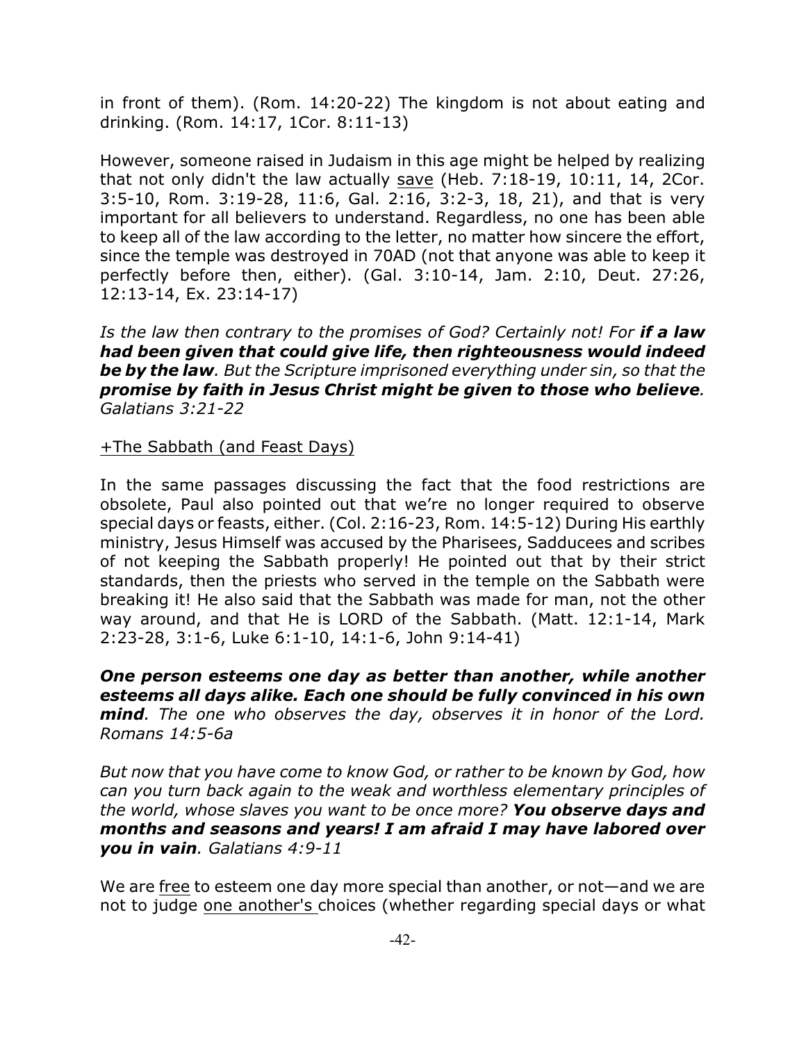in front of them). (Rom. 14:20-22) The kingdom is not about eating and drinking. (Rom. 14:17, 1Cor. 8:11-13)

However, someone raised in Judaism in this age might be helped by realizing that not only didn't the law actually save (Heb. 7:18-19, 10:11, 14, 2Cor. 3:5-10, Rom. 3:19-28, 11:6, Gal. 2:16, 3:2-3, 18, 21), and that is very important for all believers to understand. Regardless, no one has been able to keep all of the law according to the letter, no matter how sincere the effort, since the temple was destroyed in 70AD (not that anyone was able to keep it perfectly before then, either). (Gal. 3:10-14, Jam. 2:10, Deut. 27:26, 12:13-14, Ex. 23:14-17)

*Is the law then contrary to the promises of God? Certainly not! For **if a law had been given that could give life, then righteousness would indeed be by the law**. But the Scripture imprisoned everything under sin, so that the **promise by faith in Jesus Christ might be given to those who believe**. Galatians 3:21-22*

+The Sabbath (and Feast Days)

In the same passages discussing the fact that the food restrictions are obsolete, Paul also pointed out that we're no longer required to observe special days or feasts, either. (Col. 2:16-23, Rom. 14:5-12) During His earthly ministry, Jesus Himself was accused by the Pharisees, Sadducees and scribes of not keeping the Sabbath properly! He pointed out that by their strict standards, then the priests who served in the temple on the Sabbath were breaking it! He also said that the Sabbath was made for man, not the other way around, and that He is LORD of the Sabbath. (Matt. 12:1-14, Mark 2:23-28, 3:1-6, Luke 6:1-10, 14:1-6, John 9:14-41)

***One person esteems one day as better than another, while another esteems all days alike. Each one should be fully convinced in his own mind**. The one who observes the day, observes it in honor of the Lord. Romans 14:5-6a*

*But now that you have come to know God, or rather to be known by God, how can you turn back again to the weak and worthless elementary principles of the world, whose slaves you want to be once more? **You observe days and months and seasons and years! I am afraid I may have labored over you in vain**. Galatians 4:9-11*

We are free to esteem one day more special than another, or not—and we are not to judge one another's choices (whether regarding special days or what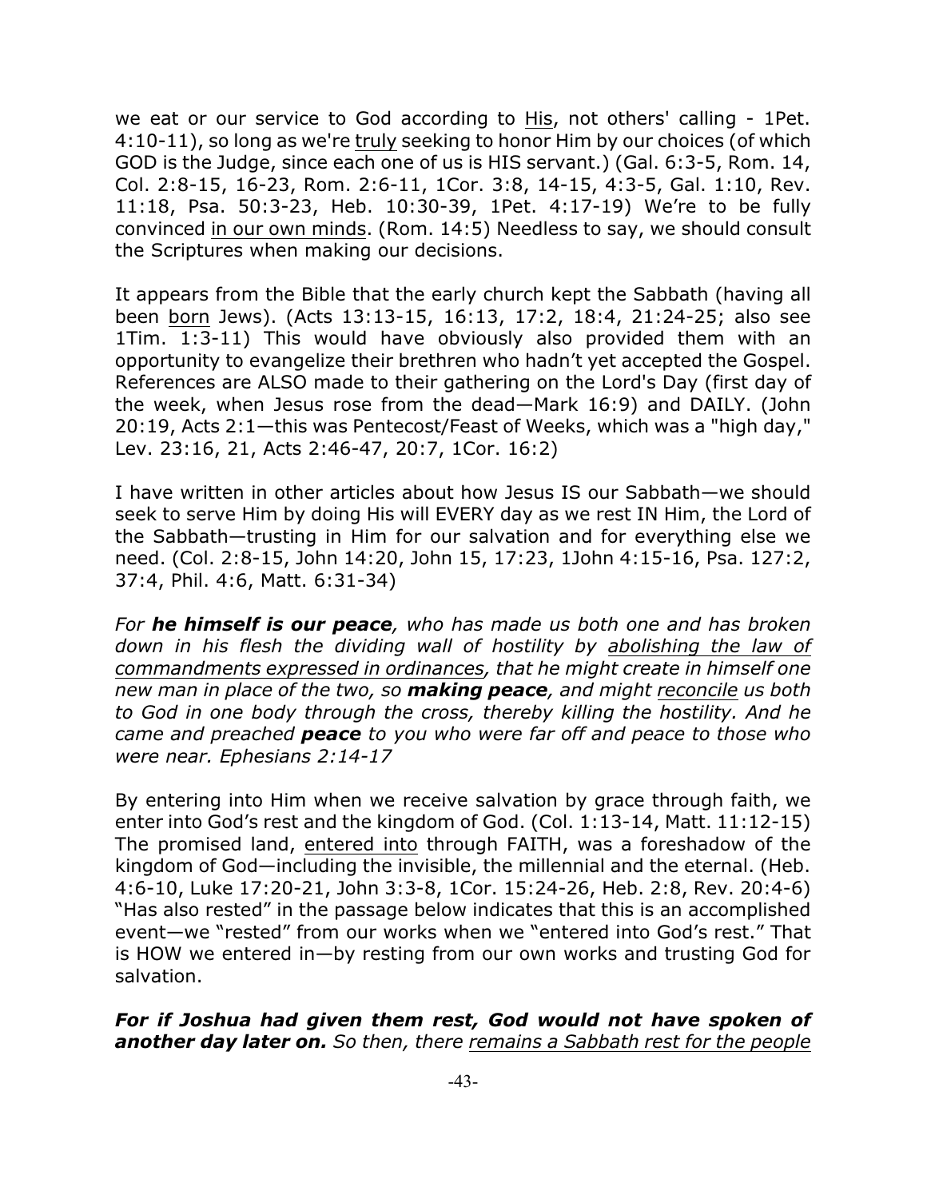we eat or our service to God according to <u>His</u>, not others' calling - 1Pet. 4:10-11), so long as we're <u>truly</u> seeking to honor Him by our choices (of which GOD is the Judge, since each one of us is HIS servant.) (Gal. 6:3-5, Rom. 14, Col. 2:8-15, 16-23, Rom. 2:6-11, 1Cor. 3:8, 14-15, 4:3-5, Gal. 1:10, Rev. 11:18, Psa. 50:3-23, Heb. 10:30-39, 1Pet. 4:17-19) We're to be fully convinced <u>in our own minds</u>. (Rom. 14:5) Needless to say, we should consult the Scriptures when making our decisions.

It appears from the Bible that the early church kept the Sabbath (having all been <u>born</u> Jews). (Acts 13:13-15, 16:13, 17:2, 18:4, 21:24-25; also see 1Tim. 1:3-11) This would have obviously also provided them with an opportunity to evangelize their brethren who hadn't yet accepted the Gospel. References are ALSO made to their gathering on the Lord's Day (first day of the week, when Jesus rose from the dead—Mark 16:9) and DAILY. (John 20:19, Acts 2:1—this was Pentecost/Feast of Weeks, which was a "high day," Lev. 23:16, 21, Acts 2:46-47, 20:7, 1Cor. 16:2)

I have written in other articles about how Jesus IS our Sabbath—we should seek to serve Him by doing His will EVERY day as we rest IN Him, the Lord of the Sabbath—trusting in Him for our salvation and for everything else we need. (Col. 2:8-15, John 14:20, John 15, 17:23, 1John 4:15-16, Psa. 127:2, 37:4, Phil. 4:6, Matt. 6:31-34)

*For **he himself is our peace**, who has made us both one and has broken down in his flesh the dividing wall of hostility by <u>abolishing the law of commandments expressed in ordinances</u>, that he might create in himself one new man in place of the two, so **making peace**, and might <u>reconcile</u> us both to God in one body through the cross, thereby killing the hostility. And he came and preached **peace** to you who were far off and peace to those who were near. Ephesians 2:14-17*

By entering into Him when we receive salvation by grace through faith, we enter into God's rest and the kingdom of God. (Col. 1:13-14, Matt. 11:12-15) The promised land, <u>entered into</u> through FAITH, was a foreshadow of the kingdom of God—including the invisible, the millennial and the eternal. (Heb. 4:6-10, Luke 17:20-21, John 3:3-8, 1Cor. 15:24-26, Heb. 2:8, Rev. 20:4-6) "Has also rested" in the passage below indicates that this is an accomplished event—we "rested" from our works when we "entered into God's rest." That is HOW we entered in—by resting from our own works and trusting God for salvation.

***For if Joshua had given them rest, God would not have spoken of another day later on.*** *So then, there <u>remains a Sabbath rest for the people</u>*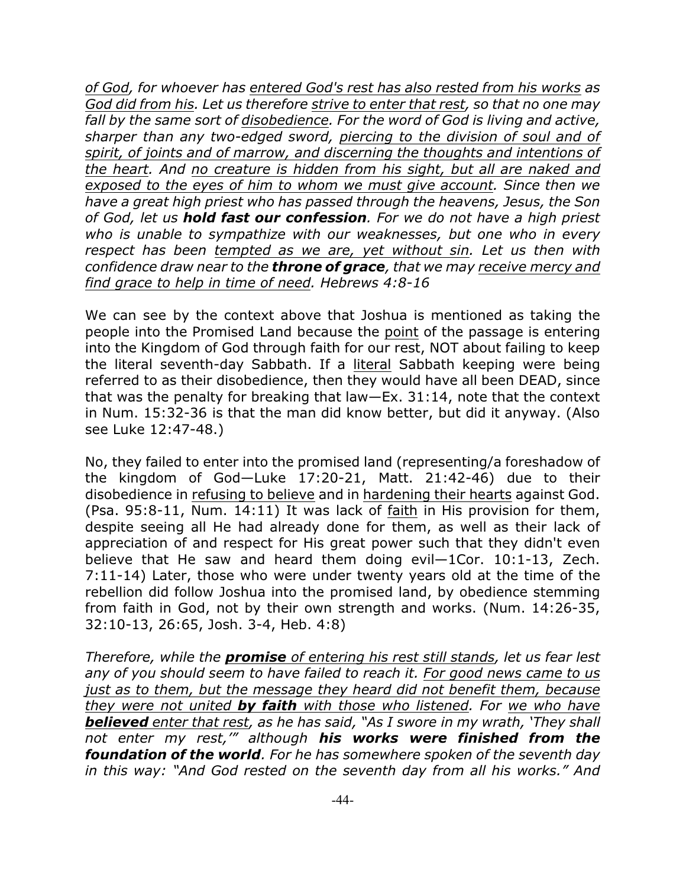*of God, for whoever has entered God's rest has also rested from his works as God did from his. Let us therefore strive to enter that rest, so that no one may fall by the same sort of disobedience. For the word of God is living and active, sharper than any two-edged sword, piercing to the division of soul and of spirit, of joints and of marrow, and discerning the thoughts and intentions of the heart. And no creature is hidden from his sight, but all are naked and exposed to the eyes of him to whom we must give account. Since then we have a great high priest who has passed through the heavens, Jesus, the Son of God, let us **hold fast our confession**. For we do not have a high priest who is unable to sympathize with our weaknesses, but one who in every respect has been tempted as we are, yet without sin. Let us then with confidence draw near to the **throne of grace**, that we may receive mercy and find grace to help in time of need. Hebrews 4:8-16*

We can see by the context above that Joshua is mentioned as taking the people into the Promised Land because the point of the passage is entering into the Kingdom of God through faith for our rest, NOT about failing to keep the literal seventh-day Sabbath. If a literal Sabbath keeping were being referred to as their disobedience, then they would have all been DEAD, since that was the penalty for breaking that law—Ex. 31:14, note that the context in Num. 15:32-36 is that the man did know better, but did it anyway. (Also see Luke 12:47-48.)

No, they failed to enter into the promised land (representing/a foreshadow of the kingdom of God—Luke 17:20-21, Matt. 21:42-46) due to their disobedience in refusing to believe and in hardening their hearts against God. (Psa. 95:8-11, Num. 14:11) It was lack of faith in His provision for them, despite seeing all He had already done for them, as well as their lack of appreciation of and respect for His great power such that they didn't even believe that He saw and heard them doing evil—1Cor. 10:1-13, Zech. 7:11-14) Later, those who were under twenty years old at the time of the rebellion did follow Joshua into the promised land, by obedience stemming from faith in God, not by their own strength and works. (Num. 14:26-35, 32:10-13, 26:65, Josh. 3-4, Heb. 4:8)

*Therefore, while the **promise** of entering his rest still stands, let us fear lest any of you should seem to have failed to reach it. For good news came to us just as to them, but the message they heard did not benefit them, because they were not united **by faith** with those who listened. For we who have **believed** enter that rest, as he has said, "As I swore in my wrath, 'They shall not enter my rest,'" although **his works were finished from the foundation of the world**. For he has somewhere spoken of the seventh day in this way: "And God rested on the seventh day from all his works." And*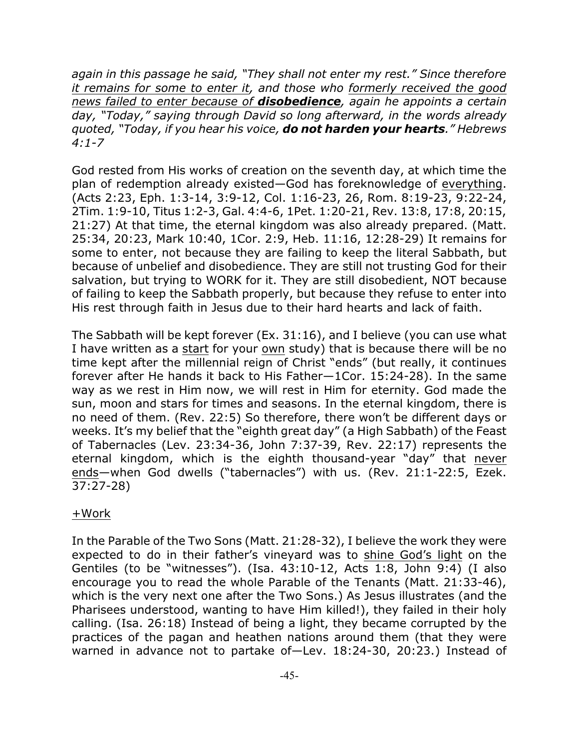*again in this passage he said, "They shall not enter my rest." Since therefore <u>it remains for some to enter it</u>, and those who <u>formerly received the good news failed to enter because of <b>disobedience</b></u>, again he appoints a certain day, "Today," saying through David so long afterward, in the words already quoted, "Today, if you hear his voice, **do not harden your hearts**." Hebrews 4:1-7*

God rested from His works of creation on the seventh day, at which time the plan of redemption already existed—God has foreknowledge of <u>everything</u>. (Acts 2:23, Eph. 1:3-14, 3:9-12, Col. 1:16-23, 26, Rom. 8:19-23, 9:22-24, 2Tim. 1:9-10, Titus 1:2-3, Gal. 4:4-6, 1Pet. 1:20-21, Rev. 13:8, 17:8, 20:15, 21:27) At that time, the eternal kingdom was also already prepared. (Matt. 25:34, 20:23, Mark 10:40, 1Cor. 2:9, Heb. 11:16, 12:28-29) It remains for some to enter, not because they are failing to keep the literal Sabbath, but because of unbelief and disobedience. They are still not trusting God for their salvation, but trying to WORK for it. They are still disobedient, NOT because of failing to keep the Sabbath properly, but because they refuse to enter into His rest through faith in Jesus due to their hard hearts and lack of faith.

The Sabbath will be kept forever (Ex. 31:16), and I believe (you can use what I have written as a <u>start</u> for your <u>own</u> study) that is because there will be no time kept after the millennial reign of Christ "ends" (but really, it continues forever after He hands it back to His Father—1Cor. 15:24-28). In the same way as we rest in Him now, we will rest in Him for eternity. God made the sun, moon and stars for times and seasons. In the eternal kingdom, there is no need of them. (Rev. 22:5) So therefore, there won't be different days or weeks. It's my belief that the "eighth great day" (a High Sabbath) of the Feast of Tabernacles (Lev. 23:34-36, John 7:37-39, Rev. 22:17) represents the eternal kingdom, which is the eighth thousand-year "day" that <u>never ends</u>—when God dwells ("tabernacles") with us. (Rev. 21:1-22:5, Ezek. 37:27-28)

<u>+Work</u>

In the Parable of the Two Sons (Matt. 21:28-32), I believe the work they were expected to do in their father's vineyard was to <u>shine God's light</u> on the Gentiles (to be "witnesses"). (Isa. 43:10-12, Acts 1:8, John 9:4) (I also encourage you to read the whole Parable of the Tenants (Matt. 21:33-46), which is the very next one after the Two Sons.) As Jesus illustrates (and the Pharisees understood, wanting to have Him killed!), they failed in their holy calling. (Isa. 26:18) Instead of being a light, they became corrupted by the practices of the pagan and heathen nations around them (that they were warned in advance not to partake of—Lev. 18:24-30, 20:23.) Instead of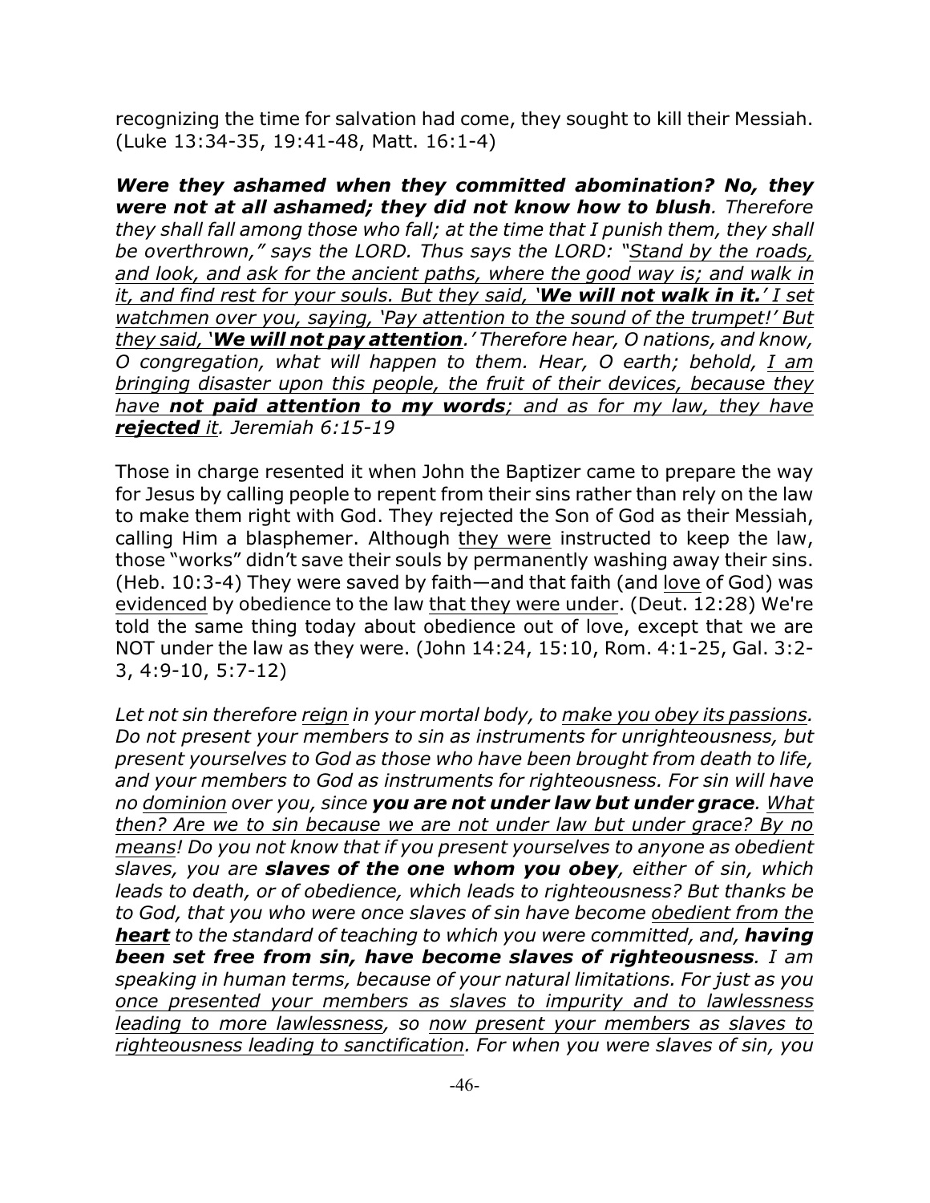recognizing the time for salvation had come, they sought to kill their Messiah. (Luke 13:34-35, 19:41-48, Matt. 16:1-4)

***Were they ashamed when they committed abomination? No, they were not at all ashamed; they did not know how to blush**. Therefore they shall fall among those who fall; at the time that I punish them, they shall be overthrown," says the LORD. Thus says the LORD: "<u>Stand by the roads, and look, and ask for the ancient paths, where the good way is; and walk in it, and find rest for your souls. But they said, '**We will not walk in it.**' I set watchmen over you, saying, 'Pay attention to the sound of the trumpet!' But they said, '**We will not pay attention**.'</u> Therefore hear, O nations, and know, O congregation, what will happen to them. Hear, O earth; behold, <u>I am bringing disaster upon this people, the fruit of their devices, because they have **not paid attention to my words**; and as for my law, they have **rejected** it</u>. Jeremiah 6:15-19*

Those in charge resented it when John the Baptizer came to prepare the way for Jesus by calling people to repent from their sins rather than rely on the law to make them right with God. They rejected the Son of God as their Messiah, calling Him a blasphemer. Although <u>they were</u> instructed to keep the law, those "works" didn't save their souls by permanently washing away their sins. (Heb. 10:3-4) They were saved by faith—and that faith (and <u>love</u> of God) was <u>evidenced</u> by obedience to the law <u>that they were under</u>. (Deut. 12:28) We're told the same thing today about obedience out of love, except that we are NOT under the law as they were. (John 14:24, 15:10, Rom. 4:1-25, Gal. 3:2-3, 4:9-10, 5:7-12)

*Let not sin therefore <u>reign</u> in your mortal body, to <u>make you obey its passions</u>. Do not present your members to sin as instruments for unrighteousness, but present yourselves to God as those who have been brought from death to life, and your members to God as instruments for righteousness. For sin will have no <u>dominion</u> over you, since **you are not under law but under grace**. <u>What then? Are we to sin because we are not under law but under grace? By no means</u>! Do you not know that if you present yourselves to anyone as obedient slaves, you are **slaves of the one whom you obey**, either of sin, which leads to death, or of obedience, which leads to righteousness? But thanks be to God, that you who were once slaves of sin have become <u>obedient from the **heart**</u> to the standard of teaching to which you were committed, and, **having been set free from sin, have become slaves of righteousness**. I am speaking in human terms, because of your natural limitations. For just as you <u>once presented your members as slaves to impurity and to lawlessness leading to more lawlessness</u>, so <u>now present your members as slaves to righteousness leading to sanctification</u>. For when you were slaves of sin, you*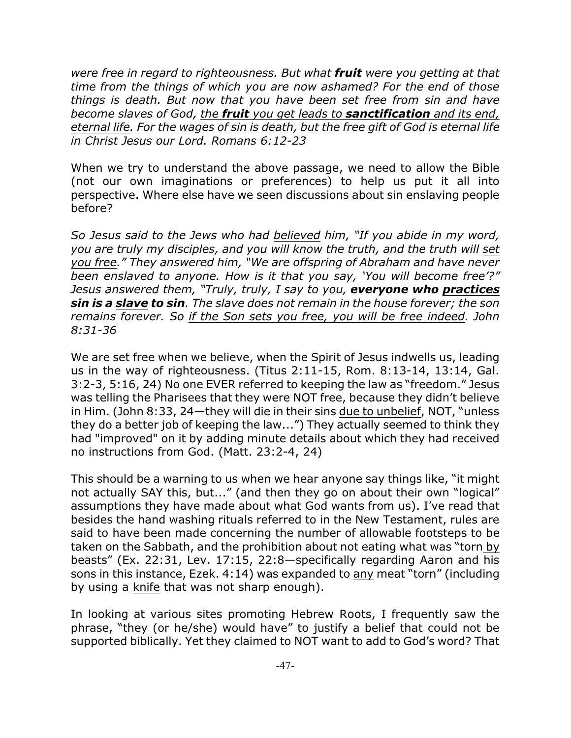*were free in regard to righteousness. But what **fruit** were you getting at that time from the things of which you are now ashamed? For the end of those things is death. But now that you have been set free from sin and have become slaves of God, <u>the **fruit** you get leads to **sanctification** and its end, eternal life</u>. For the wages of sin is death, but the free gift of God is eternal life in Christ Jesus our Lord. Romans 6:12-23*

When we try to understand the above passage, we need to allow the Bible (not our own imaginations or preferences) to help us put it all into perspective. Where else have we seen discussions about sin enslaving people before?

*So Jesus said to the Jews who had <u>believed</u> him, "If you abide in my word, you are truly my disciples, and you will know the truth, and the truth will <u>set you free</u>." They answered him, "We are offspring of Abraham and have never been enslaved to anyone. How is it that you say, 'You will become free'?" Jesus answered them, "Truly, truly, I say to you, **everyone who <u>practices</u> sin is a <u>slave</u> to sin**. The slave does not remain in the house forever; the son remains forever. So <u>if the Son sets you free, you will be free indeed</u>. John 8:31-36*

We are set free when we believe, when the Spirit of Jesus indwells us, leading us in the way of righteousness. (Titus 2:11-15, Rom. 8:13-14, 13:14, Gal. 3:2-3, 5:16, 24) No one EVER referred to keeping the law as "freedom." Jesus was telling the Pharisees that they were NOT free, because they didn't believe in Him. (John 8:33, 24—they will die in their sins <u>due to unbelief</u>, NOT, "unless they do a better job of keeping the law...") They actually seemed to think they had "improved" on it by adding minute details about which they had received no instructions from God. (Matt. 23:2-4, 24)

This should be a warning to us when we hear anyone say things like, "it might not actually SAY this, but..." (and then they go on about their own "logical" assumptions they have made about what God wants from us). I've read that besides the hand washing rituals referred to in the New Testament, rules are said to have been made concerning the number of allowable footsteps to be taken on the Sabbath, and the prohibition about not eating what was "torn <u>by beasts</u>" (Ex. 22:31, Lev. 17:15, 22:8—specifically regarding Aaron and his sons in this instance, Ezek. 4:14) was expanded to <u>any</u> meat "torn" (including by using a <u>knife</u> that was not sharp enough).

In looking at various sites promoting Hebrew Roots, I frequently saw the phrase, "they (or he/she) would have" to justify a belief that could not be supported biblically. Yet they claimed to NOT want to add to God's word? That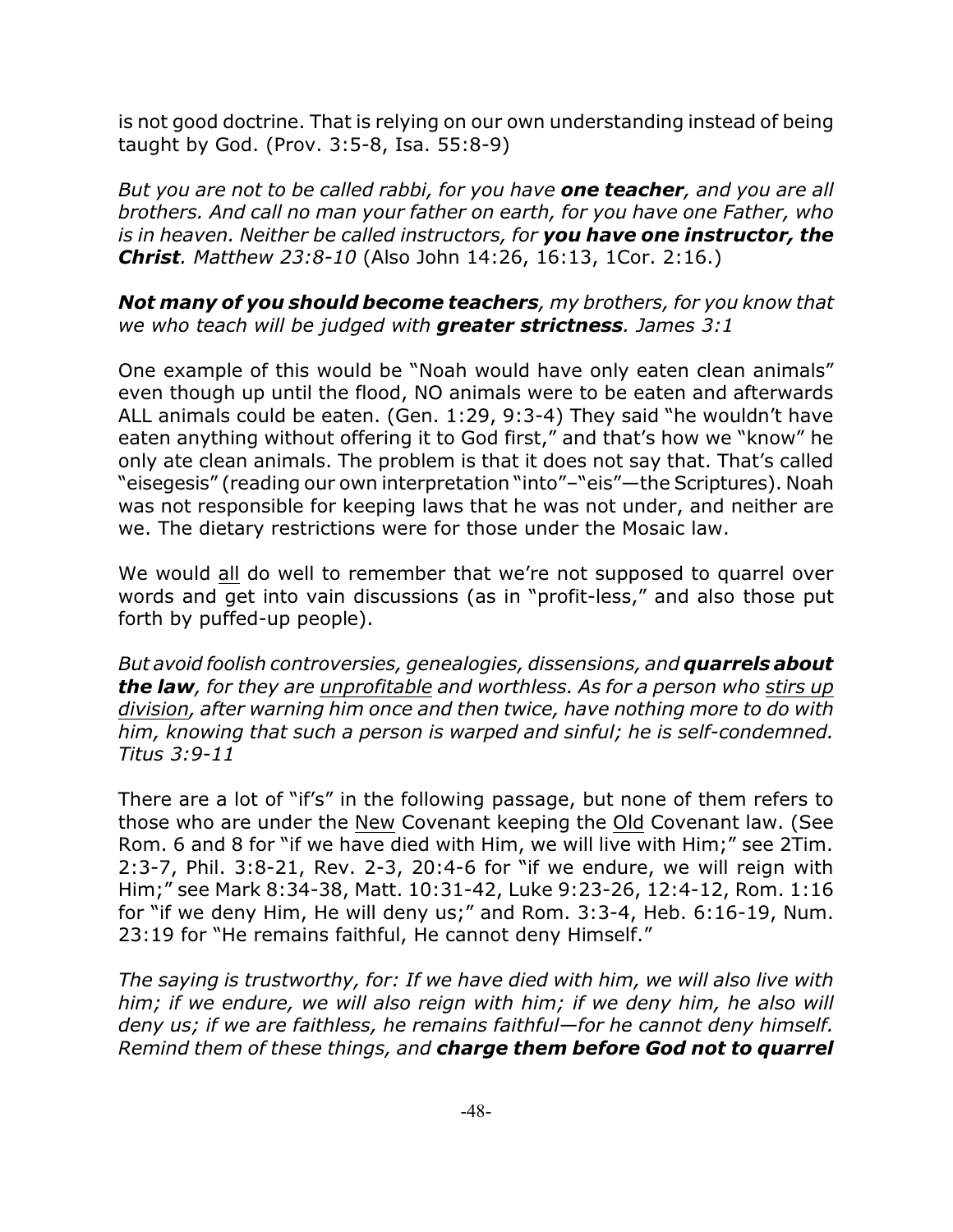is not good doctrine. That is relying on our own understanding instead of being taught by God. (Prov. 3:5-8, Isa. 55:8-9)

*But you are not to be called rabbi, for you have **one teacher**, and you are all brothers. And call no man your father on earth, for you have one Father, who is in heaven. Neither be called instructors, for **you have one instructor, the Christ**. Matthew 23:8-10* (Also John 14:26, 16:13, 1Cor. 2:16.)

***Not many of you should become teachers**, my brothers, for you know that we who teach will be judged with **greater strictness**. James 3:1*

One example of this would be "Noah would have only eaten clean animals" even though up until the flood, NO animals were to be eaten and afterwards ALL animals could be eaten. (Gen. 1:29, 9:3-4) They said "he wouldn't have eaten anything without offering it to God first," and that's how we "know" he only ate clean animals. The problem is that it does not say that. That's called "eisegesis" (reading our own interpretation "into"–"eis"—the Scriptures). Noah was not responsible for keeping laws that he was not under, and neither are we. The dietary restrictions were for those under the Mosaic law.

We would <u>all</u> do well to remember that we're not supposed to quarrel over words and get into vain discussions (as in "profit-less," and also those put forth by puffed-up people).

*But avoid foolish controversies, genealogies, dissensions, and **quarrels about the law**, for they are <u>unprofitable</u> and worthless. As for a person who <u>stirs up division</u>, after warning him once and then twice, have nothing more to do with him, knowing that such a person is warped and sinful; he is self-condemned. Titus 3:9-11*

There are a lot of "if's" in the following passage, but none of them refers to those who are under the <u>New</u> Covenant keeping the <u>Old</u> Covenant law. (See Rom. 6 and 8 for "if we have died with Him, we will live with Him;" see 2Tim. 2:3-7, Phil. 3:8-21, Rev. 2-3, 20:4-6 for "if we endure, we will reign with Him;" see Mark 8:34-38, Matt. 10:31-42, Luke 9:23-26, 12:4-12, Rom. 1:16 for "if we deny Him, He will deny us;" and Rom. 3:3-4, Heb. 6:16-19, Num. 23:19 for "He remains faithful, He cannot deny Himself."

*The saying is trustworthy, for: If we have died with him, we will also live with him; if we endure, we will also reign with him; if we deny him, he also will deny us; if we are faithless, he remains faithful—for he cannot deny himself. Remind them of these things, and **charge them before God not to quarrel***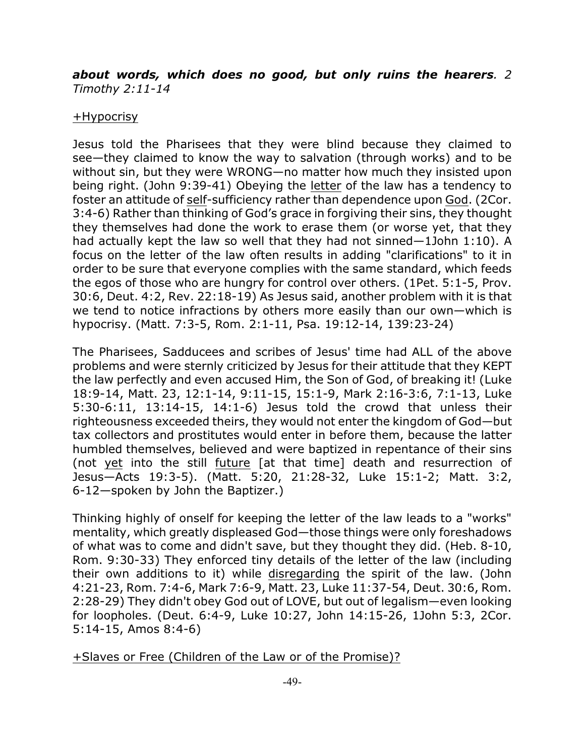***about words, which does no good, but only ruins the hearers**. 2 Timothy 2:11-14*

<u>+Hypocrisy</u>

Jesus told the Pharisees that they were blind because they claimed to see—they claimed to know the way to salvation (through works) and to be without sin, but they were WRONG—no matter how much they insisted upon being right. (John 9:39-41) Obeying the <u>letter</u> of the law has a tendency to foster an attitude of <u>self</u>-sufficiency rather than dependence upon <u>God</u>. (2Cor. 3:4-6) Rather than thinking of God's grace in forgiving their sins, they thought they themselves had done the work to erase them (or worse yet, that they had actually kept the law so well that they had not sinned—1John 1:10). A focus on the letter of the law often results in adding "clarifications" to it in order to be sure that everyone complies with the same standard, which feeds the egos of those who are hungry for control over others. (1Pet. 5:1-5, Prov. 30:6, Deut. 4:2, Rev. 22:18-19) As Jesus said, another problem with it is that we tend to notice infractions by others more easily than our own—which is hypocrisy. (Matt. 7:3-5, Rom. 2:1-11, Psa. 19:12-14, 139:23-24)

The Pharisees, Sadducees and scribes of Jesus' time had ALL of the above problems and were sternly criticized by Jesus for their attitude that they KEPT the law perfectly and even accused Him, the Son of God, of breaking it! (Luke 18:9-14, Matt. 23, 12:1-14, 9:11-15, 15:1-9, Mark 2:16-3:6, 7:1-13, Luke 5:30-6:11, 13:14-15, 14:1-6) Jesus told the crowd that unless their righteousness exceeded theirs, they would not enter the kingdom of God—but tax collectors and prostitutes would enter in before them, because the latter humbled themselves, believed and were baptized in repentance of their sins (not <u>yet</u> into the still <u>future</u> [at that time] death and resurrection of Jesus—Acts 19:3-5). (Matt. 5:20, 21:28-32, Luke 15:1-2; Matt. 3:2, 6-12—spoken by John the Baptizer.)

Thinking highly of onself for keeping the letter of the law leads to a "works" mentality, which greatly displeased God—those things were only foreshadows of what was to come and didn't save, but they thought they did. (Heb. 8-10, Rom. 9:30-33) They enforced tiny details of the letter of the law (including their own additions to it) while <u>disregarding</u> the spirit of the law. (John 4:21-23, Rom. 7:4-6, Mark 7:6-9, Matt. 23, Luke 11:37-54, Deut. 30:6, Rom. 2:28-29) They didn't obey God out of LOVE, but out of legalism—even looking for loopholes. (Deut. 6:4-9, Luke 10:27, John 14:15-26, 1John 5:3, 2Cor. 5:14-15, Amos 8:4-6)

<u>+Slaves or Free (Children of the Law or of the Promise)?</u>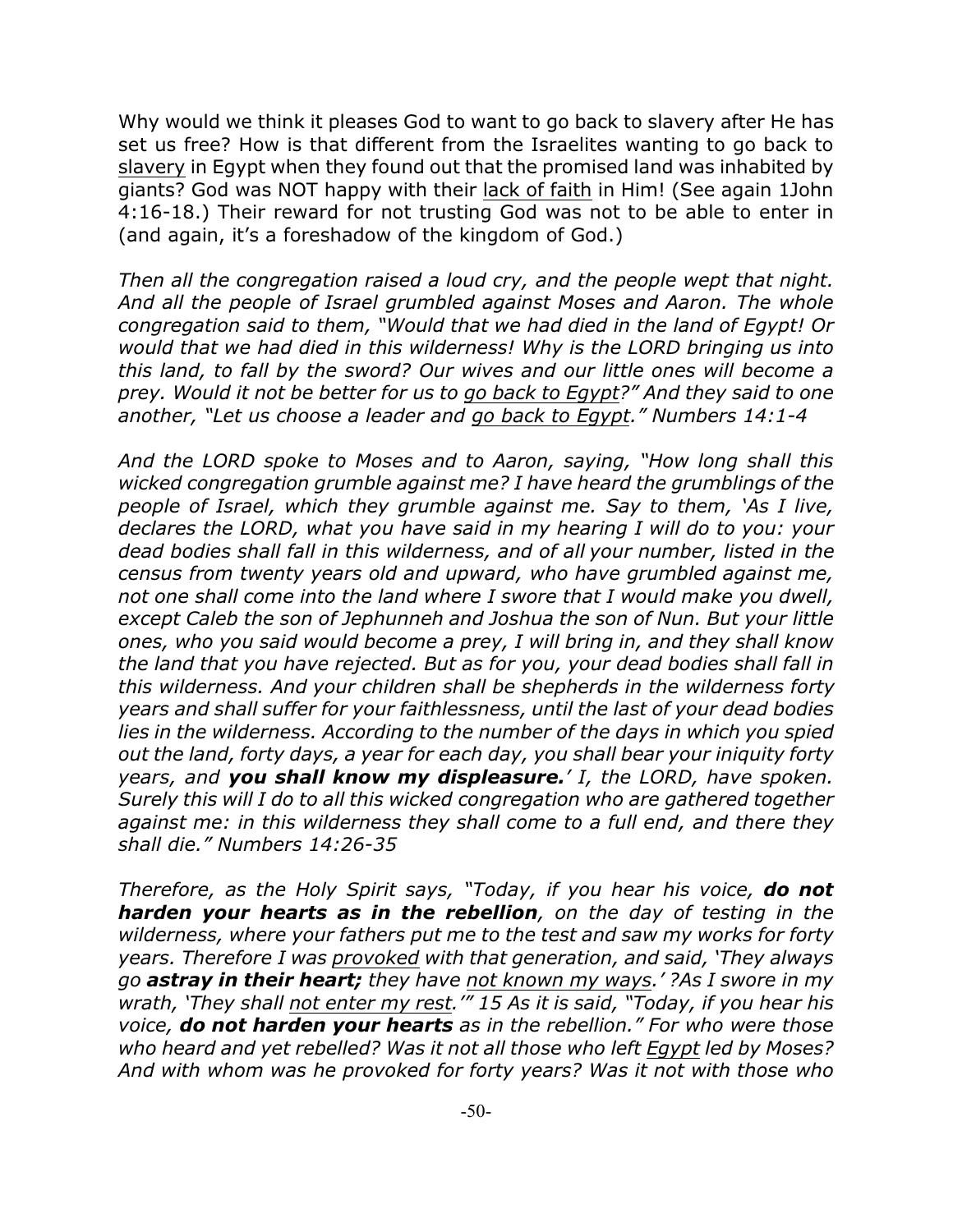Why would we think it pleases God to want to go back to slavery after He has set us free? How is that different from the Israelites wanting to go back to slavery in Egypt when they found out that the promised land was inhabited by giants? God was NOT happy with their lack of faith in Him! (See again 1John 4:16-18.) Their reward for not trusting God was not to be able to enter in (and again, it's a foreshadow of the kingdom of God.)

*Then all the congregation raised a loud cry, and the people wept that night. And all the people of Israel grumbled against Moses and Aaron. The whole congregation said to them, "Would that we had died in the land of Egypt! Or would that we had died in this wilderness! Why is the LORD bringing us into this land, to fall by the sword? Our wives and our little ones will become a prey. Would it not be better for us to go back to Egypt?" And they said to one another, "Let us choose a leader and go back to Egypt." Numbers 14:1-4*

*And the LORD spoke to Moses and to Aaron, saying, "How long shall this wicked congregation grumble against me? I have heard the grumblings of the people of Israel, which they grumble against me. Say to them, 'As I live, declares the LORD, what you have said in my hearing I will do to you: your dead bodies shall fall in this wilderness, and of all your number, listed in the census from twenty years old and upward, who have grumbled against me, not one shall come into the land where I swore that I would make you dwell, except Caleb the son of Jephunneh and Joshua the son of Nun. But your little ones, who you said would become a prey, I will bring in, and they shall know the land that you have rejected. But as for you, your dead bodies shall fall in this wilderness. And your children shall be shepherds in the wilderness forty years and shall suffer for your faithlessness, until the last of your dead bodies lies in the wilderness. According to the number of the days in which you spied out the land, forty days, a year for each day, you shall bear your iniquity forty years, and **you shall know my displeasure.**' I, the LORD, have spoken. Surely this will I do to all this wicked congregation who are gathered together against me: in this wilderness they shall come to a full end, and there they shall die." Numbers 14:26-35*

*Therefore, as the Holy Spirit says, "Today, if you hear his voice, **do not harden your hearts as in the rebellion**, on the day of testing in the wilderness, where your fathers put me to the test and saw my works for forty years. Therefore I was provoked with that generation, and said, 'They always go **astray in their heart;** they have not known my ways.' ?As I swore in my wrath, 'They shall not enter my rest.'" 15 As it is said, "Today, if you hear his voice, **do not harden your hearts** as in the rebellion." For who were those who heard and yet rebelled? Was it not all those who left Egypt led by Moses? And with whom was he provoked for forty years? Was it not with those who*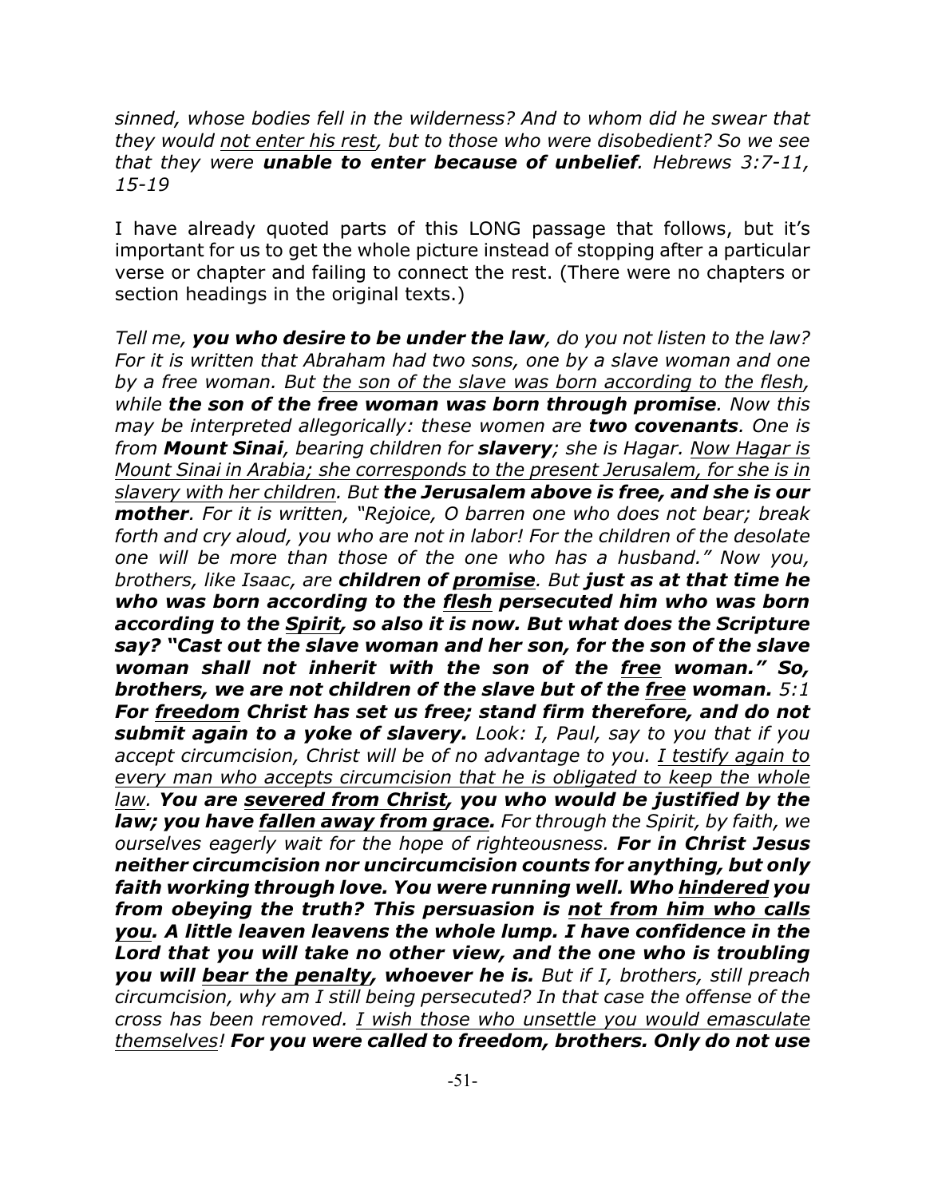*sinned, whose bodies fell in the wilderness? And to whom did he swear that they would <u>not enter his rest</u>, but to those who were disobedient? So we see that they were **unable to enter because of unbelief**. Hebrews 3:7-11, 15-19*

I have already quoted parts of this LONG passage that follows, but it's important for us to get the whole picture instead of stopping after a particular verse or chapter and failing to connect the rest. (There were no chapters or section headings in the original texts.)

*Tell me, **you who desire to be under the law**, do you not listen to the law? For it is written that Abraham had two sons, one by a slave woman and one by a free woman. But <u>the son of the slave was born according to the flesh</u>, while **the son of the free woman was born through promise**. Now this may be interpreted allegorically: these women are **two covenants**. One is from **Mount Sinai**, bearing children for **slavery**; she is Hagar. <u>Now Hagar is Mount Sinai in Arabia; she corresponds to the present Jerusalem, for she is in slavery with her children</u>. But **the Jerusalem above is free, and she is our mother**. For it is written, "Rejoice, O barren one who does not bear; break forth and cry aloud, you who are not in labor! For the children of the desolate one will be more than those of the one who has a husband." Now you, brothers, like Isaac, are **children of <u>promise</u>**. But **just as at that time he who was born according to the <u>flesh</u> persecuted him who was born according to the <u>Spirit</u>, so also it is now. But what does the Scripture say? "Cast out the slave woman and her son, for the son of the slave woman shall not inherit with the son of the <u>free</u> woman." So, brothers, we are not children of the slave but of the <u>free</u> woman.** 5:1 **For <u>freedom</u> Christ has set us free; stand firm therefore, and do not submit again to a yoke of slavery.** Look: I, Paul, say to you that if you accept circumcision, Christ will be of no advantage to you. <u>I testify again to every man who accepts circumcision that he is obligated to keep the whole law</u>. **You are <u>severed from Christ</u>, you who would be justified by the law; you have <u>fallen away from grace</u>.** For through the Spirit, by faith, we ourselves eagerly wait for the hope of righteousness. **For in Christ Jesus neither circumcision nor uncircumcision counts for anything, but only faith working through love. You were running well. Who <u>hindered</u> you from obeying the truth? This persuasion is <u>not from him who calls you</u>. A little leaven leavens the whole lump. I have confidence in the Lord that you will take no other view, and the one who is troubling you will <u>bear the penalty</u>, whoever he is.** But if I, brothers, still preach circumcision, why am I still being persecuted? In that case the offense of the cross has been removed. <u>I wish those who unsettle you would emasculate themselves</u>! **For you were called to freedom, brothers. Only do not use***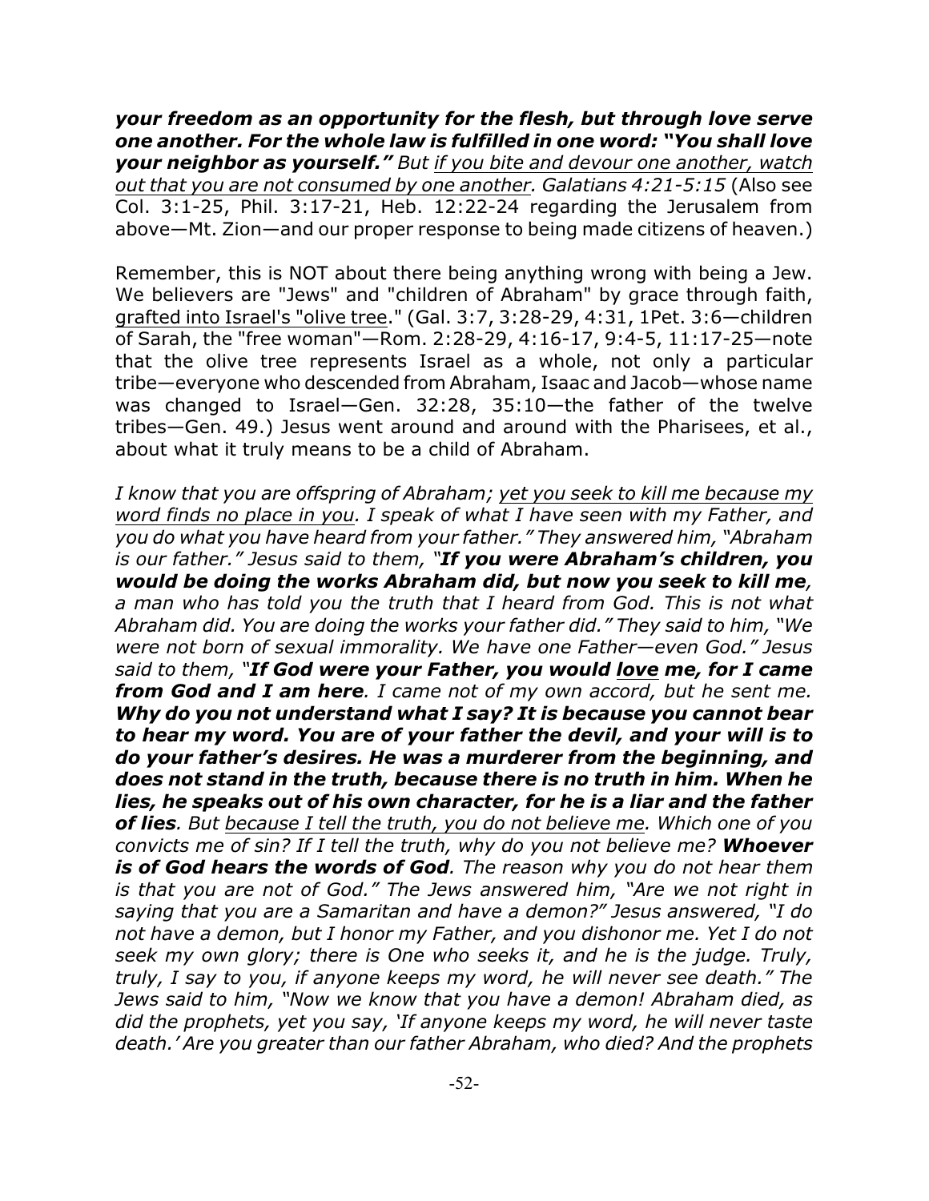***your freedom as an opportunity for the flesh, but through love serve one another. For the whole law is fulfilled in one word: "You shall love your neighbor as yourself."*** *But <u>if you bite and devour one another, watch out that you are not consumed by one another</u>. Galatians 4:21-5:15* (Also see Col. 3:1-25, Phil. 3:17-21, Heb. 12:22-24 regarding the Jerusalem from above—Mt. Zion—and our proper response to being made citizens of heaven.)

Remember, this is NOT about there being anything wrong with being a Jew. We believers are "Jews" and "children of Abraham" by grace through faith, <u>grafted into Israel's "olive tree</u>." (Gal. 3:7, 3:28-29, 4:31, 1Pet. 3:6—children of Sarah, the "free woman"—Rom. 2:28-29, 4:16-17, 9:4-5, 11:17-25—note that the olive tree represents Israel as a whole, not only a particular tribe—everyone who descended from Abraham, Isaac and Jacob—whose name was changed to Israel—Gen. 32:28, 35:10—the father of the twelve tribes—Gen. 49.) Jesus went around and around with the Pharisees, et al., about what it truly means to be a child of Abraham.

*I know that you are offspring of Abraham; <u>yet you seek to kill me because my word finds no place in you</u>. I speak of what I have seen with my Father, and you do what you have heard from your father." They answered him, "Abraham is our father." Jesus said to them, "**If you were Abraham's children, you would be doing the works Abraham did, but now you seek to kill me**, a man who has told you the truth that I heard from God. This is not what Abraham did. You are doing the works your father did." They said to him, "We were not born of sexual immorality. We have one Father—even God." Jesus said to them, "**If God were your Father, you would <u>love</u> me, for I came from God and I am here**. I came not of my own accord, but he sent me. **Why do you not understand what I say? It is because you cannot bear to hear my word. You are of your father the devil, and your will is to do your father's desires. He was a murderer from the beginning, and does not stand in the truth, because there is no truth in him. When he lies, he speaks out of his own character, for he is a liar and the father of lies**. But <u>because I tell the truth, you do not believe me</u>. Which one of you convicts me of sin? If I tell the truth, why do you not believe me? **Whoever is of God hears the words of God**. The reason why you do not hear them is that you are not of God." The Jews answered him, "Are we not right in saying that you are a Samaritan and have a demon?" Jesus answered, "I do not have a demon, but I honor my Father, and you dishonor me. Yet I do not seek my own glory; there is One who seeks it, and he is the judge. Truly, truly, I say to you, if anyone keeps my word, he will never see death." The Jews said to him, "Now we know that you have a demon! Abraham died, as did the prophets, yet you say, 'If anyone keeps my word, he will never taste death.' Are you greater than our father Abraham, who died? And the prophets*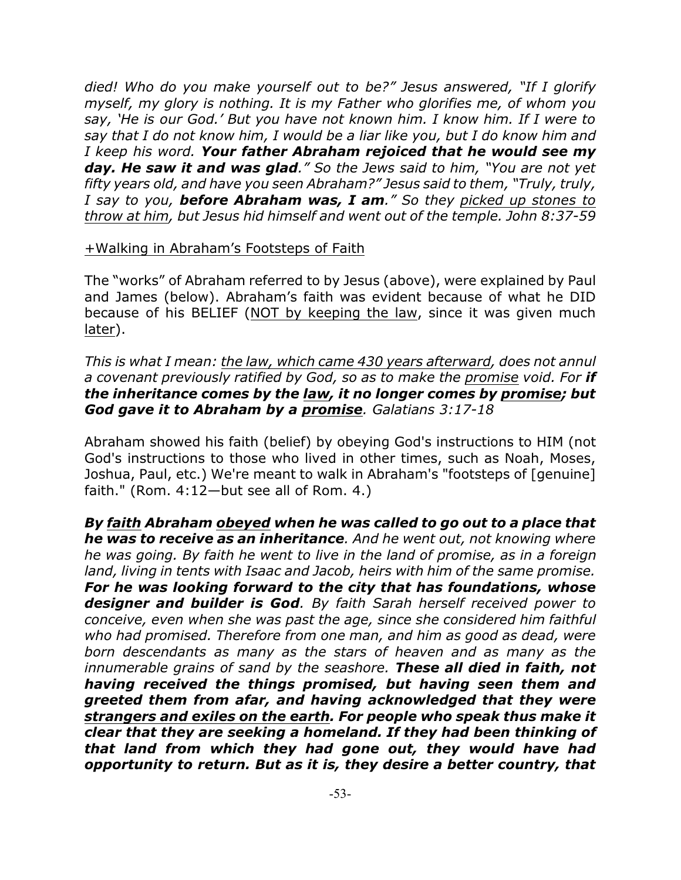*died! Who do you make yourself out to be?" Jesus answered, "If I glorify myself, my glory is nothing. It is my Father who glorifies me, of whom you say, 'He is our God.' But you have not known him. I know him. If I were to say that I do not know him, I would be a liar like you, but I do know him and I keep his word.* ***Your father Abraham rejoiced that he would see my day. He saw it and was glad****." So the Jews said to him, "You are not yet fifty years old, and have you seen Abraham?" Jesus said to them, "Truly, truly, I say to you,* ***before Abraham was, I am****." So they <u>picked up stones to throw at him</u>, but Jesus hid himself and went out of the temple. John 8:37-59*

<u>+Walking in Abraham's Footsteps of Faith</u>

The "works" of Abraham referred to by Jesus (above), were explained by Paul and James (below). Abraham's faith was evident because of what he DID because of his BELIEF (<u>NOT by keeping the law</u>, since it was given much <u>later</u>).

*This is what I mean: <u>the law, which came 430 years afterward</u>, does not annul a covenant previously ratified by God, so as to make the <u>promise</u> void. For* ***if the inheritance comes by the <u>law</u>, it no longer comes by <u>promise</u>; but God gave it to Abraham by a <u>promise</u>****. Galatians 3:17-18*

Abraham showed his faith (belief) by obeying God's instructions to HIM (not God's instructions to those who lived in other times, such as Noah, Moses, Joshua, Paul, etc.) We're meant to walk in Abraham's "footsteps of [genuine] faith." (Rom. 4:12—but see all of Rom. 4.)

***By <u>faith</u> Abraham <u>obeyed</u> when he was called to go out to a place that he was to receive as an inheritance****. And he went out, not knowing where he was going. By faith he went to live in the land of promise, as in a foreign land, living in tents with Isaac and Jacob, heirs with him of the same promise.* ***For he was looking forward to the city that has foundations, whose designer and builder is God****. By faith Sarah herself received power to conceive, even when she was past the age, since she considered him faithful who had promised. Therefore from one man, and him as good as dead, were born descendants as many as the stars of heaven and as many as the innumerable grains of sand by the seashore.* ***These all died in faith, not having received the things promised, but having seen them and greeted them from afar, and having acknowledged that they were <u>strangers and exiles on the earth</u>. For people who speak thus make it clear that they are seeking a homeland. If they had been thinking of that land from which they had gone out, they would have had opportunity to return. But as it is, they desire a better country, that***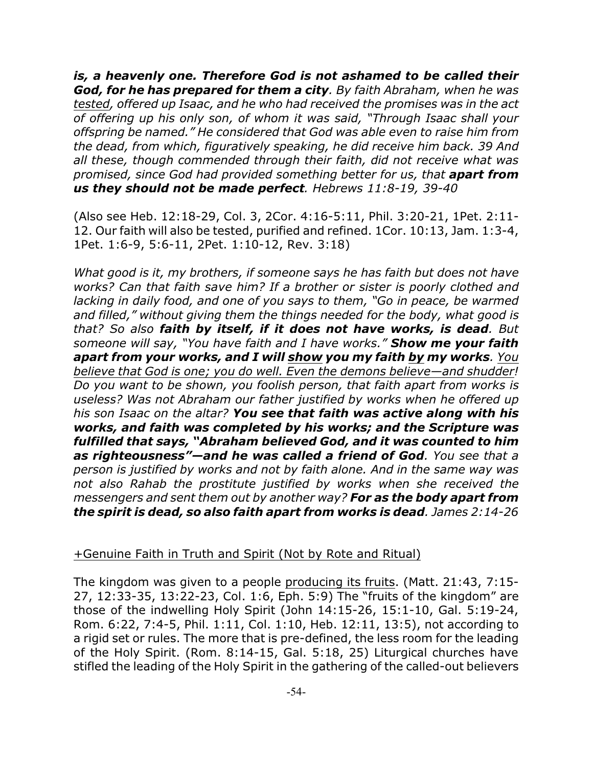*is, a heavenly one. **Therefore God is not ashamed to be called their God, for he has prepared for them a city**. By faith Abraham, when he was <u>tested</u>, offered up Isaac, and he who had received the promises was in the act of offering up his only son, of whom it was said, "Through Isaac shall your offspring be named." He considered that God was able even to raise him from the dead, from which, figuratively speaking, he did receive him back. 39 And all these, though commended through their faith, did not receive what was promised, since God had provided something better for us, that **apart from us they should not be made perfect**. Hebrews 11:8-19, 39-40*

(Also see Heb. 12:18-29, Col. 3, 2Cor. 4:16-5:11, Phil. 3:20-21, 1Pet. 2:11-12. Our faith will also be tested, purified and refined. 1Cor. 10:13, Jam. 1:3-4, 1Pet. 1:6-9, 5:6-11, 2Pet. 1:10-12, Rev. 3:18)

*What good is it, my brothers, if someone says he has faith but does not have works? Can that faith save him? If a brother or sister is poorly clothed and lacking in daily food, and one of you says to them, "Go in peace, be warmed and filled," without giving them the things needed for the body, what good is that? So also **faith by itself, if it does not have works, is dead**. But someone will say, "You have faith and I have works." **Show me your faith apart from your works, and I will <u>show</u> you my faith <u>by</u> my works**. <u>You believe that God is one; you do well. Even the demons believe—and shudder</u>! Do you want to be shown, you foolish person, that faith apart from works is useless? Was not Abraham our father justified by works when he offered up his son Isaac on the altar? **You see that faith was active along with his works, and faith was completed by his works; and the Scripture was fulfilled that says, "Abraham believed God, and it was counted to him as righteousness"—and he was called a friend of God**. You see that a person is justified by works and not by faith alone. And in the same way was not also Rahab the prostitute justified by works when she received the messengers and sent them out by another way? **For as the body apart from the spirit is dead, so also faith apart from works is dead**. James 2:14-26*

<u>+Genuine Faith in Truth and Spirit (Not by Rote and Ritual)</u>

The kingdom was given to a people <u>producing its fruits</u>. (Matt. 21:43, 7:15-27, 12:33-35, 13:22-23, Col. 1:6, Eph. 5:9) The "fruits of the kingdom" are those of the indwelling Holy Spirit (John 14:15-26, 15:1-10, Gal. 5:19-24, Rom. 6:22, 7:4-5, Phil. 1:11, Col. 1:10, Heb. 12:11, 13:5), not according to a rigid set or rules. The more that is pre-defined, the less room for the leading of the Holy Spirit. (Rom. 8:14-15, Gal. 5:18, 25) Liturgical churches have stifled the leading of the Holy Spirit in the gathering of the called-out believers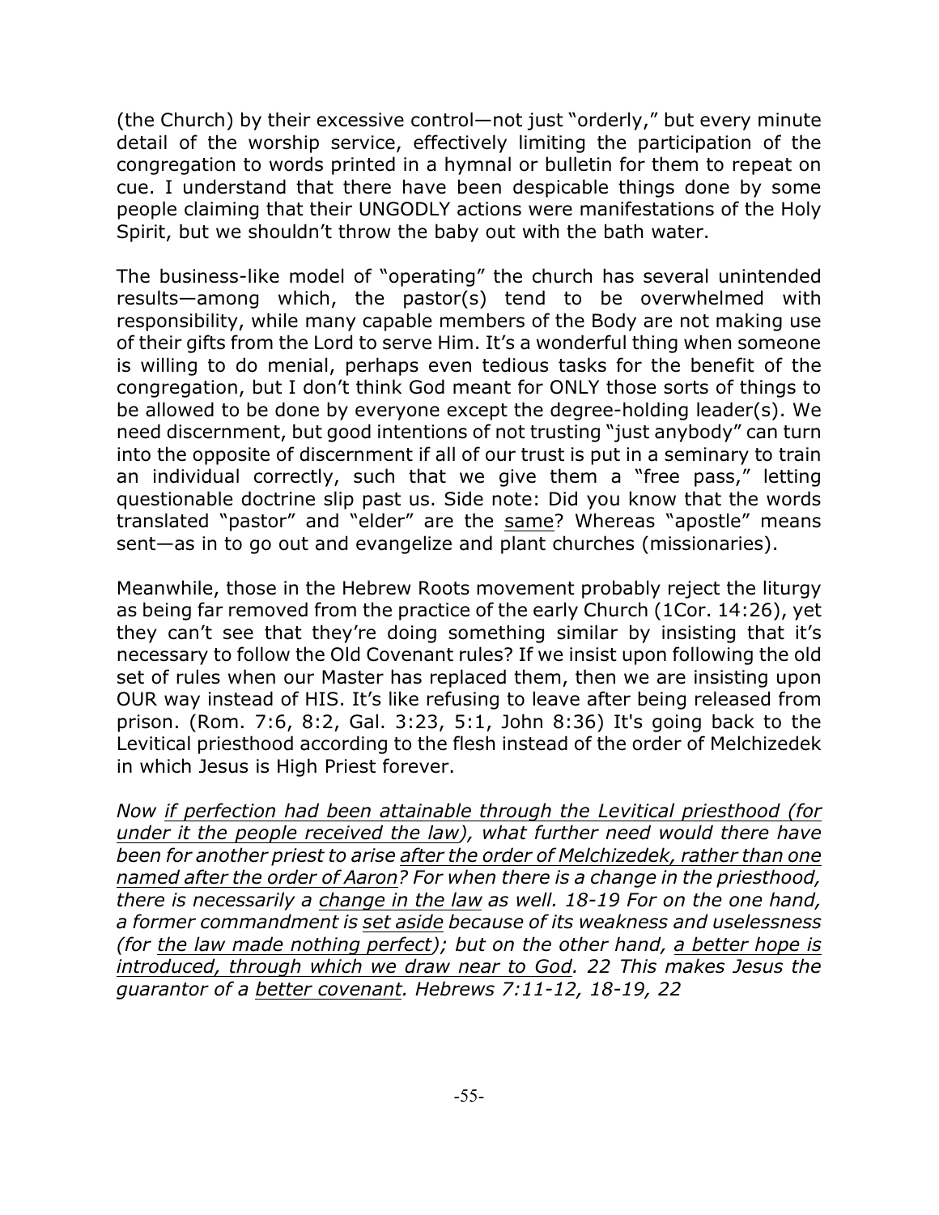(the Church) by their excessive control—not just "orderly," but every minute detail of the worship service, effectively limiting the participation of the congregation to words printed in a hymnal or bulletin for them to repeat on cue. I understand that there have been despicable things done by some people claiming that their UNGODLY actions were manifestations of the Holy Spirit, but we shouldn't throw the baby out with the bath water.

The business-like model of "operating" the church has several unintended results—among which, the pastor(s) tend to be overwhelmed with responsibility, while many capable members of the Body are not making use of their gifts from the Lord to serve Him. It's a wonderful thing when someone is willing to do menial, perhaps even tedious tasks for the benefit of the congregation, but I don't think God meant for ONLY those sorts of things to be allowed to be done by everyone except the degree-holding leader(s). We need discernment, but good intentions of not trusting "just anybody" can turn into the opposite of discernment if all of our trust is put in a seminary to train an individual correctly, such that we give them a "free pass," letting questionable doctrine slip past us. Side note: Did you know that the words translated "pastor" and "elder" are the <u>same</u>? Whereas "apostle" means sent—as in to go out and evangelize and plant churches (missionaries).

Meanwhile, those in the Hebrew Roots movement probably reject the liturgy as being far removed from the practice of the early Church (1Cor. 14:26), yet they can't see that they're doing something similar by insisting that it's necessary to follow the Old Covenant rules? If we insist upon following the old set of rules when our Master has replaced them, then we are insisting upon OUR way instead of HIS. It's like refusing to leave after being released from prison. (Rom. 7:6, 8:2, Gal. 3:23, 5:1, John 8:36) It's going back to the Levitical priesthood according to the flesh instead of the order of Melchizedek in which Jesus is High Priest forever.

*Now <u>if perfection had been attainable through the Levitical priesthood (for under it the people received the law)</u>, what further need would there have been for another priest to arise <u>after the order of Melchizedek, rather than one named after the order of Aaron</u>? For when there is a change in the priesthood, there is necessarily a <u>change in the law</u> as well. 18-19 For on the one hand, a former commandment is <u>set aside</u> because of its weakness and uselessness (for <u>the law made nothing perfect</u>); but on the other hand, <u>a better hope is introduced, through which we draw near to God</u>. 22 This makes Jesus the guarantor of a <u>better covenant</u>. Hebrews 7:11-12, 18-19, 22*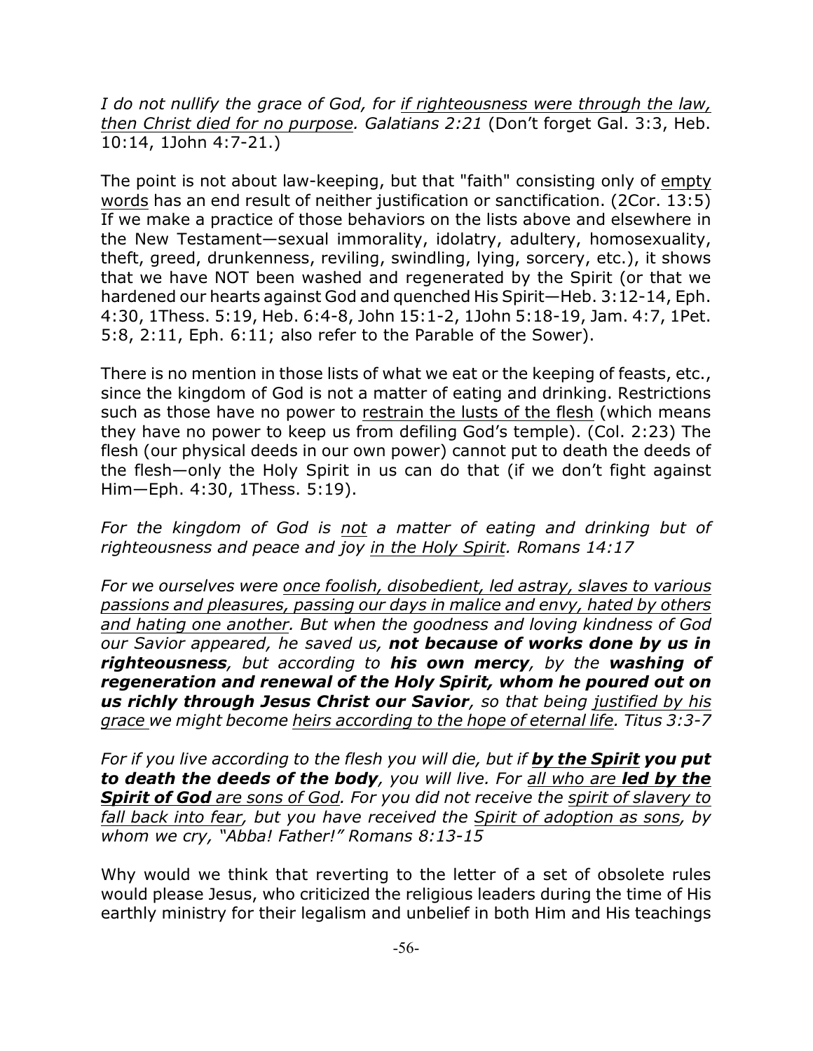*I do not nullify the grace of God, for if righteousness were through the law, then Christ died for no purpose. Galatians 2:21* (Don't forget Gal. 3:3, Heb. 10:14, 1John 4:7-21.)

The point is not about law-keeping, but that "faith" consisting only of empty words has an end result of neither justification or sanctification. (2Cor. 13:5) If we make a practice of those behaviors on the lists above and elsewhere in the New Testament—sexual immorality, idolatry, adultery, homosexuality, theft, greed, drunkenness, reviling, swindling, lying, sorcery, etc.), it shows that we have NOT been washed and regenerated by the Spirit (or that we hardened our hearts against God and quenched His Spirit—Heb. 3:12-14, Eph. 4:30, 1Thess. 5:19, Heb. 6:4-8, John 15:1-2, 1John 5:18-19, Jam. 4:7, 1Pet. 5:8, 2:11, Eph. 6:11; also refer to the Parable of the Sower).

There is no mention in those lists of what we eat or the keeping of feasts, etc., since the kingdom of God is not a matter of eating and drinking. Restrictions such as those have no power to restrain the lusts of the flesh (which means they have no power to keep us from defiling God's temple). (Col. 2:23) The flesh (our physical deeds in our own power) cannot put to death the deeds of the flesh—only the Holy Spirit in us can do that (if we don't fight against Him—Eph. 4:30, 1Thess. 5:19).

*For the kingdom of God is not a matter of eating and drinking but of righteousness and peace and joy in the Holy Spirit. Romans 14:17*

*For we ourselves were once foolish, disobedient, led astray, slaves to various passions and pleasures, passing our days in malice and envy, hated by others and hating one another. But when the goodness and loving kindness of God our Savior appeared, he saved us, **not because of works done by us in righteousness**, but according to **his own mercy**, by the **washing of regeneration and renewal of the Holy Spirit, whom he poured out on us richly through Jesus Christ our Savior**, so that being justified by his grace we might become heirs according to the hope of eternal life. Titus 3:3-7*

*For if you live according to the flesh you will die, but if **by the Spirit you put to death the deeds of the body**, you will live. For all who are **led by the Spirit of God** are sons of God. For you did not receive the spirit of slavery to fall back into fear, but you have received the Spirit of adoption as sons, by whom we cry, "Abba! Father!" Romans 8:13-15*

Why would we think that reverting to the letter of a set of obsolete rules would please Jesus, who criticized the religious leaders during the time of His earthly ministry for their legalism and unbelief in both Him and His teachings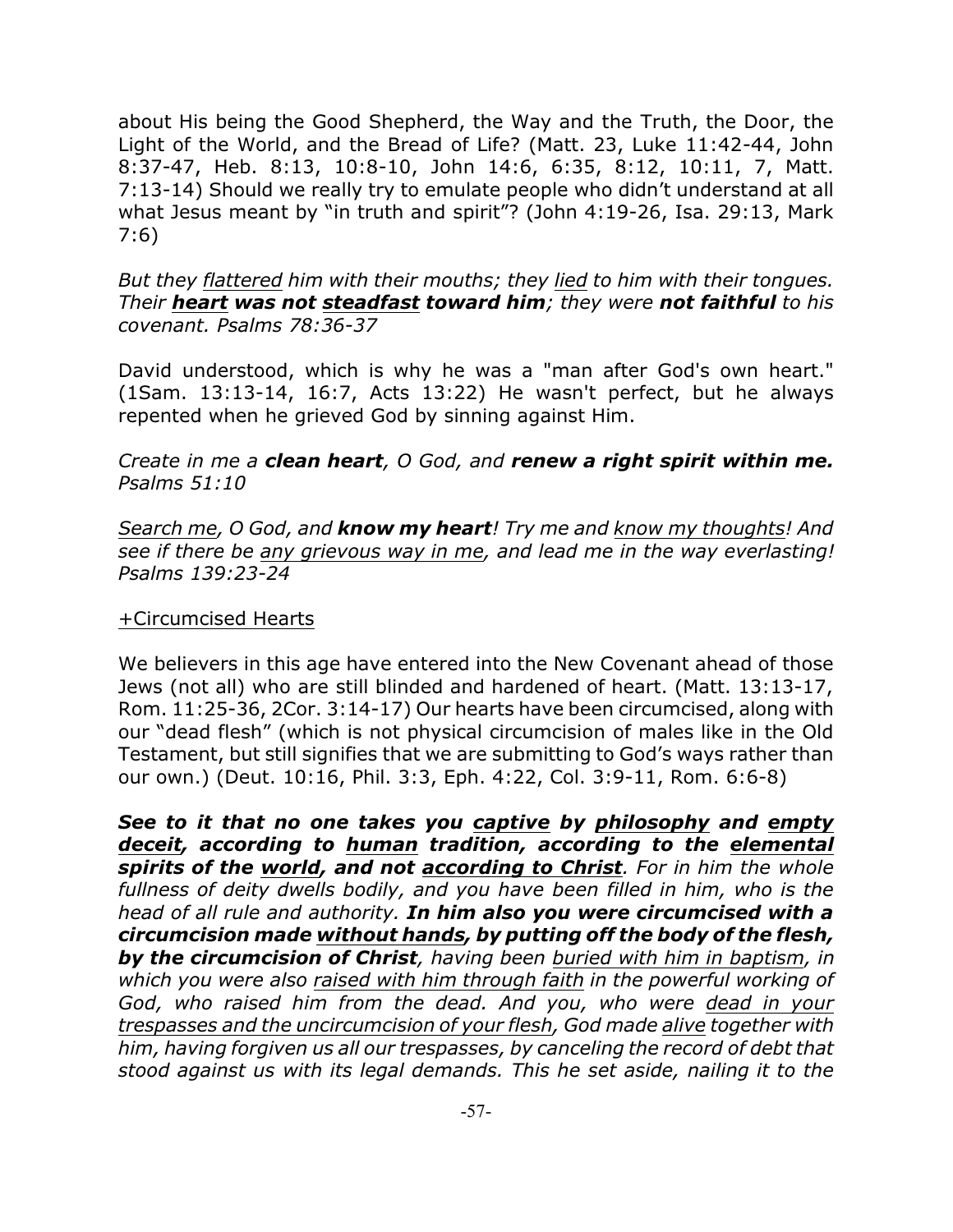about His being the Good Shepherd, the Way and the Truth, the Door, the Light of the World, and the Bread of Life? (Matt. 23, Luke 11:42-44, John 8:37-47, Heb. 8:13, 10:8-10, John 14:6, 6:35, 8:12, 10:11, 7, Matt. 7:13-14) Should we really try to emulate people who didn't understand at all what Jesus meant by "in truth and spirit"? (John 4:19-26, Isa. 29:13, Mark 7:6)

*But they <u>flattered</u> him with their mouths; they <u>lied</u> to him with their tongues. Their **<u>heart</u> was not <u>steadfast</u> toward him**; they were **not faithful** to his covenant. Psalms 78:36-37*

David understood, which is why he was a "man after God's own heart." (1Sam. 13:13-14, 16:7, Acts 13:22) He wasn't perfect, but he always repented when he grieved God by sinning against Him.

*Create in me a **clean heart**, O God, and **renew a right spirit within me.** Psalms 51:10*

*<u>Search me</u>, O God, and **know my heart**! Try me and <u>know my thoughts</u>! And see if there be <u>any grievous way in me</u>, and lead me in the way everlasting! Psalms 139:23-24*

<u>+Circumcised Hearts</u>

We believers in this age have entered into the New Covenant ahead of those Jews (not all) who are still blinded and hardened of heart. (Matt. 13:13-17, Rom. 11:25-36, 2Cor. 3:14-17) Our hearts have been circumcised, along with our "dead flesh" (which is not physical circumcision of males like in the Old Testament, but still signifies that we are submitting to God's ways rather than our own.) (Deut. 10:16, Phil. 3:3, Eph. 4:22, Col. 3:9-11, Rom. 6:6-8)

***See to it that no one takes you <u>captive</u> by <u>philosophy</u> and <u>empty deceit</u>, according to <u>human</u> tradition, according to the <u>elemental</u> spirits of the <u>world</u>, and not <u>according to Christ</u>.** For in him the whole fullness of deity dwells bodily, and you have been filled in him, who is the head of all rule and authority. **In him also you were circumcised with a circumcision made <u>without hands</u>, by putting off the body of the flesh, by the circumcision of Christ**, having been <u>buried with him in baptism</u>, in which you were also <u>raised with him through faith</u> in the powerful working of God, who raised him from the dead. And you, who were <u>dead in your trespasses and the uncircumcision of your flesh</u>, God made <u>alive</u> together with him, having forgiven us all our trespasses, by canceling the record of debt that stood against us with its legal demands. This he set aside, nailing it to the*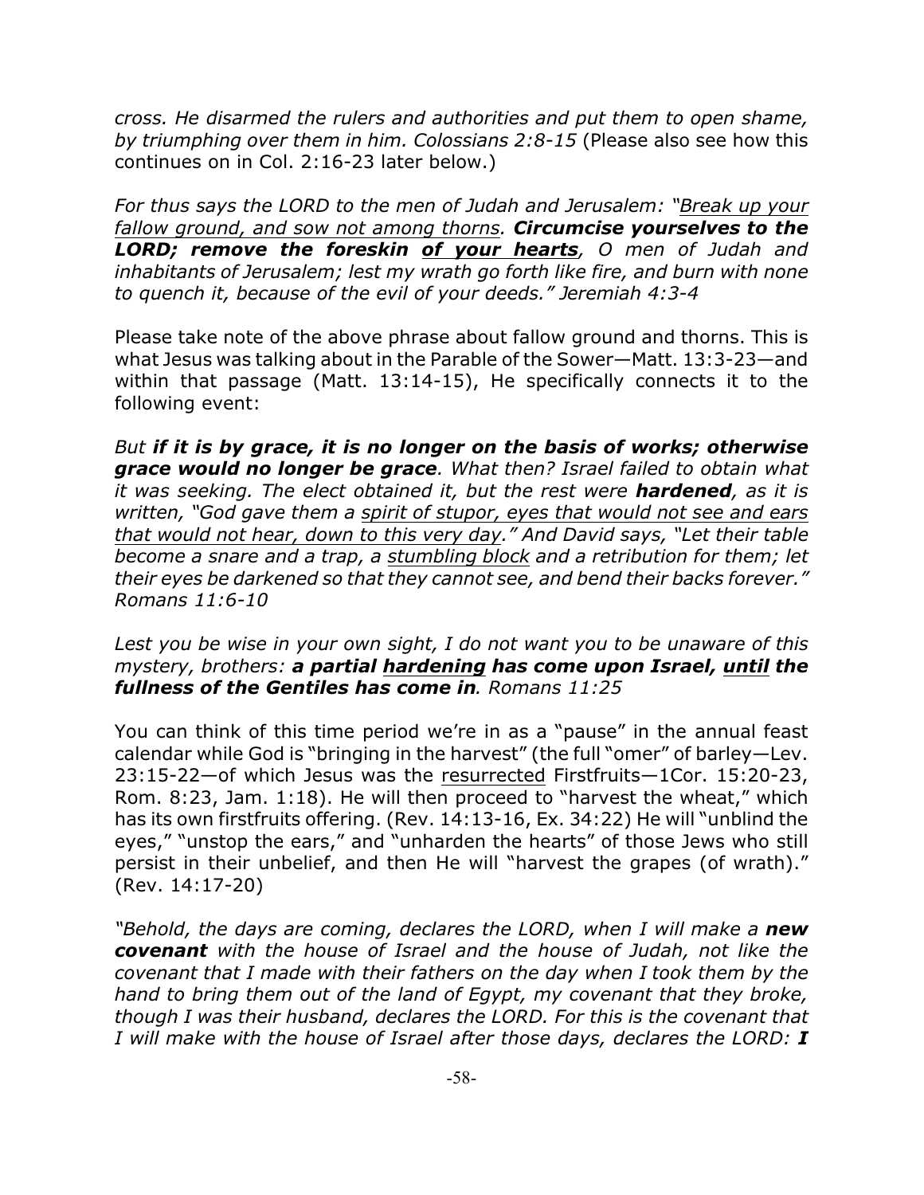*cross. He disarmed the rulers and authorities and put them to open shame, by triumphing over them in him. Colossians 2:8-15* (Please also see how this continues on in Col. 2:16-23 later below.)

*For thus says the LORD to the men of Judah and Jerusalem: "Break up your fallow ground, and sow not among thorns.* ***Circumcise yourselves to the LORD; remove the foreskin of your hearts****, O men of Judah and inhabitants of Jerusalem; lest my wrath go forth like fire, and burn with none to quench it, because of the evil of your deeds." Jeremiah 4:3-4*

Please take note of the above phrase about fallow ground and thorns. This is what Jesus was talking about in the Parable of the Sower—Matt. 13:3-23—and within that passage (Matt. 13:14-15), He specifically connects it to the following event:

*But* ***if it is by grace, it is no longer on the basis of works; otherwise grace would no longer be grace****. What then? Israel failed to obtain what it was seeking. The elect obtained it, but the rest were* ***hardened****, as it is written, "God gave them a spirit of stupor, eyes that would not see and ears that would not hear, down to this very day." And David says, "Let their table become a snare and a trap, a stumbling block and a retribution for them; let their eyes be darkened so that they cannot see, and bend their backs forever." Romans 11:6-10*

*Lest you be wise in your own sight, I do not want you to be unaware of this mystery, brothers:* ***a partial hardening has come upon Israel, until the fullness of the Gentiles has come in****. Romans 11:25*

You can think of this time period we're in as a "pause" in the annual feast calendar while God is "bringing in the harvest" (the full "omer" of barley—Lev. 23:15-22—of which Jesus was the resurrected Firstfruits—1Cor. 15:20-23, Rom. 8:23, Jam. 1:18). He will then proceed to "harvest the wheat," which has its own firstfruits offering. (Rev. 14:13-16, Ex. 34:22) He will "unblind the eyes," "unstop the ears," and "unharden the hearts" of those Jews who still persist in their unbelief, and then He will "harvest the grapes (of wrath)." (Rev. 14:17-20)

*"Behold, the days are coming, declares the LORD, when I will make a* ***new covenant*** *with the house of Israel and the house of Judah, not like the covenant that I made with their fathers on the day when I took them by the hand to bring them out of the land of Egypt, my covenant that they broke, though I was their husband, declares the LORD. For this is the covenant that I will make with the house of Israel after those days, declares the LORD:* ***I***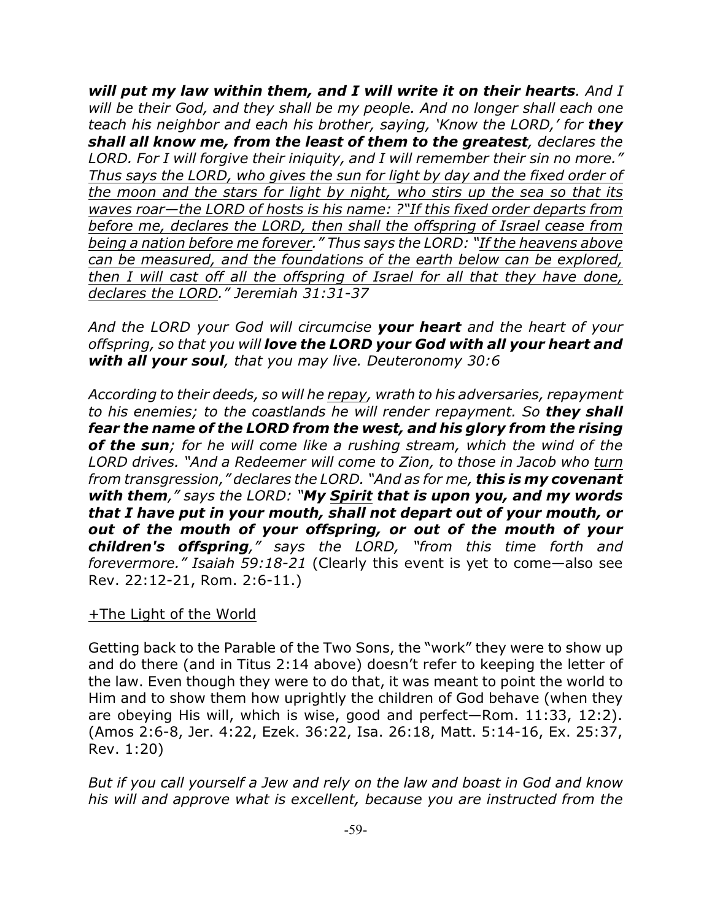***will put my law within them, and I will write it on their hearts**. And I will be their God, and they shall be my people. And no longer shall each one teach his neighbor and each his brother, saying, 'Know the LORD,' for **they shall all know me, from the least of them to the greatest**, declares the LORD. For I will forgive their iniquity, and I will remember their sin no more." <u>Thus says the LORD, who gives the sun for light by day and the fixed order of the moon and the stars for light by night, who stirs up the sea so that its waves roar—the LORD of hosts is his name: ?"If this fixed order departs from before me, declares the LORD, then shall the offspring of Israel cease from being a nation before me forever</u>." Thus says the LORD: "<u>If the heavens above can be measured, and the foundations of the earth below can be explored, then I will cast off all the offspring of Israel for all that they have done, declares the LORD</u>." Jeremiah 31:31-37*

*And the LORD your God will circumcise **your heart** and the heart of your offspring, so that you will **love the LORD your God with all your heart and with all your soul**, that you may live. Deuteronomy 30:6*

*According to their deeds, so will he <u>repay</u>, wrath to his adversaries, repayment to his enemies; to the coastlands he will render repayment. So **they shall fear the name of the LORD from the west, and his glory from the rising of the sun**; for he will come like a rushing stream, which the wind of the LORD drives. "And a Redeemer will come to Zion, to those in Jacob who <u>turn</u> from transgression," declares the LORD. "And as for me, **this is my covenant with them**," says the LORD: "**My <u>Spirit</u> that is upon you, and my words that I have put in your mouth, shall not depart out of your mouth, or out of the mouth of your offspring, or out of the mouth of your children's offspring**," says the LORD, "from this time forth and forevermore." Isaiah 59:18-21* (Clearly this event is yet to come—also see Rev. 22:12-21, Rom. 2:6-11.)

<u>+The Light of the World</u>

Getting back to the Parable of the Two Sons, the "work" they were to show up and do there (and in Titus 2:14 above) doesn't refer to keeping the letter of the law. Even though they were to do that, it was meant to point the world to Him and to show them how uprightly the children of God behave (when they are obeying His will, which is wise, good and perfect—Rom. 11:33, 12:2). (Amos 2:6-8, Jer. 4:22, Ezek. 36:22, Isa. 26:18, Matt. 5:14-16, Ex. 25:37, Rev. 1:20)

*But if you call yourself a Jew and rely on the law and boast in God and know his will and approve what is excellent, because you are instructed from the*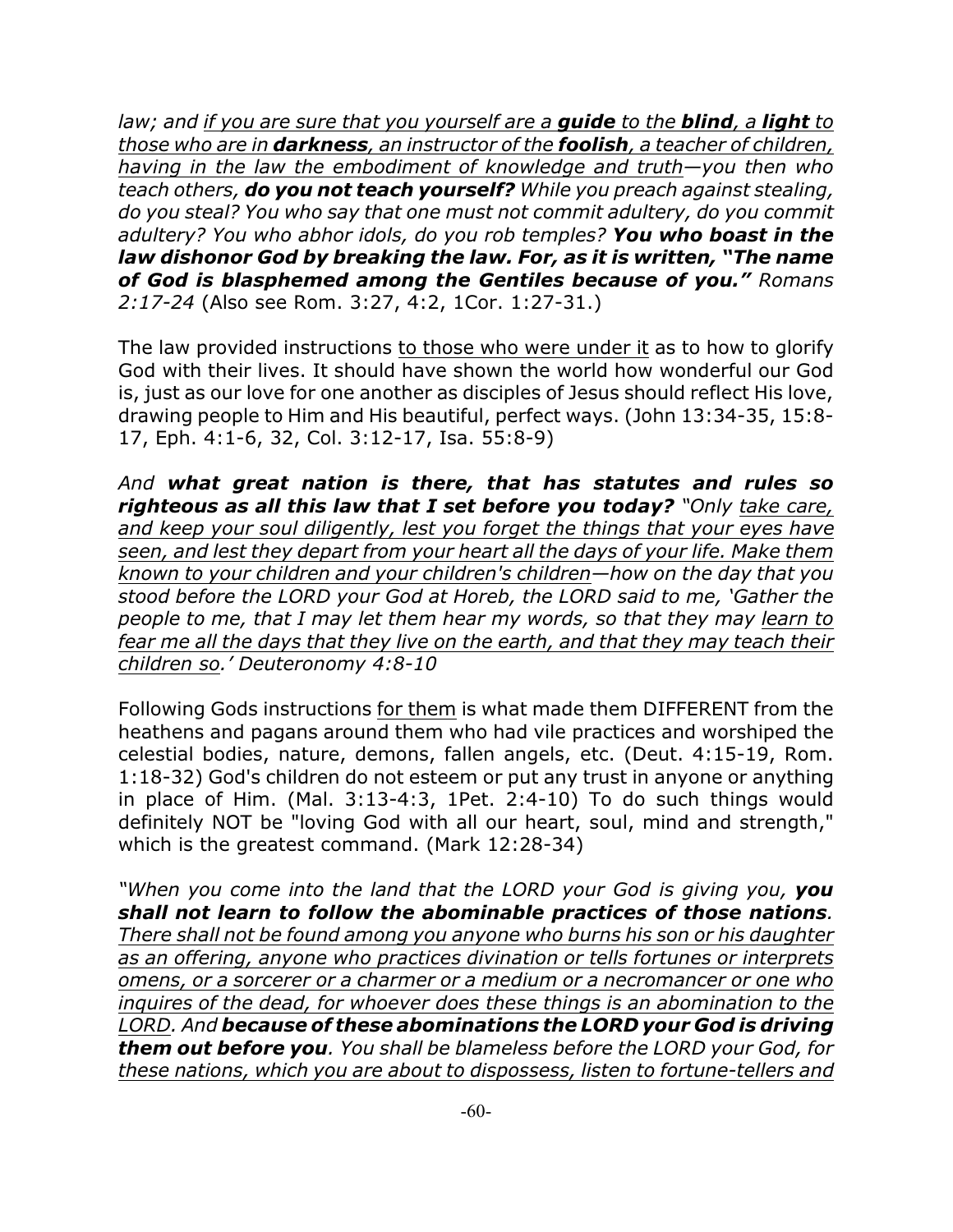*law; and <u>if you are sure that you yourself are a **guide** to the **blind**, a **light** to those who are in **darkness**, an instructor of the **foolish**, a teacher of children, having in the law the embodiment of knowledge and truth</u>—you then who teach others, **do you not teach yourself?** While you preach against stealing, do you steal? You who say that one must not commit adultery, do you commit adultery? You who abhor idols, do you rob temples? **You who boast in the law dishonor God by breaking the law. For, as it is written, "The name of God is blasphemed among the Gentiles because of you."** Romans 2:17-24* (Also see Rom. 3:27, 4:2, 1Cor. 1:27-31.)

The law provided instructions <u>to those who were under it</u> as to how to glorify God with their lives. It should have shown the world how wonderful our God is, just as our love for one another as disciples of Jesus should reflect His love, drawing people to Him and His beautiful, perfect ways. (John 13:34-35, 15:8-17, Eph. 4:1-6, 32, Col. 3:12-17, Isa. 55:8-9)

*And **what great nation is there, that has statutes and rules so righteous as all this law that I set before you today?** "Only <u>take care, and keep your soul diligently, lest you forget the things that your eyes have seen, and lest they depart from your heart all the days of your life. Make them known to your children and your children's children</u>—how on the day that you stood before the LORD your God at Horeb, the LORD said to me, 'Gather the people to me, that I may let them hear my words, so that they may <u>learn to fear me all the days that they live on the earth, and that they may teach their children so</u>.' Deuteronomy 4:8-10*

Following Gods instructions <u>for them</u> is what made them DIFFERENT from the heathens and pagans around them who had vile practices and worshiped the celestial bodies, nature, demons, fallen angels, etc. (Deut. 4:15-19, Rom. 1:18-32) God's children do not esteem or put any trust in anyone or anything in place of Him. (Mal. 3:13-4:3, 1Pet. 2:4-10) To do such things would definitely NOT be "loving God with all our heart, soul, mind and strength," which is the greatest command. (Mark 12:28-34)

*"When you come into the land that the LORD your God is giving you, **you shall not learn to follow the abominable practices of those nations**. <u>There shall not be found among you anyone who burns his son or his daughter as an offering, anyone who practices divination or tells fortunes or interprets omens, or a sorcerer or a charmer or a medium or a necromancer or one who inquires of the dead, for whoever does these things is an abomination to the LORD</u>. And **because of these abominations the LORD your God is driving them out before you**. You shall be blameless before the LORD your God, for <u>these nations, which you are about to dispossess, listen to fortune-tellers and</u>*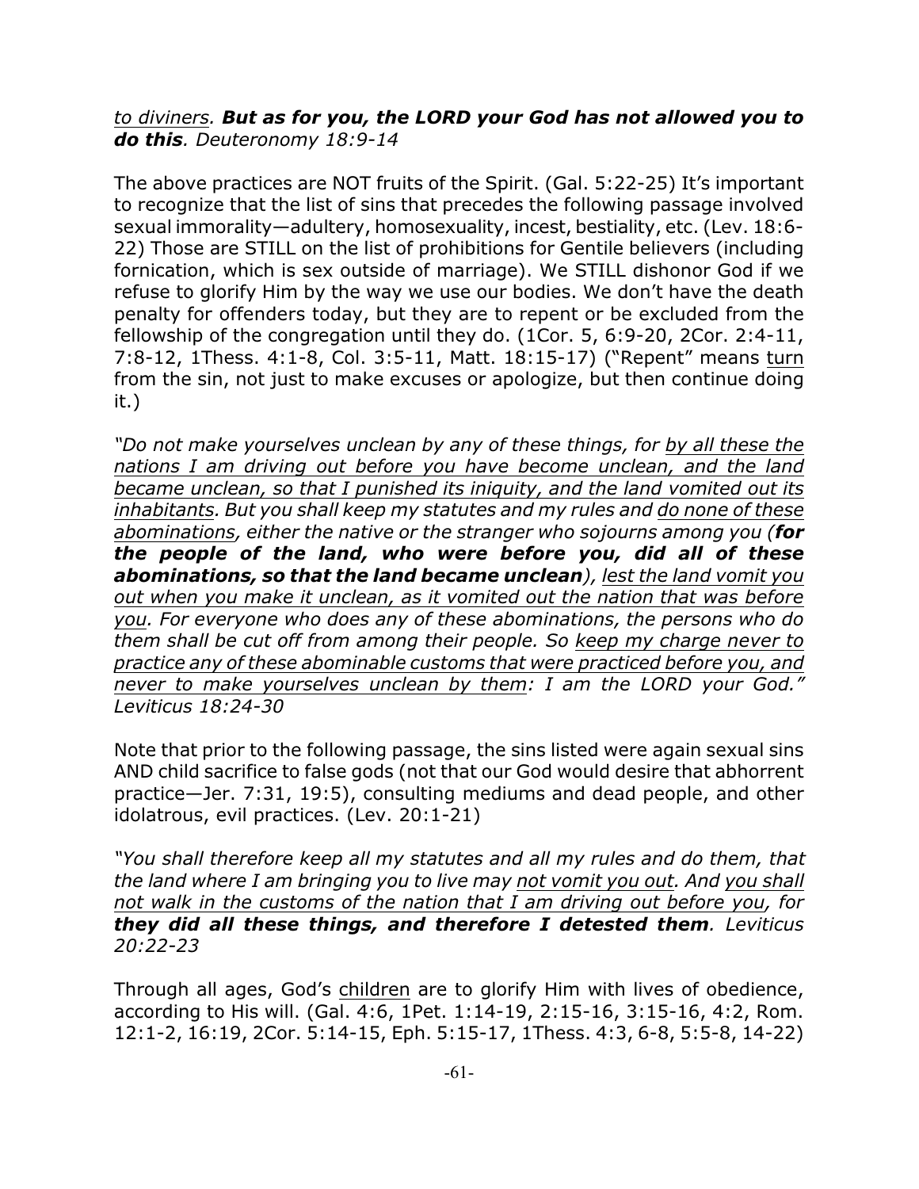*<u>to diviners</u>.* ***But as for you, the LORD your God has not allowed you to do this****. Deuteronomy 18:9-14*

The above practices are NOT fruits of the Spirit. (Gal. 5:22-25) It's important to recognize that the list of sins that precedes the following passage involved sexual immorality—adultery, homosexuality, incest, bestiality, etc. (Lev. 18:6-22) Those are STILL on the list of prohibitions for Gentile believers (including fornication, which is sex outside of marriage). We STILL dishonor God if we refuse to glorify Him by the way we use our bodies. We don't have the death penalty for offenders today, but they are to repent or be excluded from the fellowship of the congregation until they do. (1Cor. 5, 6:9-20, 2Cor. 2:4-11, 7:8-12, 1Thess. 4:1-8, Col. 3:5-11, Matt. 18:15-17) ("Repent" means <u>turn</u> from the sin, not just to make excuses or apologize, but then continue doing it.)

*"Do not make yourselves unclean by any of these things, for <u>by all these the nations I am driving out before you have become unclean, and the land became unclean, so that I punished its iniquity, and the land vomited out its inhabitants</u>. But you shall keep my statutes and my rules and <u>do none of these abominations</u>, either the native or the stranger who sojourns among you (**for the people of the land, who were before you, did all of these abominations, so that the land became unclean**), <u>lest the land vomit you out when you make it unclean, as it vomited out the nation that was before you</u>. For everyone who does any of these abominations, the persons who do them shall be cut off from among their people. So <u>keep my charge never to practice any of these abominable customs that were practiced before you, and never to make yourselves unclean by them</u>: I am the LORD your God." Leviticus 18:24-30*

Note that prior to the following passage, the sins listed were again sexual sins AND child sacrifice to false gods (not that our God would desire that abhorrent practice—Jer. 7:31, 19:5), consulting mediums and dead people, and other idolatrous, evil practices. (Lev. 20:1-21)

*"You shall therefore keep all my statutes and all my rules and do them, that the land where I am bringing you to live may <u>not vomit you out</u>. And <u>you shall not walk in the customs of the nation that I am driving out before you</u>, for **they did all these things, and therefore I detested them**. Leviticus 20:22-23*

Through all ages, God's <u>children</u> are to glorify Him with lives of obedience, according to His will. (Gal. 4:6, 1Pet. 1:14-19, 2:15-16, 3:15-16, 4:2, Rom. 12:1-2, 16:19, 2Cor. 5:14-15, Eph. 5:15-17, 1Thess. 4:3, 6-8, 5:5-8, 14-22)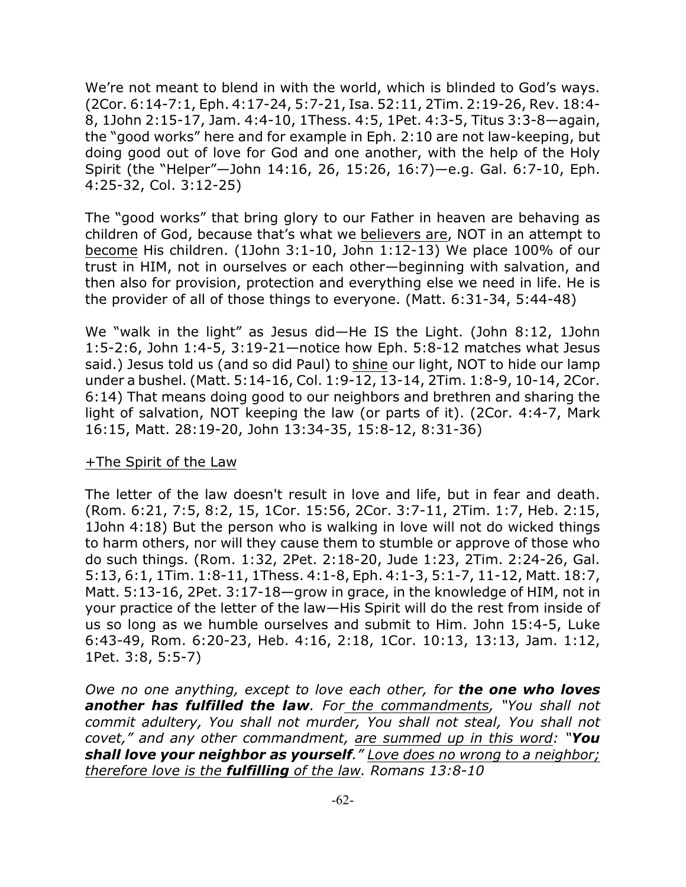We're not meant to blend in with the world, which is blinded to God's ways. (2Cor. 6:14-7:1, Eph. 4:17-24, 5:7-21, Isa. 52:11, 2Tim. 2:19-26, Rev. 18:4-8, 1John 2:15-17, Jam. 4:4-10, 1Thess. 4:5, 1Pet. 4:3-5, Titus 3:3-8—again, the "good works" here and for example in Eph. 2:10 are not law-keeping, but doing good out of love for God and one another, with the help of the Holy Spirit (the "Helper"—John 14:16, 26, 15:26, 16:7)—e.g. Gal. 6:7-10, Eph. 4:25-32, Col. 3:12-25)

The "good works" that bring glory to our Father in heaven are behaving as children of God, because that's what we <u>believers are</u>, NOT in an attempt to <u>become</u> His children. (1John 3:1-10, John 1:12-13) We place 100% of our trust in HIM, not in ourselves or each other—beginning with salvation, and then also for provision, protection and everything else we need in life. He is the provider of all of those things to everyone. (Matt. 6:31-34, 5:44-48)

We "walk in the light" as Jesus did—He IS the Light. (John 8:12, 1John 1:5-2:6, John 1:4-5, 3:19-21—notice how Eph. 5:8-12 matches what Jesus said.) Jesus told us (and so did Paul) to <u>shine</u> our light, NOT to hide our lamp under a bushel. (Matt. 5:14-16, Col. 1:9-12, 13-14, 2Tim. 1:8-9, 10-14, 2Cor. 6:14) That means doing good to our neighbors and brethren and sharing the light of salvation, NOT keeping the law (or parts of it). (2Cor. 4:4-7, Mark 16:15, Matt. 28:19-20, John 13:34-35, 15:8-12, 8:31-36)

<u>+The Spirit of the Law</u>

The letter of the law doesn't result in love and life, but in fear and death. (Rom. 6:21, 7:5, 8:2, 15, 1Cor. 15:56, 2Cor. 3:7-11, 2Tim. 1:7, Heb. 2:15, 1John 4:18) But the person who is walking in love will not do wicked things to harm others, nor will they cause them to stumble or approve of those who do such things. (Rom. 1:32, 2Pet. 2:18-20, Jude 1:23, 2Tim. 2:24-26, Gal. 5:13, 6:1, 1Tim. 1:8-11, 1Thess. 4:1-8, Eph. 4:1-3, 5:1-7, 11-12, Matt. 18:7, Matt. 5:13-16, 2Pet. 3:17-18—grow in grace, in the knowledge of HIM, not in your practice of the letter of the law—His Spirit will do the rest from inside of us so long as we humble ourselves and submit to Him. John 15:4-5, Luke 6:43-49, Rom. 6:20-23, Heb. 4:16, 2:18, 1Cor. 10:13, 13:13, Jam. 1:12, 1Pet. 3:8, 5:5-7)

*Owe no one anything, except to love each other, for **the one who loves another has fulfilled the law**. For <u>the commandments</u>, "You shall not commit adultery, You shall not murder, You shall not steal, You shall not covet," and any other commandment, <u>are summed up in this word</u>: "**You shall love your neighbor as yourself**." <u>Love does no wrong to a neighbor; therefore love is the **fulfilling** of the law</u>. Romans 13:8-10*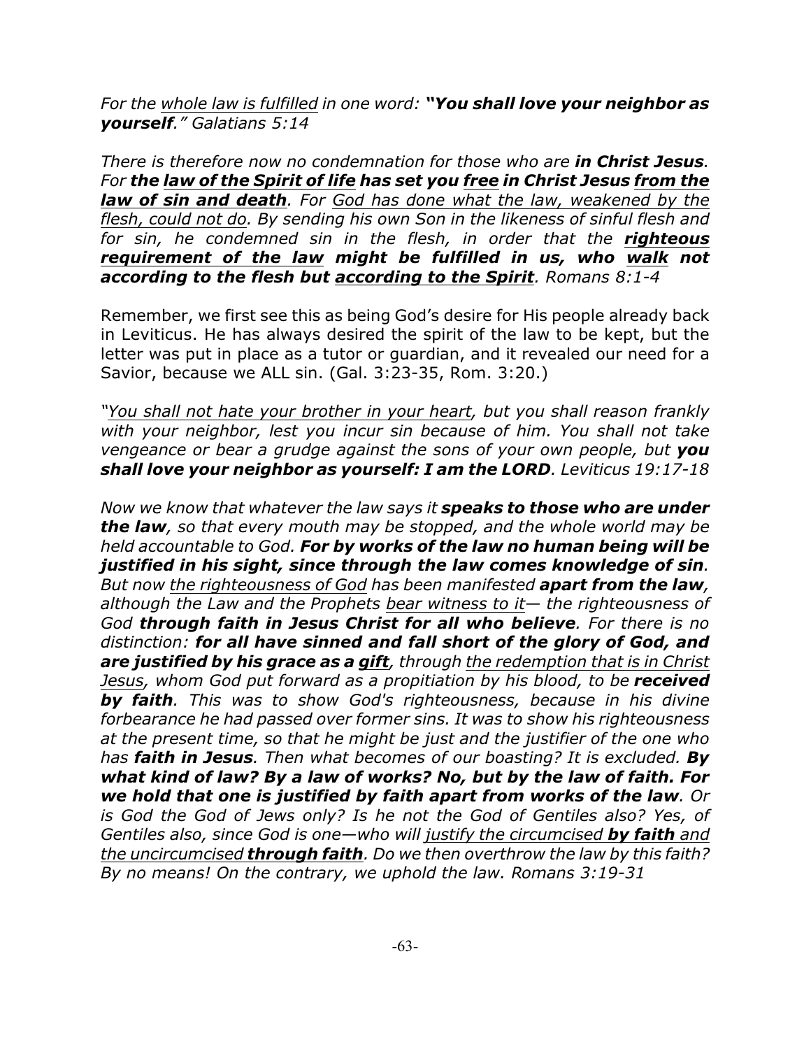*For the <u>whole law is fulfilled</u> in one word:* ***"You shall love your neighbor as yourself****." Galatians 5:14*

*There is therefore now no condemnation for those who are* ***in Christ Jesus****. For* ***the <u>law of the Spirit of life</u> has set you <u>free</u> in Christ Jesus <u>from the law of sin and death</u>****. For <u>God has done what the law, weakened by the flesh, could not do</u>. By sending his own Son in the likeness of sinful flesh and for sin, he condemned sin in the flesh, in order that the* ***<u>righteous requirement of the law</u> might be fulfilled in us, who <u>walk</u> not according to the flesh but <u>according to the Spirit</u>****. Romans 8:1-4*

Remember, we first see this as being God's desire for His people already back in Leviticus. He has always desired the spirit of the law to be kept, but the letter was put in place as a tutor or guardian, and it revealed our need for a Savior, because we ALL sin. (Gal. 3:23-35, Rom. 3:20.)

*"<u>You shall not hate your brother in your heart</u>, but you shall reason frankly with your neighbor, lest you incur sin because of him. You shall not take vengeance or bear a grudge against the sons of your own people, but* ***you shall love your neighbor as yourself: I am the LORD****. Leviticus 19:17-18*

*Now we know that whatever the law says it* ***speaks to those who are under the law****, so that every mouth may be stopped, and the whole world may be held accountable to God.* ***For by works of the law no human being will be justified in his sight, since through the law comes knowledge of sin****. But now <u>the righteousness of God</u> has been manifested* ***apart from the law****, although the Law and the Prophets <u>bear witness to it</u>— the righteousness of God* ***through faith in Jesus Christ for all who believe****. For there is no distinction:* ***for all have sinned and fall short of the glory of God, and are justified by his grace as a <u>gift</u>****, through <u>the redemption that is in Christ Jesus</u>, whom God put forward as a propitiation by his blood, to be* ***received by faith****. This was to show God's righteousness, because in his divine forbearance he had passed over former sins. It was to show his righteousness at the present time, so that he might be just and the justifier of the one who has* ***faith in Jesus****. Then what becomes of our boasting? It is excluded.* ***By what kind of law? By a law of works? No, but by the law of faith. For we hold that one is justified by faith apart from works of the law****. Or is God the God of Jews only? Is he not the God of Gentiles also? Yes, of Gentiles also, since God is one—who will <u>justify the circumcised* ***by faith*** *and the uncircumcised* ***through faith***</u>*. Do we then overthrow the law by this faith? By no means! On the contrary, we uphold the law. Romans 3:19-31*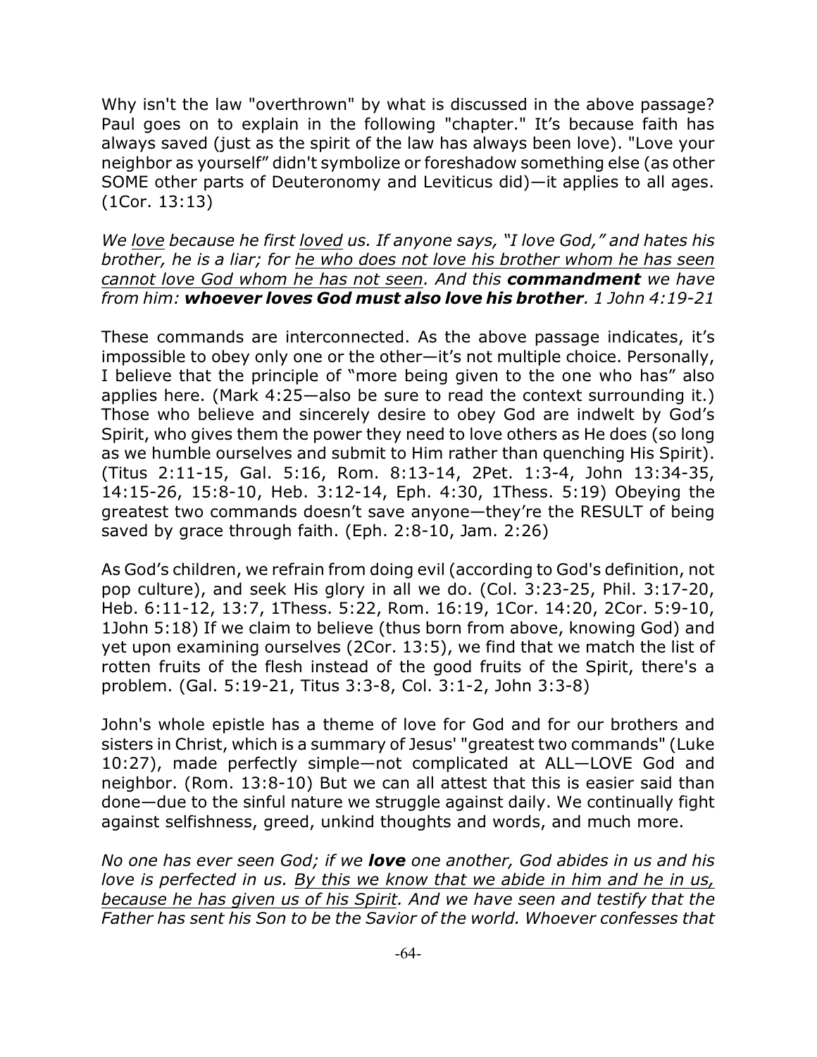Why isn't the law "overthrown" by what is discussed in the above passage? Paul goes on to explain in the following "chapter." It's because faith has always saved (just as the spirit of the law has always been love). "Love your neighbor as yourself" didn't symbolize or foreshadow something else (as other SOME other parts of Deuteronomy and Leviticus did)—it applies to all ages. (1Cor. 13:13)

*We <u>love</u> because he first <u>loved</u> us. If anyone says, "I love God," and hates his brother, he is a liar; for <u>he who does not love his brother whom he has seen cannot love God whom he has not seen</u>. And this **commandment** we have from him: **whoever loves God must also love his brother**. 1 John 4:19-21*

These commands are interconnected. As the above passage indicates, it's impossible to obey only one or the other—it's not multiple choice. Personally, I believe that the principle of "more being given to the one who has" also applies here. (Mark 4:25—also be sure to read the context surrounding it.) Those who believe and sincerely desire to obey God are indwelt by God's Spirit, who gives them the power they need to love others as He does (so long as we humble ourselves and submit to Him rather than quenching His Spirit). (Titus 2:11-15, Gal. 5:16, Rom. 8:13-14, 2Pet. 1:3-4, John 13:34-35, 14:15-26, 15:8-10, Heb. 3:12-14, Eph. 4:30, 1Thess. 5:19) Obeying the greatest two commands doesn't save anyone—they're the RESULT of being saved by grace through faith. (Eph. 2:8-10, Jam. 2:26)

As God's children, we refrain from doing evil (according to God's definition, not pop culture), and seek His glory in all we do. (Col. 3:23-25, Phil. 3:17-20, Heb. 6:11-12, 13:7, 1Thess. 5:22, Rom. 16:19, 1Cor. 14:20, 2Cor. 5:9-10, 1John 5:18) If we claim to believe (thus born from above, knowing God) and yet upon examining ourselves (2Cor. 13:5), we find that we match the list of rotten fruits of the flesh instead of the good fruits of the Spirit, there's a problem. (Gal. 5:19-21, Titus 3:3-8, Col. 3:1-2, John 3:3-8)

John's whole epistle has a theme of love for God and for our brothers and sisters in Christ, which is a summary of Jesus' "greatest two commands" (Luke 10:27), made perfectly simple—not complicated at ALL—LOVE God and neighbor. (Rom. 13:8-10) But we can all attest that this is easier said than done—due to the sinful nature we struggle against daily. We continually fight against selfishness, greed, unkind thoughts and words, and much more.

*No one has ever seen God; if we **love** one another, God abides in us and his love is perfected in us. <u>By this we know that we abide in him and he in us, because he has given us of his Spirit</u>. And we have seen and testify that the Father has sent his Son to be the Savior of the world. Whoever confesses that*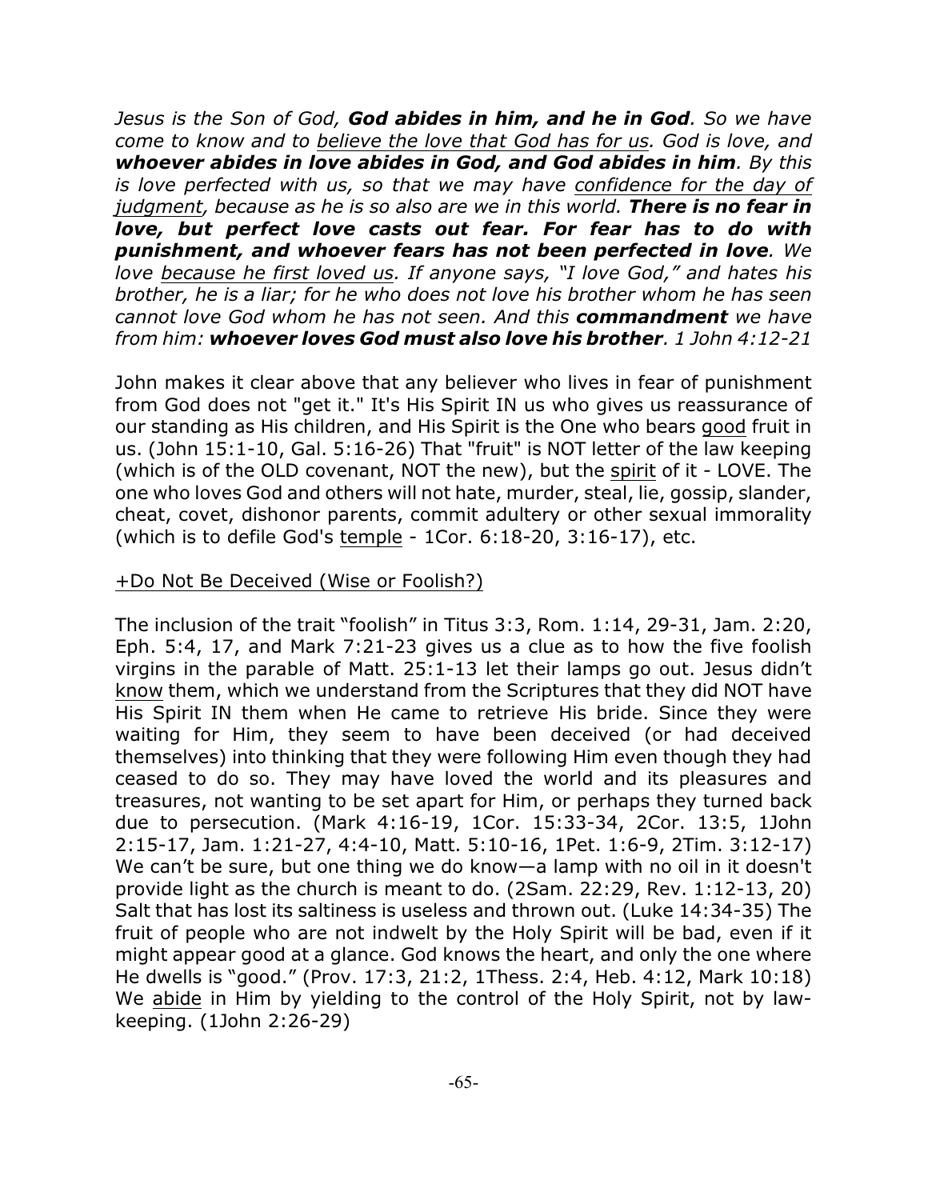*Jesus is the Son of God, **God abides in him, and he in God**. So we have come to know and to believe the love that God has for us. God is love, and **whoever abides in love abides in God, and God abides in him**. By this is love perfected with us, so that we may have confidence for the day of judgment, because as he is so also are we in this world. **There is no fear in love, but perfect love casts out fear. For fear has to do with punishment, and whoever fears has not been perfected in love**. We love because he first loved us. If anyone says, "I love God," and hates his brother, he is a liar; for he who does not love his brother whom he has seen cannot love God whom he has not seen. And this **commandment** we have from him: **whoever loves God must also love his brother**. 1 John 4:12-21*

John makes it clear above that any believer who lives in fear of punishment from God does not "get it." It's His Spirit IN us who gives us reassurance of our standing as His children, and His Spirit is the One who bears good fruit in us. (John 15:1-10, Gal. 5:16-26) That "fruit" is NOT letter of the law keeping (which is of the OLD covenant, NOT the new), but the spirit of it - LOVE. The one who loves God and others will not hate, murder, steal, lie, gossip, slander, cheat, covet, dishonor parents, commit adultery or other sexual immorality (which is to defile God's temple - 1Cor. 6:18-20, 3:16-17), etc.

+Do Not Be Deceived (Wise or Foolish?)

The inclusion of the trait "foolish" in Titus 3:3, Rom. 1:14, 29-31, Jam. 2:20, Eph. 5:4, 17, and Mark 7:21-23 gives us a clue as to how the five foolish virgins in the parable of Matt. 25:1-13 let their lamps go out. Jesus didn't know them, which we understand from the Scriptures that they did NOT have His Spirit IN them when He came to retrieve His bride. Since they were waiting for Him, they seem to have been deceived (or had deceived themselves) into thinking that they were following Him even though they had ceased to do so. They may have loved the world and its pleasures and treasures, not wanting to be set apart for Him, or perhaps they turned back due to persecution. (Mark 4:16-19, 1Cor. 15:33-34, 2Cor. 13:5, 1John 2:15-17, Jam. 1:21-27, 4:4-10, Matt. 5:10-16, 1Pet. 1:6-9, 2Tim. 3:12-17) We can't be sure, but one thing we do know—a lamp with no oil in it doesn't provide light as the church is meant to do. (2Sam. 22:29, Rev. 1:12-13, 20) Salt that has lost its saltiness is useless and thrown out. (Luke 14:34-35) The fruit of people who are not indwelt by the Holy Spirit will be bad, even if it might appear good at a glance. God knows the heart, and only the one where He dwells is "good." (Prov. 17:3, 21:2, 1Thess. 2:4, Heb. 4:12, Mark 10:18) We abide in Him by yielding to the control of the Holy Spirit, not by law-keeping. (1John 2:26-29)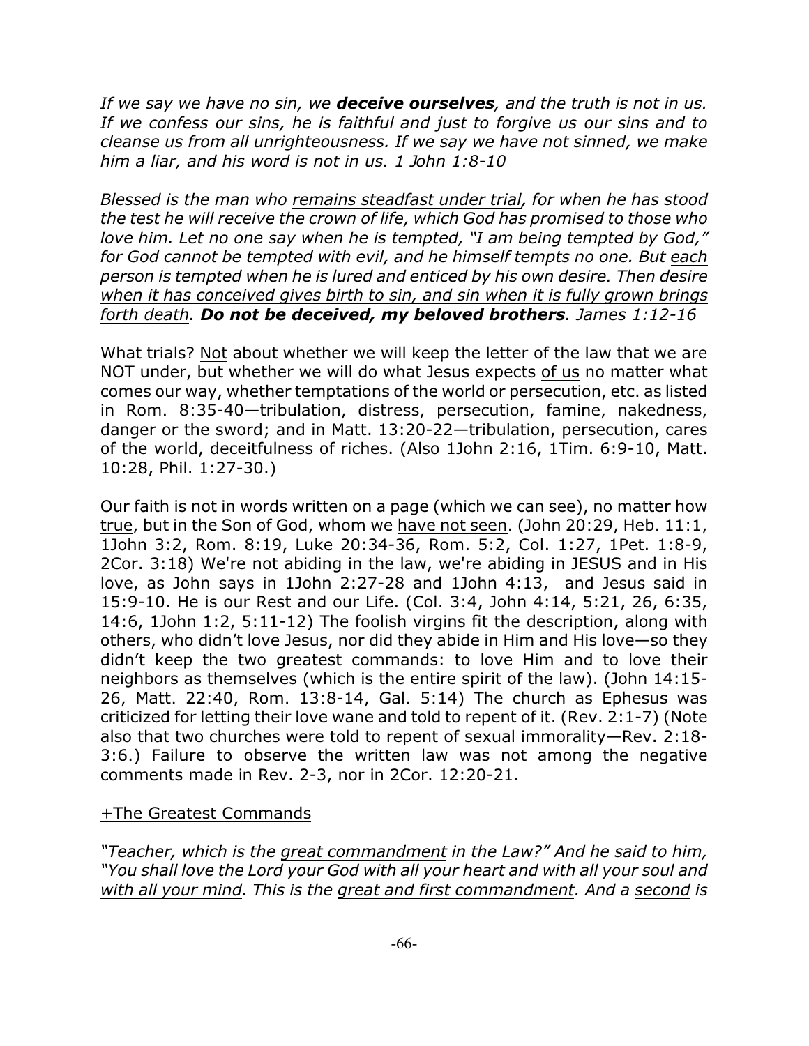*If we say we have no sin, we **deceive ourselves**, and the truth is not in us. If we confess our sins, he is faithful and just to forgive us our sins and to cleanse us from all unrighteousness. If we say we have not sinned, we make him a liar, and his word is not in us. 1 John 1:8-10*

*Blessed is the man who <u>remains steadfast under trial</u>, for when he has stood the <u>test</u> he will receive the crown of life, which God has promised to those who love him. Let no one say when he is tempted, "I am being tempted by God," for God cannot be tempted with evil, and he himself tempts no one. But <u>each person is tempted when he is lured and enticed by his own desire. Then desire when it has conceived gives birth to sin, and sin when it is fully grown brings forth death</u>. **Do not be deceived, my beloved brothers**. James 1:12-16*

What trials? <u>Not</u> about whether we will keep the letter of the law that we are NOT under, but whether we will do what Jesus expects <u>of us</u> no matter what comes our way, whether temptations of the world or persecution, etc. as listed in Rom. 8:35-40—tribulation, distress, persecution, famine, nakedness, danger or the sword; and in Matt. 13:20-22—tribulation, persecution, cares of the world, deceitfulness of riches. (Also 1John 2:16, 1Tim. 6:9-10, Matt. 10:28, Phil. 1:27-30.)

Our faith is not in words written on a page (which we can <u>see</u>), no matter how <u>true</u>, but in the Son of God, whom we <u>have not seen</u>. (John 20:29, Heb. 11:1, 1John 3:2, Rom. 8:19, Luke 20:34-36, Rom. 5:2, Col. 1:27, 1Pet. 1:8-9, 2Cor. 3:18) We're not abiding in the law, we're abiding in JESUS and in His love, as John says in 1John 2:27-28 and 1John 4:13, and Jesus said in 15:9-10. He is our Rest and our Life. (Col. 3:4, John 4:14, 5:21, 26, 6:35, 14:6, 1John 1:2, 5:11-12) The foolish virgins fit the description, along with others, who didn't love Jesus, nor did they abide in Him and His love—so they didn't keep the two greatest commands: to love Him and to love their neighbors as themselves (which is the entire spirit of the law). (John 14:15-26, Matt. 22:40, Rom. 13:8-14, Gal. 5:14) The church as Ephesus was criticized for letting their love wane and told to repent of it. (Rev. 2:1-7) (Note also that two churches were told to repent of sexual immorality—Rev. 2:18-3:6.) Failure to observe the written law was not among the negative comments made in Rev. 2-3, nor in 2Cor. 12:20-21.

<u>+The Greatest Commands</u>

*"Teacher, which is the <u>great commandment</u> in the Law?" And he said to him, "You shall <u>love the Lord your God with all your heart and with all your soul and with all your mind</u>. This is the <u>great and first commandment</u>. And a <u>second</u> is*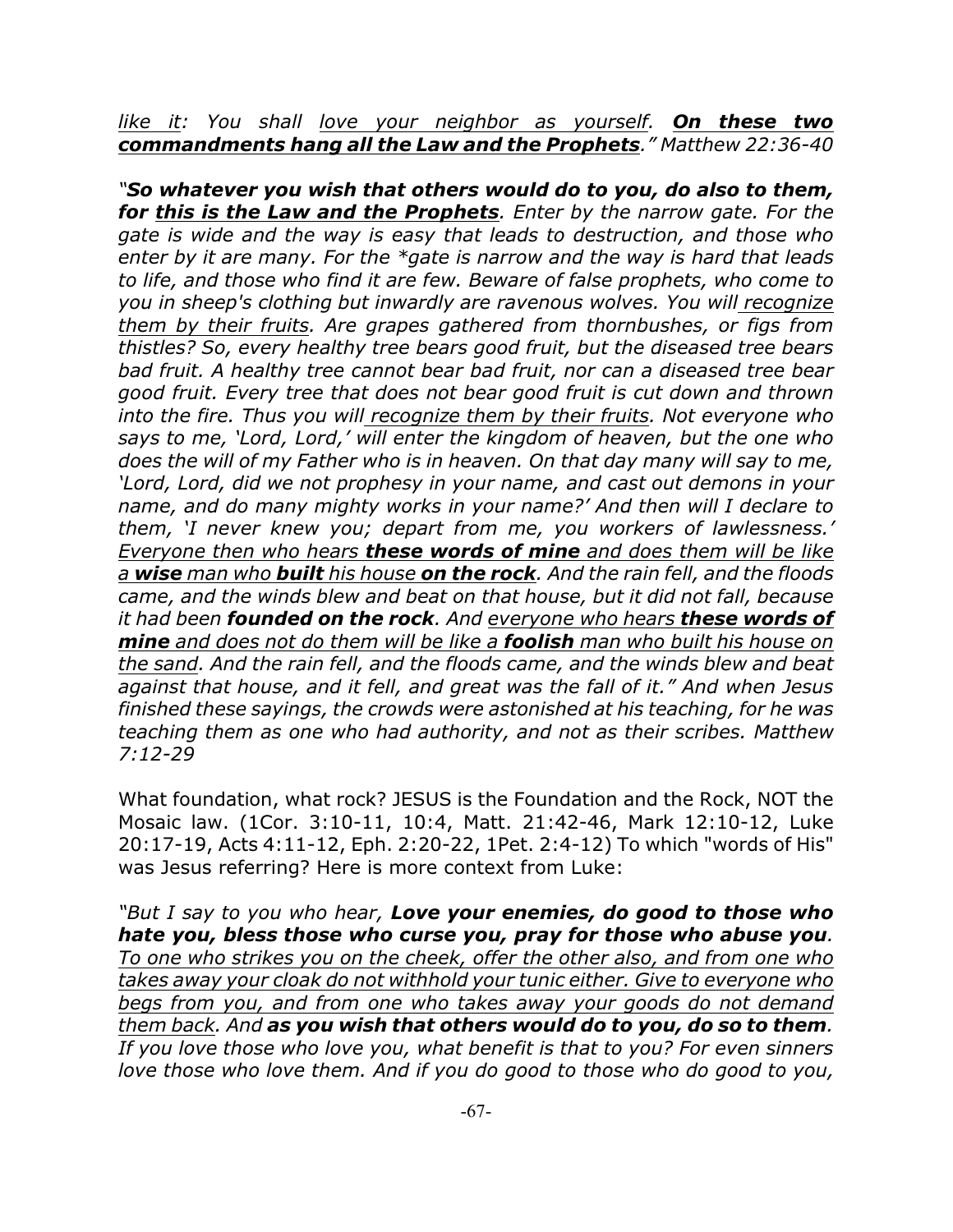*like it: You shall love your neighbor as yourself.* ***On these two commandments hang all the Law and the Prophets****." Matthew 22:36-40*

*"****So whatever you wish that others would do to you, do also to them, for this is the Law and the Prophets****. Enter by the narrow gate. For the gate is wide and the way is easy that leads to destruction, and those who enter by it are many. For the *gate is narrow and the way is hard that leads to life, and those who find it are few. Beware of false prophets, who come to you in sheep's clothing but inwardly are ravenous wolves. You will recognize them by their fruits. Are grapes gathered from thornbushes, or figs from thistles? So, every healthy tree bears good fruit, but the diseased tree bears bad fruit. A healthy tree cannot bear bad fruit, nor can a diseased tree bear good fruit. Every tree that does not bear good fruit is cut down and thrown into the fire. Thus you will recognize them by their fruits. Not everyone who says to me, 'Lord, Lord,' will enter the kingdom of heaven, but the one who does the will of my Father who is in heaven. On that day many will say to me, 'Lord, Lord, did we not prophesy in your name, and cast out demons in your name, and do many mighty works in your name?' And then will I declare to them, 'I never knew you; depart from me, you workers of lawlessness.' Everyone then who hears* ***these words of mine*** *and does them will be like a* ***wise*** *man who* ***built*** *his house* ***on the rock****. And the rain fell, and the floods came, and the winds blew and beat on that house, but it did not fall, because it had been* ***founded on the rock****. And everyone who hears* ***these words of mine*** *and does not do them will be like a* ***foolish*** *man who built his house on the sand. And the rain fell, and the floods came, and the winds blew and beat against that house, and it fell, and great was the fall of it." And when Jesus finished these sayings, the crowds were astonished at his teaching, for he was teaching them as one who had authority, and not as their scribes. Matthew 7:12-29*

What foundation, what rock? JESUS is the Foundation and the Rock, NOT the Mosaic law. (1Cor. 3:10-11, 10:4, Matt. 21:42-46, Mark 12:10-12, Luke 20:17-19, Acts 4:11-12, Eph. 2:20-22, 1Pet. 2:4-12) To which "words of His" was Jesus referring? Here is more context from Luke:

*"But I say to you who hear,* ***Love your enemies, do good to those who hate you, bless those who curse you, pray for those who abuse you****. To one who strikes you on the cheek, offer the other also, and from one who takes away your cloak do not withhold your tunic either. Give to everyone who begs from you, and from one who takes away your goods do not demand them back. And* ***as you wish that others would do to you, do so to them****. If you love those who love you, what benefit is that to you? For even sinners love those who love them. And if you do good to those who do good to you,*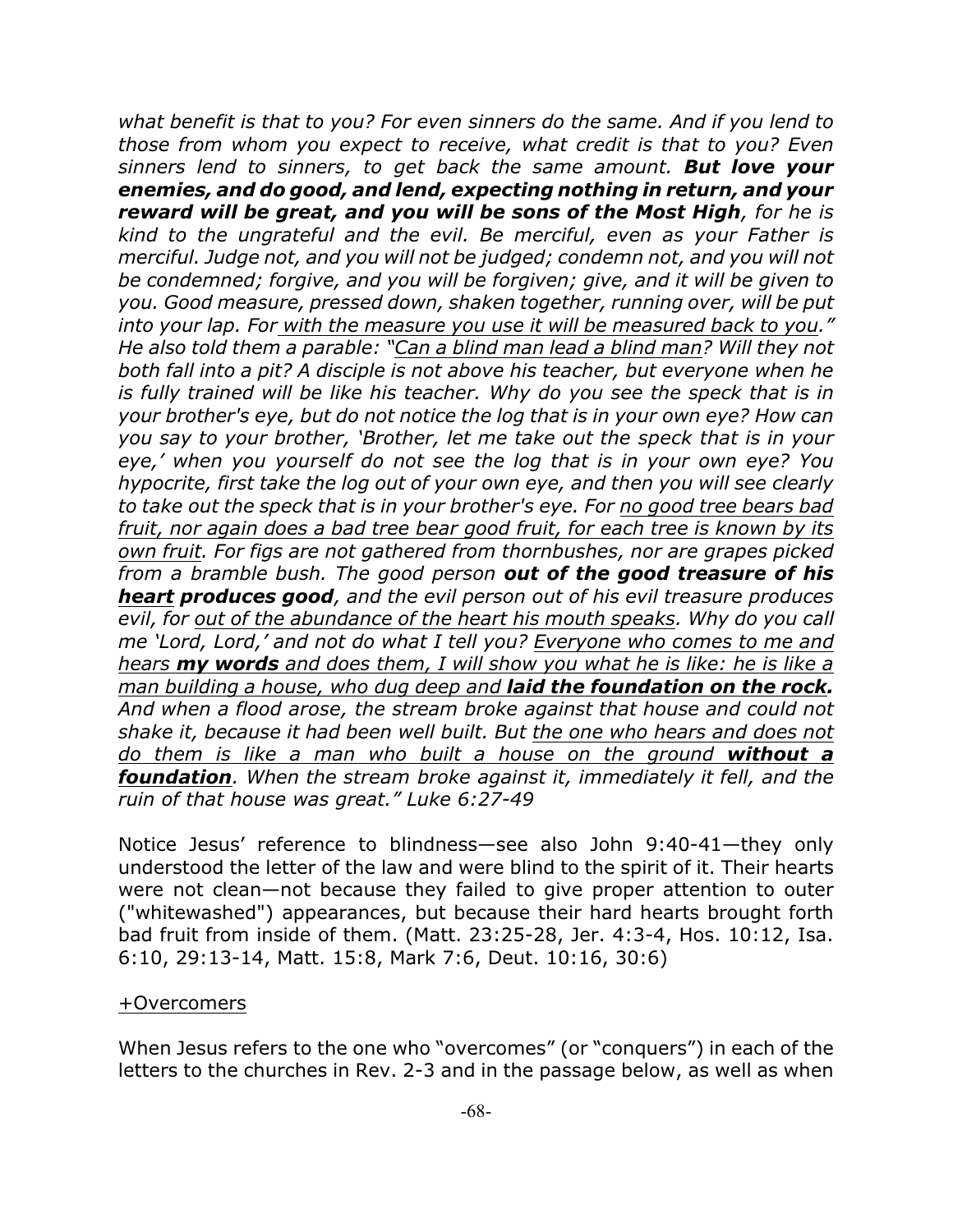*what benefit is that to you? For even sinners do the same. And if you lend to those from whom you expect to receive, what credit is that to you? Even sinners lend to sinners, to get back the same amount.* ***But love your enemies, and do good, and lend, expecting nothing in return, and your reward will be great, and you will be sons of the Most High****, for he is kind to the ungrateful and the evil. Be merciful, even as your Father is merciful. Judge not, and you will not be judged; condemn not, and you will not be condemned; forgive, and you will be forgiven; give, and it will be given to you. Good measure, pressed down, shaken together, running over, will be put into your lap. For <u>with the measure you use it will be measured back to you.</u>" He also told them a parable: "<u>Can a blind man lead a blind man</u>? Will they not both fall into a pit? A disciple is not above his teacher, but everyone when he is fully trained will be like his teacher. Why do you see the speck that is in your brother's eye, but do not notice the log that is in your own eye? How can you say to your brother, 'Brother, let me take out the speck that is in your eye,' when you yourself do not see the log that is in your own eye? You hypocrite, first take the log out of your own eye, and then you will see clearly to take out the speck that is in your brother's eye. For <u>no good tree bears bad fruit, nor again does a bad tree bear good fruit, for each tree is known by its own fruit</u>. For figs are not gathered from thornbushes, nor are grapes picked from a bramble bush. The good person* ***out of the good treasure of his <u>heart</u> produces good****, and the evil person out of his evil treasure produces evil, for <u>out of the abundance of the heart his mouth speaks</u>. Why do you call me 'Lord, Lord,' and not do what I tell you? <u>Everyone who comes to me and hears* ***my words*** *and does them, I will show you what he is like: he is like a man building a house, who dug deep and* ***laid the foundation on the rock.***</u> *And when a flood arose, the stream broke against that house and could not shake it, because it had been well built. But <u>the one who hears and does not do them is like a man who built a house on the ground* ***without a foundation***</u>*. When the stream broke against it, immediately it fell, and the ruin of that house was great." Luke 6:27-49*

Notice Jesus' reference to blindness—see also John 9:40-41—they only understood the letter of the law and were blind to the spirit of it. Their hearts were not clean—not because they failed to give proper attention to outer ("whitewashed") appearances, but because their hard hearts brought forth bad fruit from inside of them. (Matt. 23:25-28, Jer. 4:3-4, Hos. 10:12, Isa. 6:10, 29:13-14, Matt. 15:8, Mark 7:6, Deut. 10:16, 30:6)

<u>+Overcomers</u>

When Jesus refers to the one who "overcomes" (or "conquers") in each of the letters to the churches in Rev. 2-3 and in the passage below, as well as when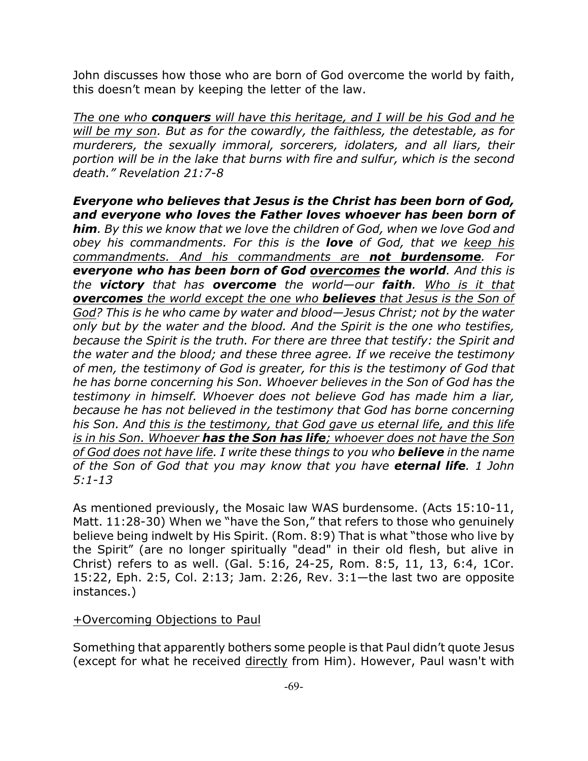John discusses how those who are born of God overcome the world by faith, this doesn't mean by keeping the letter of the law.

*<u>The one who **conquers** will have this heritage, and I will be his God and he will be my son</u>. But as for the cowardly, the faithless, the detestable, as for murderers, the sexually immoral, sorcerers, idolaters, and all liars, their portion will be in the lake that burns with fire and sulfur, which is the second death." Revelation 21:7-8*

***Everyone who believes that Jesus is the Christ has been born of God, and everyone who loves the Father loves whoever has been born of him**. By this we know that we love the children of God, when we love God and obey his commandments. For this is the **love** of God, that we <u>keep his commandments. And his commandments are **not burdensome**</u>. For **everyone who has been born of God <u>overcomes</u> the world**. And this is the **victory** that has **overcome** the world—our **faith**. <u>Who is it that **overcomes** the world except the one who **believes** that Jesus is the Son of God</u>? This is he who came by water and blood—Jesus Christ; not by the water only but by the water and the blood. And the Spirit is the one who testifies, because the Spirit is the truth. For there are three that testify: the Spirit and the water and the blood; and these three agree. If we receive the testimony of men, the testimony of God is greater, for this is the testimony of God that he has borne concerning his Son. Whoever believes in the Son of God has the testimony in himself. Whoever does not believe God has made him a liar, because he has not believed in the testimony that God has borne concerning his Son. And <u>this is the testimony, that God gave us eternal life, and this life is in his Son. Whoever **has the Son has life**; whoever does not have the Son of God does not have life</u>. I write these things to you who **believe** in the name of the Son of God that you may know that you have **eternal life**. 1 John 5:1-13*

As mentioned previously, the Mosaic law WAS burdensome. (Acts 15:10-11, Matt. 11:28-30) When we "have the Son," that refers to those who genuinely believe being indwelt by His Spirit. (Rom. 8:9) That is what "those who live by the Spirit" (are no longer spiritually "dead" in their old flesh, but alive in Christ) refers to as well. (Gal. 5:16, 24-25, Rom. 8:5, 11, 13, 6:4, 1Cor. 15:22, Eph. 2:5, Col. 2:13; Jam. 2:26, Rev. 3:1—the last two are opposite instances.)

<u>+Overcoming Objections to Paul</u>

Something that apparently bothers some people is that Paul didn't quote Jesus (except for what he received <u>directly</u> from Him). However, Paul wasn't with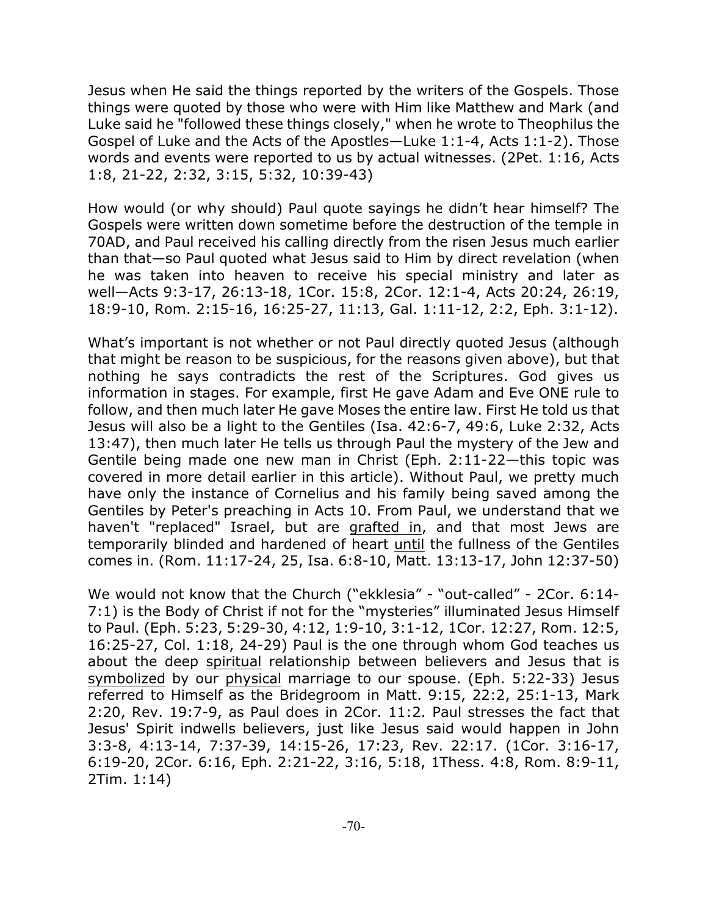Jesus when He said the things reported by the writers of the Gospels. Those things were quoted by those who were with Him like Matthew and Mark (and Luke said he "followed these things closely," when he wrote to Theophilus the Gospel of Luke and the Acts of the Apostles—Luke 1:1-4, Acts 1:1-2). Those words and events were reported to us by actual witnesses. (2Pet. 1:16, Acts 1:8, 21-22, 2:32, 3:15, 5:32, 10:39-43)

How would (or why should) Paul quote sayings he didn't hear himself? The Gospels were written down sometime before the destruction of the temple in 70AD, and Paul received his calling directly from the risen Jesus much earlier than that—so Paul quoted what Jesus said to Him by direct revelation (when he was taken into heaven to receive his special ministry and later as well—Acts 9:3-17, 26:13-18, 1Cor. 15:8, 2Cor. 12:1-4, Acts 20:24, 26:19, 18:9-10, Rom. 2:15-16, 16:25-27, 11:13, Gal. 1:11-12, 2:2, Eph. 3:1-12).

What's important is not whether or not Paul directly quoted Jesus (although that might be reason to be suspicious, for the reasons given above), but that nothing he says contradicts the rest of the Scriptures. God gives us information in stages. For example, first He gave Adam and Eve ONE rule to follow, and then much later He gave Moses the entire law. First He told us that Jesus will also be a light to the Gentiles (Isa. 42:6-7, 49:6, Luke 2:32, Acts 13:47), then much later He tells us through Paul the mystery of the Jew and Gentile being made one new man in Christ (Eph. 2:11-22—this topic was covered in more detail earlier in this article). Without Paul, we pretty much have only the instance of Cornelius and his family being saved among the Gentiles by Peter's preaching in Acts 10. From Paul, we understand that we haven't "replaced" Israel, but are grafted in, and that most Jews are temporarily blinded and hardened of heart until the fullness of the Gentiles comes in. (Rom. 11:17-24, 25, Isa. 6:8-10, Matt. 13:13-17, John 12:37-50)

We would not know that the Church ("ekklesia" - "out-called" - 2Cor. 6:14-7:1) is the Body of Christ if not for the "mysteries" illuminated Jesus Himself to Paul. (Eph. 5:23, 5:29-30, 4:12, 1:9-10, 3:1-12, 1Cor. 12:27, Rom. 12:5, 16:25-27, Col. 1:18, 24-29) Paul is the one through whom God teaches us about the deep spiritual relationship between believers and Jesus that is symbolized by our physical marriage to our spouse. (Eph. 5:22-33) Jesus referred to Himself as the Bridegroom in Matt. 9:15, 22:2, 25:1-13, Mark 2:20, Rev. 19:7-9, as Paul does in 2Cor. 11:2. Paul stresses the fact that Jesus' Spirit indwells believers, just like Jesus said would happen in John 3:3-8, 4:13-14, 7:37-39, 14:15-26, 17:23, Rev. 22:17. (1Cor. 3:16-17, 6:19-20, 2Cor. 6:16, Eph. 2:21-22, 3:16, 5:18, 1Thess. 4:8, Rom. 8:9-11, 2Tim. 1:14)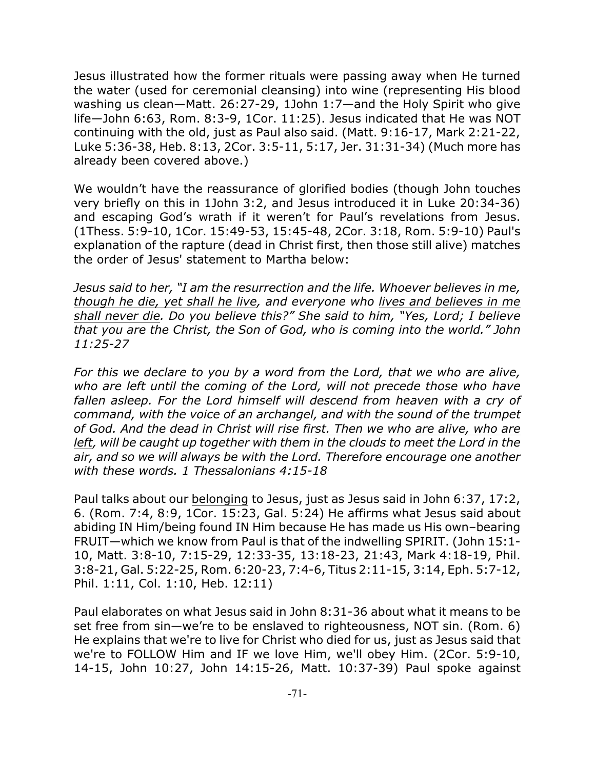Jesus illustrated how the former rituals were passing away when He turned the water (used for ceremonial cleansing) into wine (representing His blood washing us clean—Matt. 26:27-29, 1John 1:7—and the Holy Spirit who give life—John 6:63, Rom. 8:3-9, 1Cor. 11:25). Jesus indicated that He was NOT continuing with the old, just as Paul also said. (Matt. 9:16-17, Mark 2:21-22, Luke 5:36-38, Heb. 8:13, 2Cor. 3:5-11, 5:17, Jer. 31:31-34) (Much more has already been covered above.)

We wouldn't have the reassurance of glorified bodies (though John touches very briefly on this in 1John 3:2, and Jesus introduced it in Luke 20:34-36) and escaping God's wrath if it weren't for Paul's revelations from Jesus. (1Thess. 5:9-10, 1Cor. 15:49-53, 15:45-48, 2Cor. 3:18, Rom. 5:9-10) Paul's explanation of the rapture (dead in Christ first, then those still alive) matches the order of Jesus' statement to Martha below:

*Jesus said to her, "I am the resurrection and the life. Whoever believes in me, <u>though he die, yet shall he live</u>, and everyone who <u>lives and believes in me shall never die</u>. Do you believe this?" She said to him, "Yes, Lord; I believe that you are the Christ, the Son of God, who is coming into the world." John 11:25-27*

*For this we declare to you by a word from the Lord, that we who are alive, who are left until the coming of the Lord, will not precede those who have fallen asleep. For the Lord himself will descend from heaven with a cry of command, with the voice of an archangel, and with the sound of the trumpet of God. And <u>the dead in Christ will rise first. Then we who are alive, who are left</u>, will be caught up together with them in the clouds to meet the Lord in the air, and so we will always be with the Lord. Therefore encourage one another with these words. 1 Thessalonians 4:15-18*

Paul talks about our <u>belonging</u> to Jesus, just as Jesus said in John 6:37, 17:2, 6. (Rom. 7:4, 8:9, 1Cor. 15:23, Gal. 5:24) He affirms what Jesus said about abiding IN Him/being found IN Him because He has made us His own–bearing FRUIT—which we know from Paul is that of the indwelling SPIRIT. (John 15:1-10, Matt. 3:8-10, 7:15-29, 12:33-35, 13:18-23, 21:43, Mark 4:18-19, Phil. 3:8-21, Gal. 5:22-25, Rom. 6:20-23, 7:4-6, Titus 2:11-15, 3:14, Eph. 5:7-12, Phil. 1:11, Col. 1:10, Heb. 12:11)

Paul elaborates on what Jesus said in John 8:31-36 about what it means to be set free from sin—we're to be enslaved to righteousness, NOT sin. (Rom. 6) He explains that we're to live for Christ who died for us, just as Jesus said that we're to FOLLOW Him and IF we love Him, we'll obey Him. (2Cor. 5:9-10, 14-15, John 10:27, John 14:15-26, Matt. 10:37-39) Paul spoke against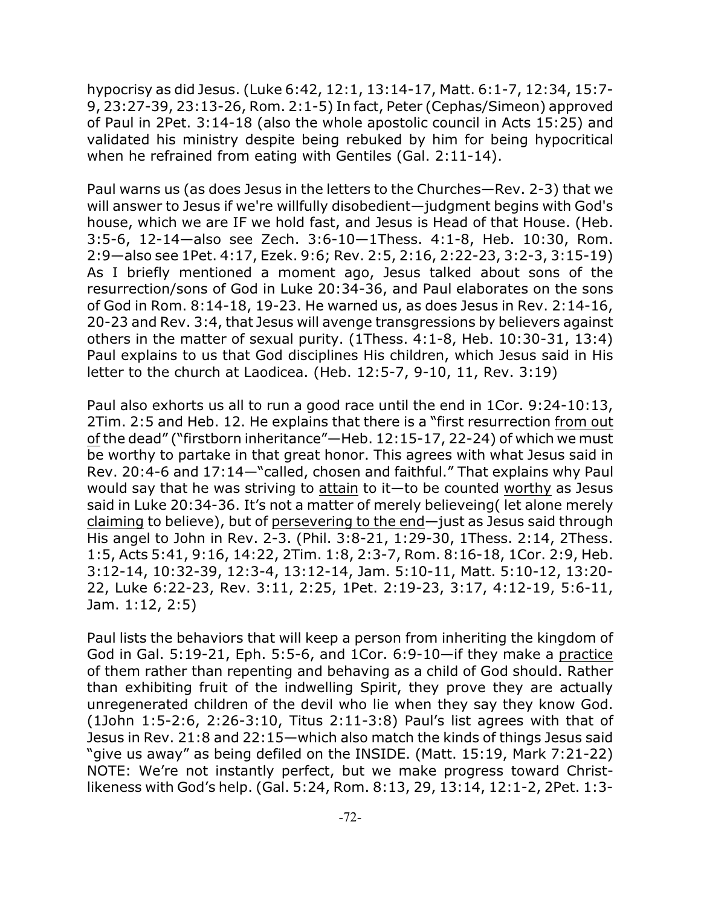hypocrisy as did Jesus. (Luke 6:42, 12:1, 13:14-17, Matt. 6:1-7, 12:34, 15:7-9, 23:27-39, 23:13-26, Rom. 2:1-5) In fact, Peter (Cephas/Simeon) approved of Paul in 2Pet. 3:14-18 (also the whole apostolic council in Acts 15:25) and validated his ministry despite being rebuked by him for being hypocritical when he refrained from eating with Gentiles (Gal. 2:11-14).

Paul warns us (as does Jesus in the letters to the Churches—Rev. 2-3) that we will answer to Jesus if we're willfully disobedient—judgment begins with God's house, which we are IF we hold fast, and Jesus is Head of that House. (Heb. 3:5-6, 12-14—also see Zech. 3:6-10—1Thess. 4:1-8, Heb. 10:30, Rom. 2:9—also see 1Pet. 4:17, Ezek. 9:6; Rev. 2:5, 2:16, 2:22-23, 3:2-3, 3:15-19) As I briefly mentioned a moment ago, Jesus talked about sons of the resurrection/sons of God in Luke 20:34-36, and Paul elaborates on the sons of God in Rom. 8:14-18, 19-23. He warned us, as does Jesus in Rev. 2:14-16, 20-23 and Rev. 3:4, that Jesus will avenge transgressions by believers against others in the matter of sexual purity. (1Thess. 4:1-8, Heb. 10:30-31, 13:4) Paul explains to us that God disciplines His children, which Jesus said in His letter to the church at Laodicea. (Heb. 12:5-7, 9-10, 11, Rev. 3:19)

Paul also exhorts us all to run a good race until the end in 1Cor. 9:24-10:13, 2Tim. 2:5 and Heb. 12. He explains that there is a "first resurrection <u>from out of</u> the dead" ("firstborn inheritance"—Heb. 12:15-17, 22-24) of which we must be worthy to partake in that great honor. This agrees with what Jesus said in Rev. 20:4-6 and 17:14—"called, chosen and faithful." That explains why Paul would say that he was striving to <u>attain</u> to it—to be counted <u>worthy</u> as Jesus said in Luke 20:34-36. It's not a matter of merely believeing( let alone merely <u>claiming</u> to believe), but of <u>persevering to the end</u>—just as Jesus said through His angel to John in Rev. 2-3. (Phil. 3:8-21, 1:29-30, 1Thess. 2:14, 2Thess. 1:5, Acts 5:41, 9:16, 14:22, 2Tim. 1:8, 2:3-7, Rom. 8:16-18, 1Cor. 2:9, Heb. 3:12-14, 10:32-39, 12:3-4, 13:12-14, Jam. 5:10-11, Matt. 5:10-12, 13:20-22, Luke 6:22-23, Rev. 3:11, 2:25, 1Pet. 2:19-23, 3:17, 4:12-19, 5:6-11, Jam. 1:12, 2:5)

Paul lists the behaviors that will keep a person from inheriting the kingdom of God in Gal. 5:19-21, Eph. 5:5-6, and 1Cor. 6:9-10—if they make a <u>practice</u> of them rather than repenting and behaving as a child of God should. Rather than exhibiting fruit of the indwelling Spirit, they prove they are actually unregenerated children of the devil who lie when they say they know God. (1John 1:5-2:6, 2:26-3:10, Titus 2:11-3:8) Paul's list agrees with that of Jesus in Rev. 21:8 and 22:15—which also match the kinds of things Jesus said "give us away" as being defiled on the INSIDE. (Matt. 15:19, Mark 7:21-22) NOTE: We're not instantly perfect, but we make progress toward Christ-likeness with God's help. (Gal. 5:24, Rom. 8:13, 29, 13:14, 12:1-2, 2Pet. 1:3-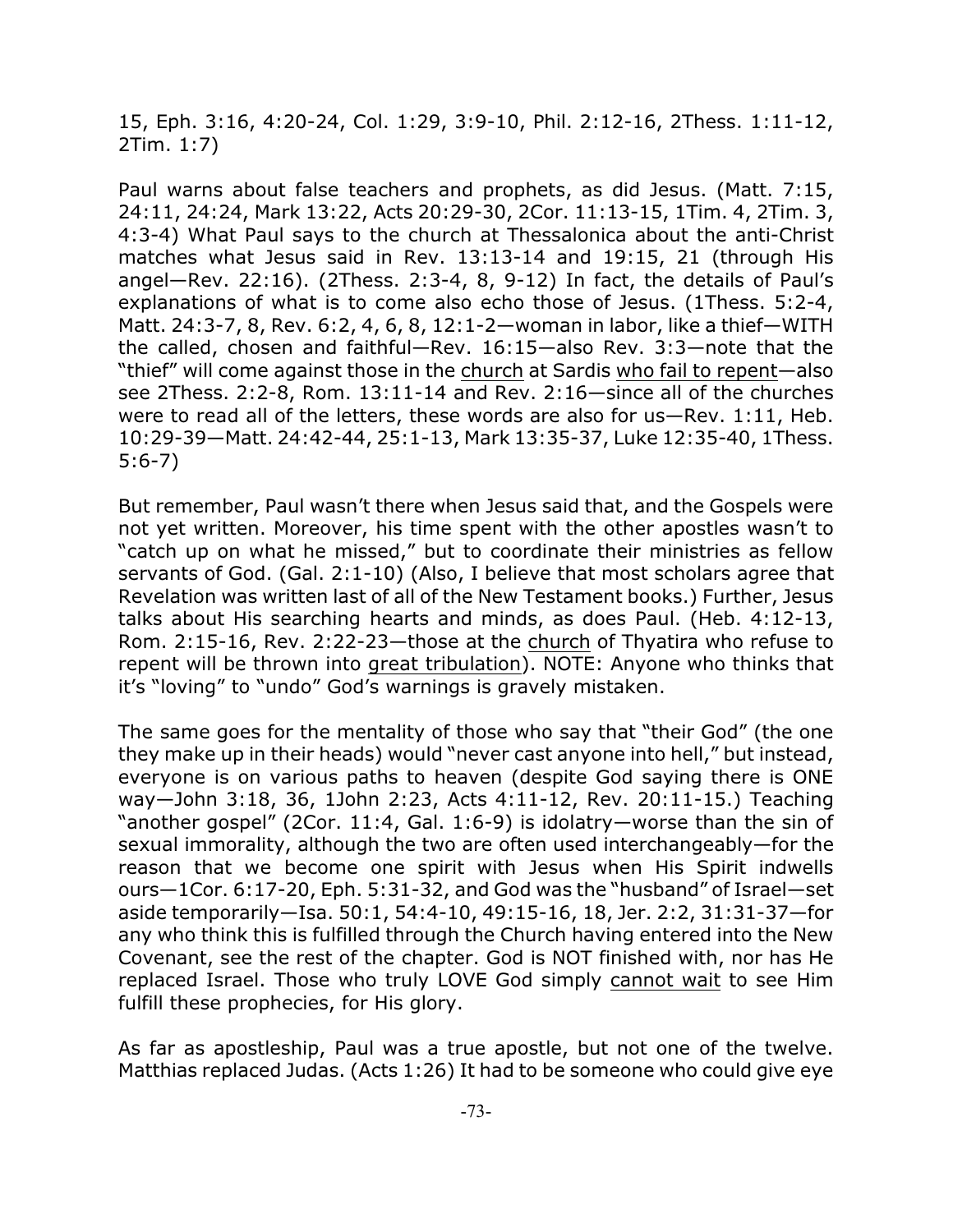15, Eph. 3:16, 4:20-24, Col. 1:29, 3:9-10, Phil. 2:12-16, 2Thess. 1:11-12, 2Tim. 1:7)

Paul warns about false teachers and prophets, as did Jesus. (Matt. 7:15, 24:11, 24:24, Mark 13:22, Acts 20:29-30, 2Cor. 11:13-15, 1Tim. 4, 2Tim. 3, 4:3-4) What Paul says to the church at Thessalonica about the anti-Christ matches what Jesus said in Rev. 13:13-14 and 19:15, 21 (through His angel—Rev. 22:16). (2Thess. 2:3-4, 8, 9-12) In fact, the details of Paul's explanations of what is to come also echo those of Jesus. (1Thess. 5:2-4, Matt. 24:3-7, 8, Rev. 6:2, 4, 6, 8, 12:1-2—woman in labor, like a thief—WITH the called, chosen and faithful—Rev. 16:15—also Rev. 3:3—note that the "thief" will come against those in the <u>church</u> at Sardis <u>who fail to repent</u>—also see 2Thess. 2:2-8, Rom. 13:11-14 and Rev. 2:16—since all of the churches were to read all of the letters, these words are also for us—Rev. 1:11, Heb. 10:29-39—Matt. 24:42-44, 25:1-13, Mark 13:35-37, Luke 12:35-40, 1Thess. 5:6-7)

But remember, Paul wasn't there when Jesus said that, and the Gospels were not yet written. Moreover, his time spent with the other apostles wasn't to "catch up on what he missed," but to coordinate their ministries as fellow servants of God. (Gal. 2:1-10) (Also, I believe that most scholars agree that Revelation was written last of all of the New Testament books.) Further, Jesus talks about His searching hearts and minds, as does Paul. (Heb. 4:12-13, Rom. 2:15-16, Rev. 2:22-23—those at the <u>church</u> of Thyatira who refuse to repent will be thrown into <u>great tribulation</u>). NOTE: Anyone who thinks that it's "loving" to "undo" God's warnings is gravely mistaken.

The same goes for the mentality of those who say that "their God" (the one they make up in their heads) would "never cast anyone into hell," but instead, everyone is on various paths to heaven (despite God saying there is ONE way—John 3:18, 36, 1John 2:23, Acts 4:11-12, Rev. 20:11-15.) Teaching "another gospel" (2Cor. 11:4, Gal. 1:6-9) is idolatry—worse than the sin of sexual immorality, although the two are often used interchangeably—for the reason that we become one spirit with Jesus when His Spirit indwells ours—1Cor. 6:17-20, Eph. 5:31-32, and God was the "husband" of Israel—set aside temporarily—Isa. 50:1, 54:4-10, 49:15-16, 18, Jer. 2:2, 31:31-37—for any who think this is fulfilled through the Church having entered into the New Covenant, see the rest of the chapter. God is NOT finished with, nor has He replaced Israel. Those who truly LOVE God simply <u>cannot wait</u> to see Him fulfill these prophecies, for His glory.

As far as apostleship, Paul was a true apostle, but not one of the twelve. Matthias replaced Judas. (Acts 1:26) It had to be someone who could give eye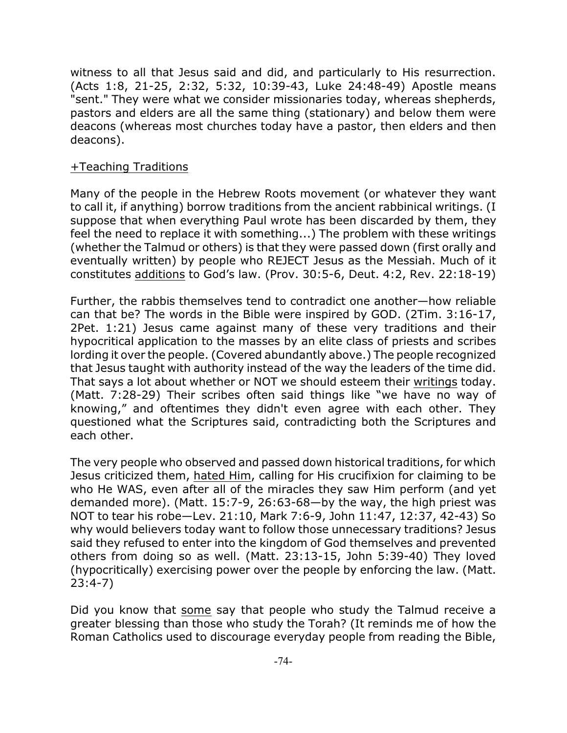witness to all that Jesus said and did, and particularly to His resurrection. (Acts 1:8, 21-25, 2:32, 5:32, 10:39-43, Luke 24:48-49) Apostle means "sent." They were what we consider missionaries today, whereas shepherds, pastors and elders are all the same thing (stationary) and below them were deacons (whereas most churches today have a pastor, then elders and then deacons).

<u>+Teaching Traditions</u>

Many of the people in the Hebrew Roots movement (or whatever they want to call it, if anything) borrow traditions from the ancient rabbinical writings. (I suppose that when everything Paul wrote has been discarded by them, they feel the need to replace it with something...) The problem with these writings (whether the Talmud or others) is that they were passed down (first orally and eventually written) by people who REJECT Jesus as the Messiah. Much of it constitutes <u>additions</u> to God's law. (Prov. 30:5-6, Deut. 4:2, Rev. 22:18-19)

Further, the rabbis themselves tend to contradict one another—how reliable can that be? The words in the Bible were inspired by GOD. (2Tim. 3:16-17, 2Pet. 1:21) Jesus came against many of these very traditions and their hypocritical application to the masses by an elite class of priests and scribes lording it over the people. (Covered abundantly above.) The people recognized that Jesus taught with authority instead of the way the leaders of the time did. That says a lot about whether or NOT we should esteem their <u>writings</u> today. (Matt. 7:28-29) Their scribes often said things like "we have no way of knowing," and oftentimes they didn't even agree with each other. They questioned what the Scriptures said, contradicting both the Scriptures and each other.

The very people who observed and passed down historical traditions, for which Jesus criticized them, <u>hated Him</u>, calling for His crucifixion for claiming to be who He WAS, even after all of the miracles they saw Him perform (and yet demanded more). (Matt. 15:7-9, 26:63-68—by the way, the high priest was NOT to tear his robe—Lev. 21:10, Mark 7:6-9, John 11:47, 12:37, 42-43) So why would believers today want to follow those unnecessary traditions? Jesus said they refused to enter into the kingdom of God themselves and prevented others from doing so as well. (Matt. 23:13-15, John 5:39-40) They loved (hypocritically) exercising power over the people by enforcing the law. (Matt. 23:4-7)

Did you know that <u>some</u> say that people who study the Talmud receive a greater blessing than those who study the Torah? (It reminds me of how the Roman Catholics used to discourage everyday people from reading the Bible,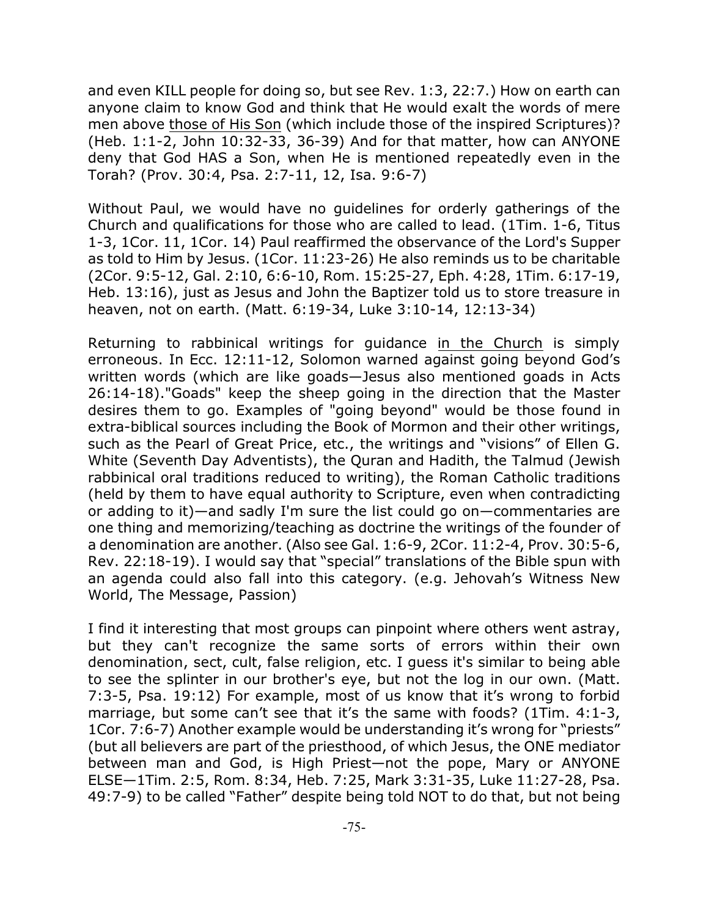and even KILL people for doing so, but see Rev. 1:3, 22:7.) How on earth can anyone claim to know God and think that He would exalt the words of mere men above <u>those of His Son</u> (which include those of the inspired Scriptures)? (Heb. 1:1-2, John 10:32-33, 36-39) And for that matter, how can ANYONE deny that God HAS a Son, when He is mentioned repeatedly even in the Torah? (Prov. 30:4, Psa. 2:7-11, 12, Isa. 9:6-7)

Without Paul, we would have no guidelines for orderly gatherings of the Church and qualifications for those who are called to lead. (1Tim. 1-6, Titus 1-3, 1Cor. 11, 1Cor. 14) Paul reaffirmed the observance of the Lord's Supper as told to Him by Jesus. (1Cor. 11:23-26) He also reminds us to be charitable (2Cor. 9:5-12, Gal. 2:10, 6:6-10, Rom. 15:25-27, Eph. 4:28, 1Tim. 6:17-19, Heb. 13:16), just as Jesus and John the Baptizer told us to store treasure in heaven, not on earth. (Matt. 6:19-34, Luke 3:10-14, 12:13-34)

Returning to rabbinical writings for guidance <u>in the Church</u> is simply erroneous. In Ecc. 12:11-12, Solomon warned against going beyond God's written words (which are like goads—Jesus also mentioned goads in Acts 26:14-18)."Goads" keep the sheep going in the direction that the Master desires them to go. Examples of "going beyond" would be those found in extra-biblical sources including the Book of Mormon and their other writings, such as the Pearl of Great Price, etc., the writings and "visions" of Ellen G. White (Seventh Day Adventists), the Quran and Hadith, the Talmud (Jewish rabbinical oral traditions reduced to writing), the Roman Catholic traditions (held by them to have equal authority to Scripture, even when contradicting or adding to it)—and sadly I'm sure the list could go on—commentaries are one thing and memorizing/teaching as doctrine the writings of the founder of a denomination are another. (Also see Gal. 1:6-9, 2Cor. 11:2-4, Prov. 30:5-6, Rev. 22:18-19). I would say that "special" translations of the Bible spun with an agenda could also fall into this category. (e.g. Jehovah's Witness New World, The Message, Passion)

I find it interesting that most groups can pinpoint where others went astray, but they can't recognize the same sorts of errors within their own denomination, sect, cult, false religion, etc. I guess it's similar to being able to see the splinter in our brother's eye, but not the log in our own. (Matt. 7:3-5, Psa. 19:12) For example, most of us know that it's wrong to forbid marriage, but some can't see that it's the same with foods? (1Tim. 4:1-3, 1Cor. 7:6-7) Another example would be understanding it's wrong for "priests" (but all believers are part of the priesthood, of which Jesus, the ONE mediator between man and God, is High Priest—not the pope, Mary or ANYONE ELSE—1Tim. 2:5, Rom. 8:34, Heb. 7:25, Mark 3:31-35, Luke 11:27-28, Psa. 49:7-9) to be called "Father" despite being told NOT to do that, but not being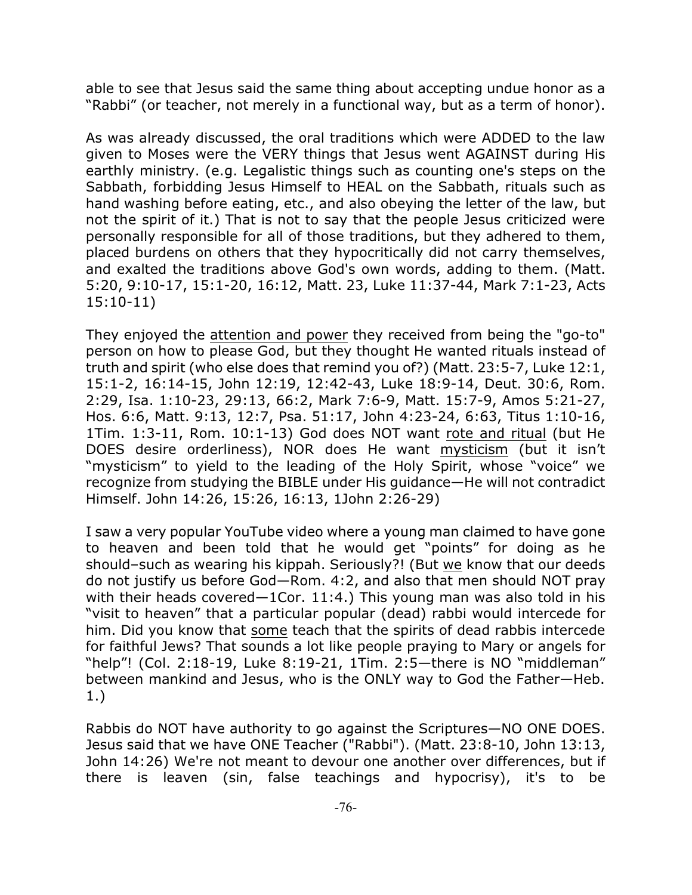able to see that Jesus said the same thing about accepting undue honor as a "Rabbi" (or teacher, not merely in a functional way, but as a term of honor).

As was already discussed, the oral traditions which were ADDED to the law given to Moses were the VERY things that Jesus went AGAINST during His earthly ministry. (e.g. Legalistic things such as counting one's steps on the Sabbath, forbidding Jesus Himself to HEAL on the Sabbath, rituals such as hand washing before eating, etc., and also obeying the letter of the law, but not the spirit of it.) That is not to say that the people Jesus criticized were personally responsible for all of those traditions, but they adhered to them, placed burdens on others that they hypocritically did not carry themselves, and exalted the traditions above God's own words, adding to them. (Matt. 5:20, 9:10-17, 15:1-20, 16:12, Matt. 23, Luke 11:37-44, Mark 7:1-23, Acts 15:10-11)

They enjoyed the <u>attention and power</u> they received from being the "go-to" person on how to please God, but they thought He wanted rituals instead of truth and spirit (who else does that remind you of?) (Matt. 23:5-7, Luke 12:1, 15:1-2, 16:14-15, John 12:19, 12:42-43, Luke 18:9-14, Deut. 30:6, Rom. 2:29, Isa. 1:10-23, 29:13, 66:2, Mark 7:6-9, Matt. 15:7-9, Amos 5:21-27, Hos. 6:6, Matt. 9:13, 12:7, Psa. 51:17, John 4:23-24, 6:63, Titus 1:10-16, 1Tim. 1:3-11, Rom. 10:1-13) God does NOT want <u>rote and ritual</u> (but He DOES desire orderliness), NOR does He want <u>mysticism</u> (but it isn't "mysticism" to yield to the leading of the Holy Spirit, whose "voice" we recognize from studying the BIBLE under His guidance—He will not contradict Himself. John 14:26, 15:26, 16:13, 1John 2:26-29)

I saw a very popular YouTube video where a young man claimed to have gone to heaven and been told that he would get "points" for doing as he should–such as wearing his kippah. Seriously?! (But <u>we</u> know that our deeds do not justify us before God—Rom. 4:2, and also that men should NOT pray with their heads covered—1Cor. 11:4.) This young man was also told in his "visit to heaven" that a particular popular (dead) rabbi would intercede for him. Did you know that <u>some</u> teach that the spirits of dead rabbis intercede for faithful Jews? That sounds a lot like people praying to Mary or angels for "help"! (Col. 2:18-19, Luke 8:19-21, 1Tim. 2:5—there is NO "middleman" between mankind and Jesus, who is the ONLY way to God the Father—Heb. 1.)

Rabbis do NOT have authority to go against the Scriptures—NO ONE DOES. Jesus said that we have ONE Teacher ("Rabbi"). (Matt. 23:8-10, John 13:13, John 14:26) We're not meant to devour one another over differences, but if there is leaven (sin, false teachings and hypocrisy), it's to be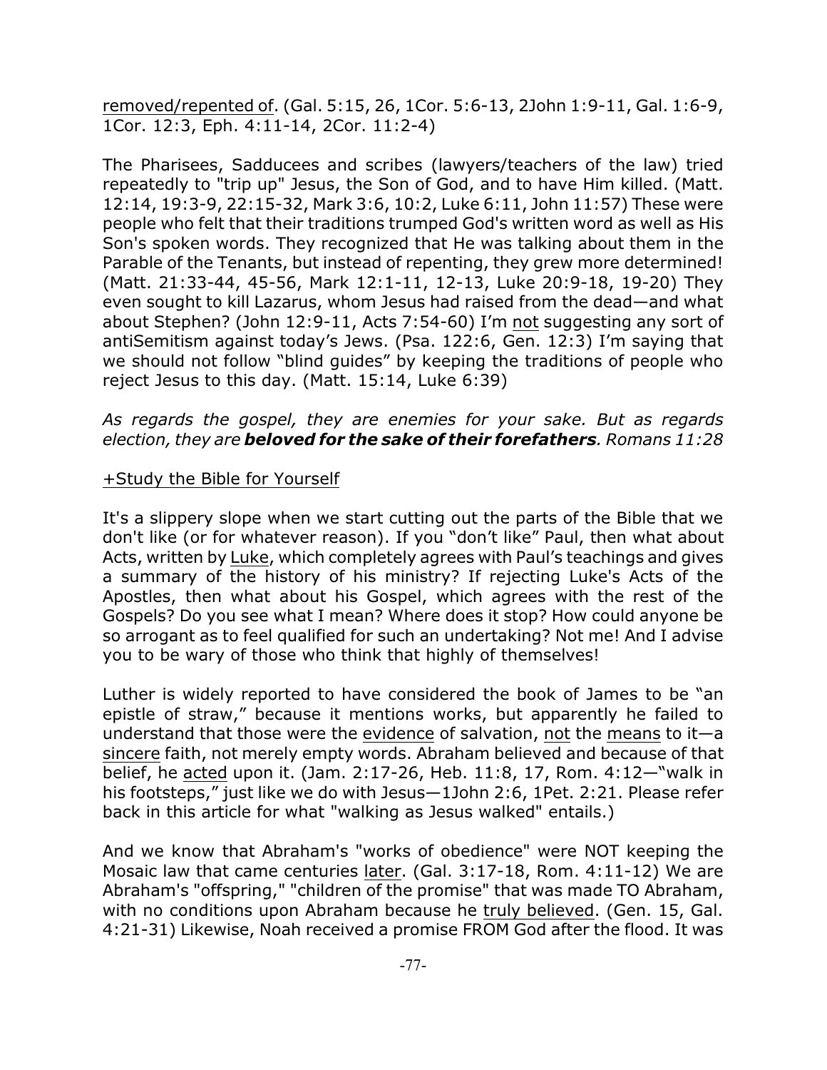removed/repented of. (Gal. 5:15, 26, 1Cor. 5:6-13, 2John 1:9-11, Gal. 1:6-9, 1Cor. 12:3, Eph. 4:11-14, 2Cor. 11:2-4)

The Pharisees, Sadducees and scribes (lawyers/teachers of the law) tried repeatedly to "trip up" Jesus, the Son of God, and to have Him killed. (Matt. 12:14, 19:3-9, 22:15-32, Mark 3:6, 10:2, Luke 6:11, John 11:57) These were people who felt that their traditions trumped God's written word as well as His Son's spoken words. They recognized that He was talking about them in the Parable of the Tenants, but instead of repenting, they grew more determined! (Matt. 21:33-44, 45-56, Mark 12:1-11, 12-13, Luke 20:9-18, 19-20) They even sought to kill Lazarus, whom Jesus had raised from the dead—and what about Stephen? (John 12:9-11, Acts 7:54-60) I'm not suggesting any sort of antiSemitism against today's Jews. (Psa. 122:6, Gen. 12:3) I'm saying that we should not follow "blind guides" by keeping the traditions of people who reject Jesus to this day. (Matt. 15:14, Luke 6:39)

*As regards the gospel, they are enemies for your sake. But as regards election, they are **beloved for the sake of their forefathers**. Romans 11:28*

+Study the Bible for Yourself

It's a slippery slope when we start cutting out the parts of the Bible that we don't like (or for whatever reason). If you "don't like" Paul, then what about Acts, written by Luke, which completely agrees with Paul's teachings and gives a summary of the history of his ministry? If rejecting Luke's Acts of the Apostles, then what about his Gospel, which agrees with the rest of the Gospels? Do you see what I mean? Where does it stop? How could anyone be so arrogant as to feel qualified for such an undertaking? Not me! And I advise you to be wary of those who think that highly of themselves!

Luther is widely reported to have considered the book of James to be "an epistle of straw," because it mentions works, but apparently he failed to understand that those were the evidence of salvation, not the means to it—a sincere faith, not merely empty words. Abraham believed and because of that belief, he acted upon it. (Jam. 2:17-26, Heb. 11:8, 17, Rom. 4:12—"walk in his footsteps," just like we do with Jesus—1John 2:6, 1Pet. 2:21. Please refer back in this article for what "walking as Jesus walked" entails.)

And we know that Abraham's "works of obedience" were NOT keeping the Mosaic law that came centuries later. (Gal. 3:17-18, Rom. 4:11-12) We are Abraham's "offspring," "children of the promise" that was made TO Abraham, with no conditions upon Abraham because he truly believed. (Gen. 15, Gal. 4:21-31) Likewise, Noah received a promise FROM God after the flood. It was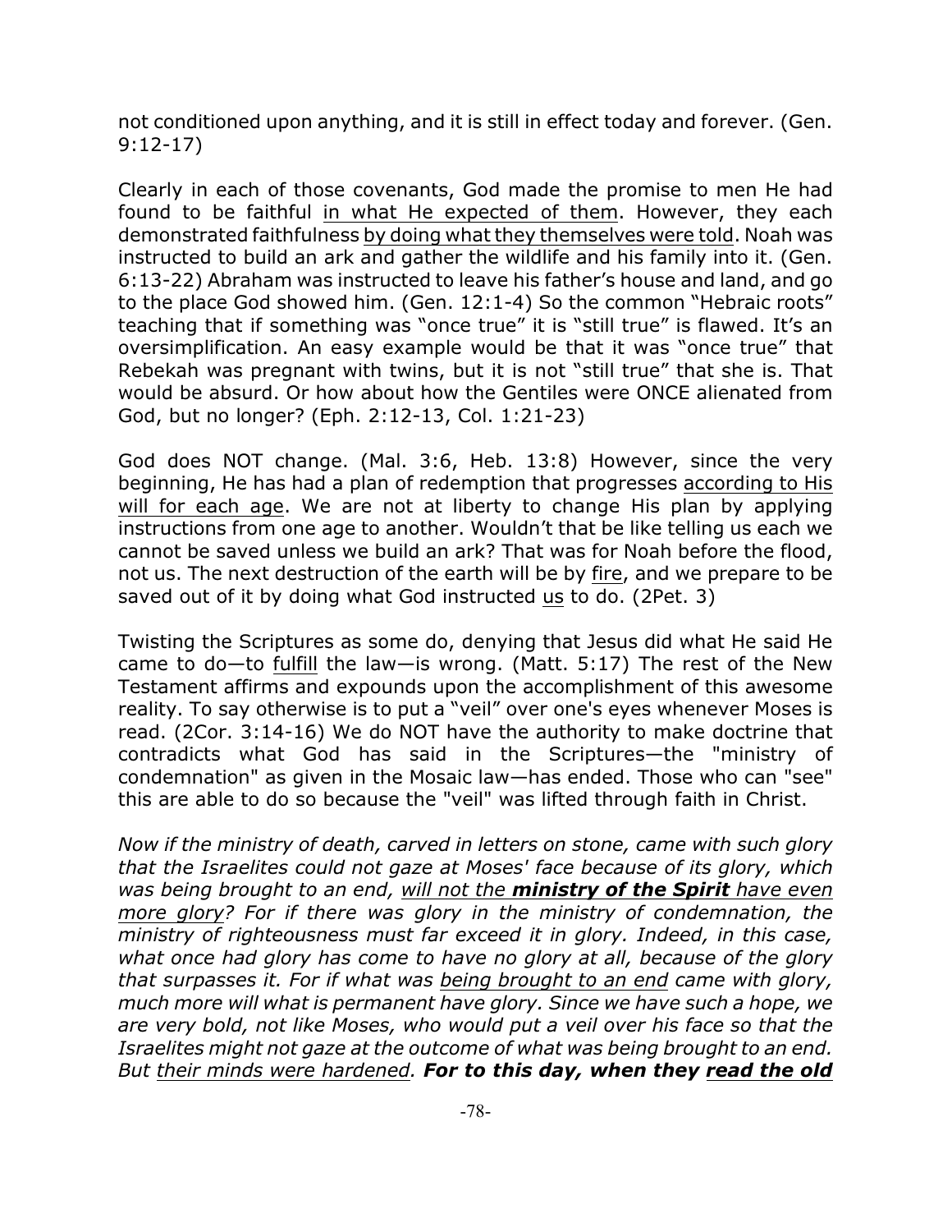not conditioned upon anything, and it is still in effect today and forever. (Gen. 9:12-17)

Clearly in each of those covenants, God made the promise to men He had found to be faithful <u>in what He expected of them</u>. However, they each demonstrated faithfulness <u>by doing what they themselves were told</u>. Noah was instructed to build an ark and gather the wildlife and his family into it. (Gen. 6:13-22) Abraham was instructed to leave his father's house and land, and go to the place God showed him. (Gen. 12:1-4) So the common "Hebraic roots" teaching that if something was "once true" it is "still true" is flawed. It's an oversimplification. An easy example would be that it was "once true" that Rebekah was pregnant with twins, but it is not "still true" that she is. That would be absurd. Or how about how the Gentiles were ONCE alienated from God, but no longer? (Eph. 2:12-13, Col. 1:21-23)

God does NOT change. (Mal. 3:6, Heb. 13:8) However, since the very beginning, He has had a plan of redemption that progresses <u>according to His will for each age</u>. We are not at liberty to change His plan by applying instructions from one age to another. Wouldn't that be like telling us each we cannot be saved unless we build an ark? That was for Noah before the flood, not us. The next destruction of the earth will be by <u>fire</u>, and we prepare to be saved out of it by doing what God instructed <u>us</u> to do. (2Pet. 3)

Twisting the Scriptures as some do, denying that Jesus did what He said He came to do—to <u>fulfill</u> the law—is wrong. (Matt. 5:17) The rest of the New Testament affirms and expounds upon the accomplishment of this awesome reality. To say otherwise is to put a "veil" over one's eyes whenever Moses is read. (2Cor. 3:14-16) We do NOT have the authority to make doctrine that contradicts what God has said in the Scriptures—the "ministry of condemnation" as given in the Mosaic law—has ended. Those who can "see" this are able to do so because the "veil" was lifted through faith in Christ.

*Now if the ministry of death, carved in letters on stone, came with such glory that the Israelites could not gaze at Moses' face because of its glory, which was being brought to an end, <u>will not the **ministry of the Spirit** have even more glory</u>? For if there was glory in the ministry of condemnation, the ministry of righteousness must far exceed it in glory. Indeed, in this case, what once had glory has come to have no glory at all, because of the glory that surpasses it. For if what was <u>being brought to an end</u> came with glory, much more will what is permanent have glory. Since we have such a hope, we are very bold, not like Moses, who would put a veil over his face so that the Israelites might not gaze at the outcome of what was being brought to an end. But <u>their minds were hardened</u>.* ***For to this day, when they <u>read the old</u>***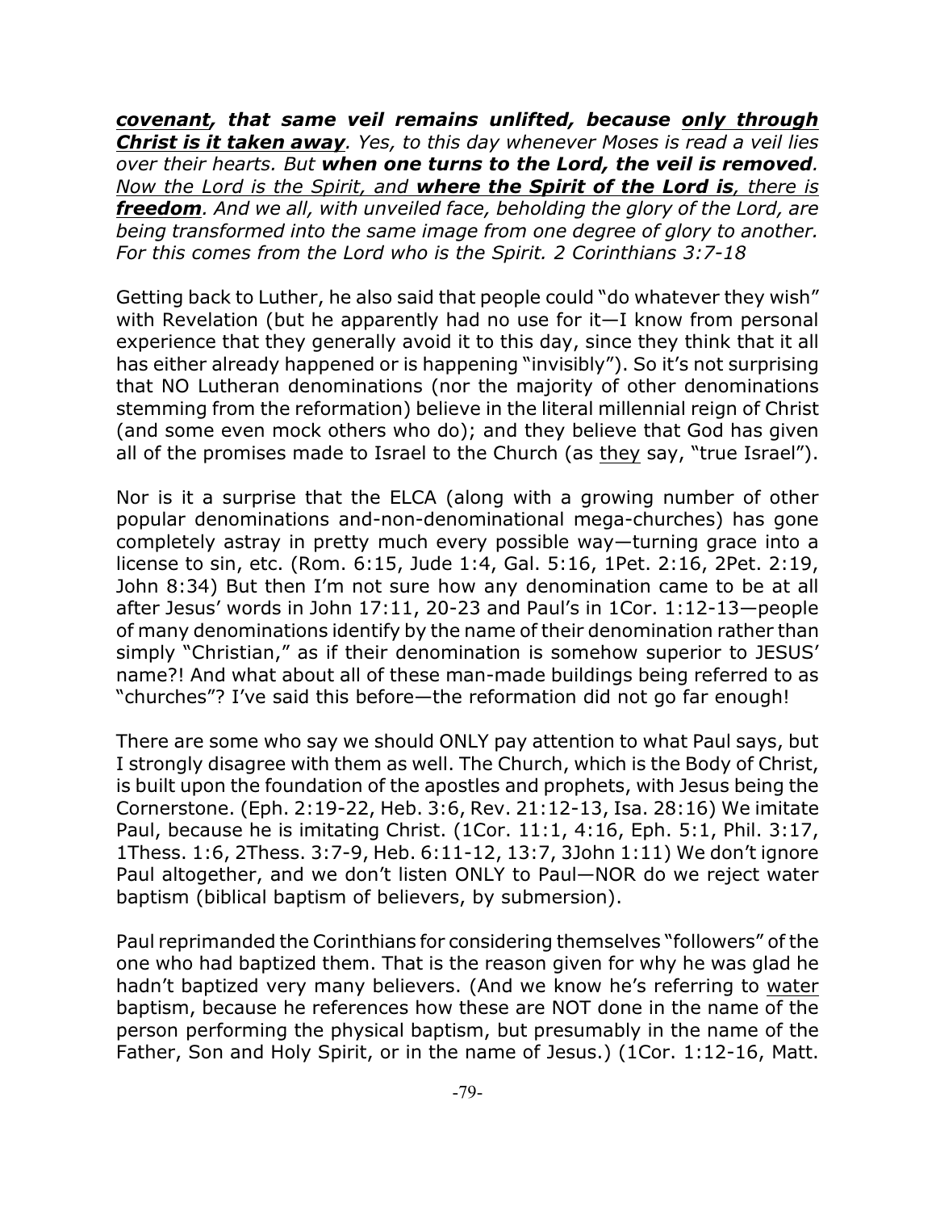***covenant**, that same veil remains unlifted, because **only through Christ is it taken away**. Yes, to this day whenever Moses is read a veil lies over their hearts. But **when one turns to the Lord, the veil is removed**. Now the Lord is the Spirit, and **where the Spirit of the Lord is**, there is **freedom**. And we all, with unveiled face, beholding the glory of the Lord, are being transformed into the same image from one degree of glory to another. For this comes from the Lord who is the Spirit. 2 Corinthians 3:7-18*

Getting back to Luther, he also said that people could "do whatever they wish" with Revelation (but he apparently had no use for it—I know from personal experience that they generally avoid it to this day, since they think that it all has either already happened or is happening "invisibly"). So it's not surprising that NO Lutheran denominations (nor the majority of other denominations stemming from the reformation) believe in the literal millennial reign of Christ (and some even mock others who do); and they believe that God has given all of the promises made to Israel to the Church (as they say, "true Israel").

Nor is it a surprise that the ELCA (along with a growing number of other popular denominations and-non-denominational mega-churches) has gone completely astray in pretty much every possible way—turning grace into a license to sin, etc. (Rom. 6:15, Jude 1:4, Gal. 5:16, 1Pet. 2:16, 2Pet. 2:19, John 8:34) But then I'm not sure how any denomination came to be at all after Jesus' words in John 17:11, 20-23 and Paul's in 1Cor. 1:12-13—people of many denominations identify by the name of their denomination rather than simply "Christian," as if their denomination is somehow superior to JESUS' name?! And what about all of these man-made buildings being referred to as "churches"? I've said this before—the reformation did not go far enough!

There are some who say we should ONLY pay attention to what Paul says, but I strongly disagree with them as well. The Church, which is the Body of Christ, is built upon the foundation of the apostles and prophets, with Jesus being the Cornerstone. (Eph. 2:19-22, Heb. 3:6, Rev. 21:12-13, Isa. 28:16) We imitate Paul, because he is imitating Christ. (1Cor. 11:1, 4:16, Eph. 5:1, Phil. 3:17, 1Thess. 1:6, 2Thess. 3:7-9, Heb. 6:11-12, 13:7, 3John 1:11) We don't ignore Paul altogether, and we don't listen ONLY to Paul—NOR do we reject water baptism (biblical baptism of believers, by submersion).

Paul reprimanded the Corinthians for considering themselves "followers" of the one who had baptized them. That is the reason given for why he was glad he hadn't baptized very many believers. (And we know he's referring to water baptism, because he references how these are NOT done in the name of the person performing the physical baptism, but presumably in the name of the Father, Son and Holy Spirit, or in the name of Jesus.) (1Cor. 1:12-16, Matt.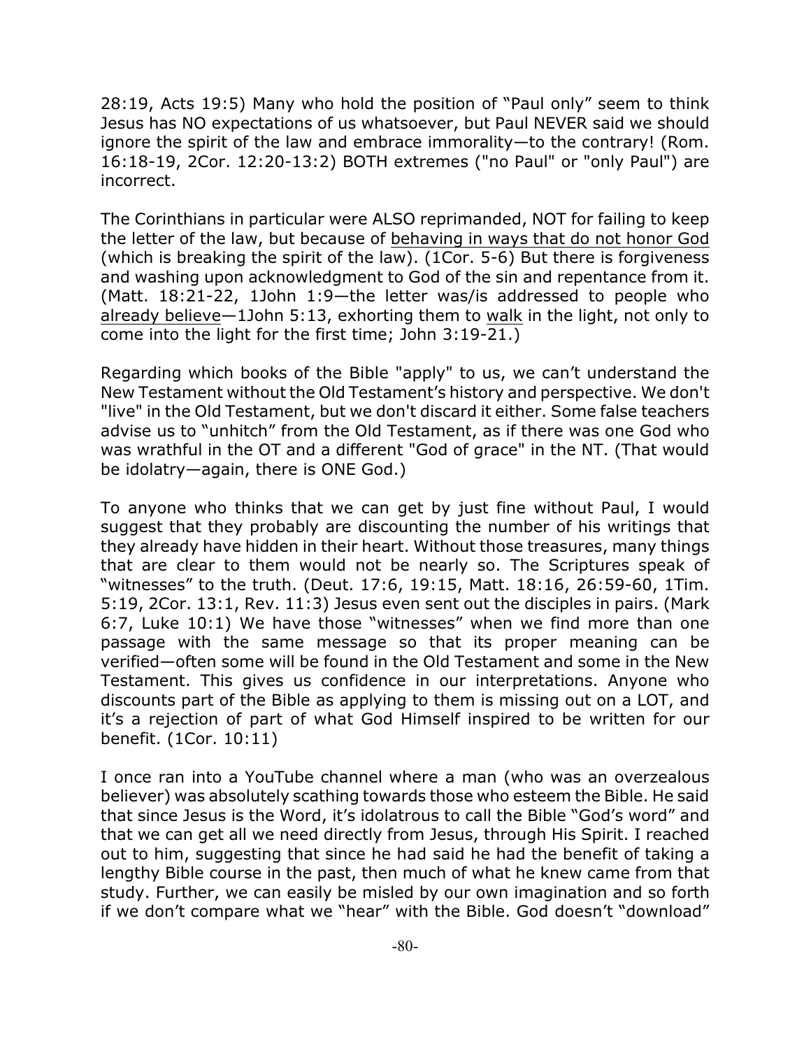28:19, Acts 19:5) Many who hold the position of "Paul only" seem to think Jesus has NO expectations of us whatsoever, but Paul NEVER said we should ignore the spirit of the law and embrace immorality—to the contrary! (Rom. 16:18-19, 2Cor. 12:20-13:2) BOTH extremes ("no Paul" or "only Paul") are incorrect.

The Corinthians in particular were ALSO reprimanded, NOT for failing to keep the letter of the law, but because of <u>behaving in ways that do not honor God</u> (which is breaking the spirit of the law). (1Cor. 5-6) But there is forgiveness and washing upon acknowledgment to God of the sin and repentance from it. (Matt. 18:21-22, 1John 1:9—the letter was/is addressed to people who <u>already believe</u>—1John 5:13, exhorting them to <u>walk</u> in the light, not only to come into the light for the first time; John 3:19-21.)

Regarding which books of the Bible "apply" to us, we can't understand the New Testament without the Old Testament's history and perspective. We don't "live" in the Old Testament, but we don't discard it either. Some false teachers advise us to "unhitch" from the Old Testament, as if there was one God who was wrathful in the OT and a different "God of grace" in the NT. (That would be idolatry—again, there is ONE God.)

To anyone who thinks that we can get by just fine without Paul, I would suggest that they probably are discounting the number of his writings that they already have hidden in their heart. Without those treasures, many things that are clear to them would not be nearly so. The Scriptures speak of "witnesses" to the truth. (Deut. 17:6, 19:15, Matt. 18:16, 26:59-60, 1Tim. 5:19, 2Cor. 13:1, Rev. 11:3) Jesus even sent out the disciples in pairs. (Mark 6:7, Luke 10:1) We have those "witnesses" when we find more than one passage with the same message so that its proper meaning can be verified—often some will be found in the Old Testament and some in the New Testament. This gives us confidence in our interpretations. Anyone who discounts part of the Bible as applying to them is missing out on a LOT, and it's a rejection of part of what God Himself inspired to be written for our benefit. (1Cor. 10:11)

I once ran into a YouTube channel where a man (who was an overzealous believer) was absolutely scathing towards those who esteem the Bible. He said that since Jesus is the Word, it's idolatrous to call the Bible "God's word" and that we can get all we need directly from Jesus, through His Spirit. I reached out to him, suggesting that since he had said he had the benefit of taking a lengthy Bible course in the past, then much of what he knew came from that study. Further, we can easily be misled by our own imagination and so forth if we don't compare what we "hear" with the Bible. God doesn't "download"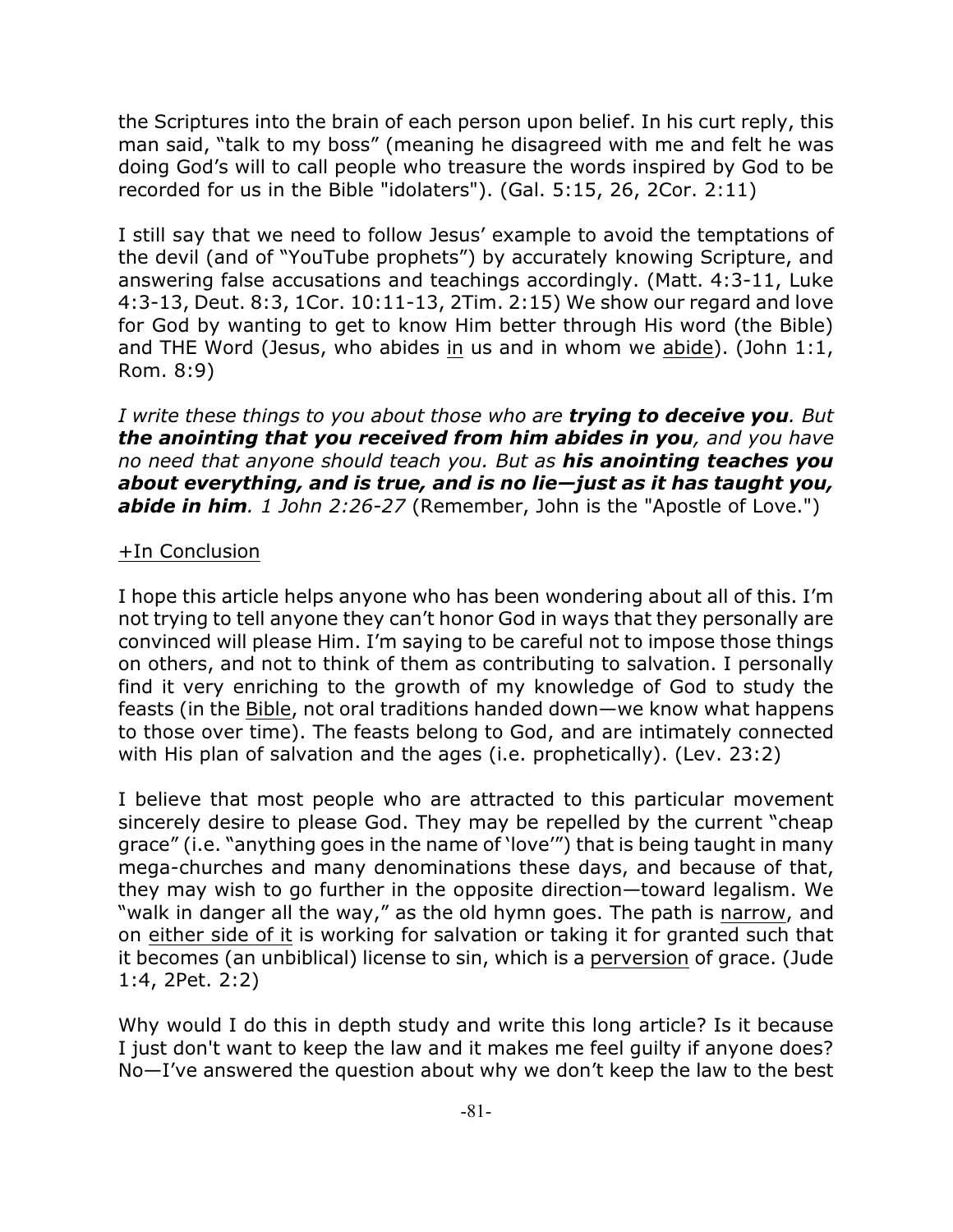the Scriptures into the brain of each person upon belief. In his curt reply, this man said, "talk to my boss" (meaning he disagreed with me and felt he was doing God's will to call people who treasure the words inspired by God to be recorded for us in the Bible "idolaters"). (Gal. 5:15, 26, 2Cor. 2:11)

I still say that we need to follow Jesus' example to avoid the temptations of the devil (and of "YouTube prophets") by accurately knowing Scripture, and answering false accusations and teachings accordingly. (Matt. 4:3-11, Luke 4:3-13, Deut. 8:3, 1Cor. 10:11-13, 2Tim. 2:15) We show our regard and love for God by wanting to get to know Him better through His word (the Bible) and THE Word (Jesus, who abides <u>in</u> us and in whom we <u>abide</u>). (John 1:1, Rom. 8:9)

*I write these things to you about those who are* ***trying to deceive you****. But* ***the anointing that you received from him abides in you****, and you have no need that anyone should teach you. But as* ***his anointing teaches you about everything, and is true, and is no lie—just as it has taught you, abide in him****. 1 John 2:26-27* (Remember, John is the "Apostle of Love.")

<u>+In Conclusion</u>

I hope this article helps anyone who has been wondering about all of this. I'm not trying to tell anyone they can't honor God in ways that they personally are convinced will please Him. I'm saying to be careful not to impose those things on others, and not to think of them as contributing to salvation. I personally find it very enriching to the growth of my knowledge of God to study the feasts (in the <u>Bible</u>, not oral traditions handed down—we know what happens to those over time). The feasts belong to God, and are intimately connected with His plan of salvation and the ages (i.e. prophetically). (Lev. 23:2)

I believe that most people who are attracted to this particular movement sincerely desire to please God. They may be repelled by the current "cheap grace" (i.e. "anything goes in the name of 'love'") that is being taught in many mega-churches and many denominations these days, and because of that, they may wish to go further in the opposite direction—toward legalism. We "walk in danger all the way," as the old hymn goes. The path is <u>narrow</u>, and on <u>either side of it</u> is working for salvation or taking it for granted such that it becomes (an unbiblical) license to sin, which is a <u>perversion</u> of grace. (Jude 1:4, 2Pet. 2:2)

Why would I do this in depth study and write this long article? Is it because I just don't want to keep the law and it makes me feel guilty if anyone does? No—I've answered the question about why we don't keep the law to the best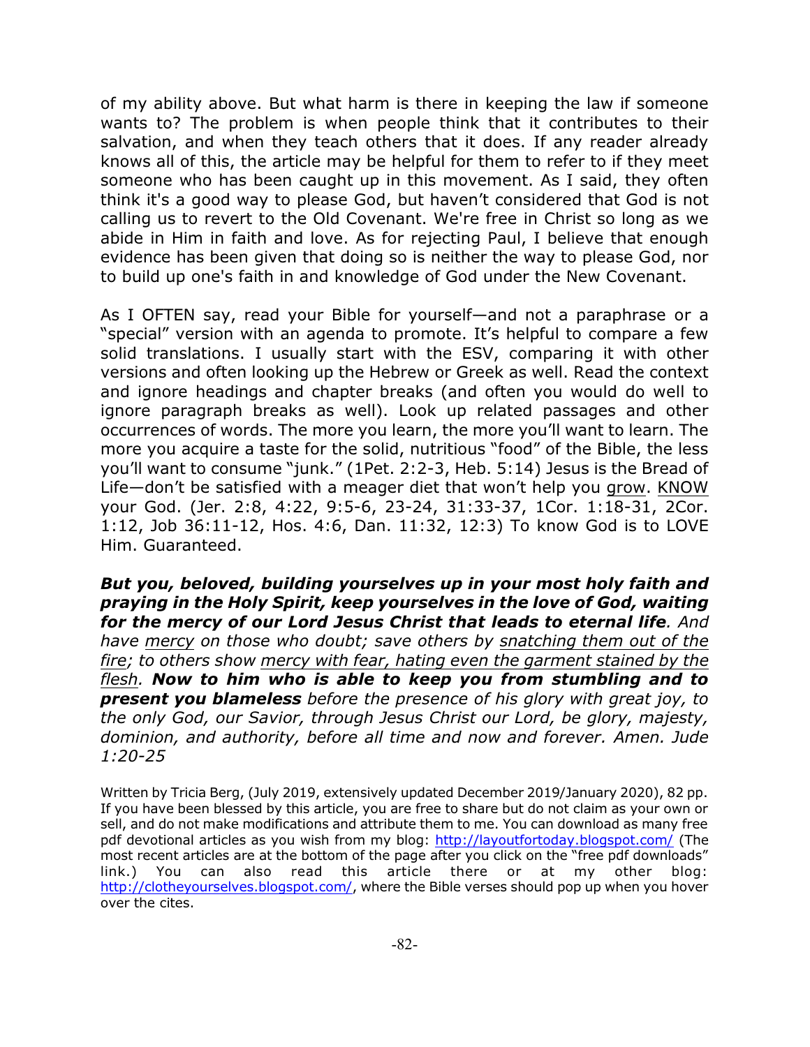of my ability above. But what harm is there in keeping the law if someone wants to? The problem is when people think that it contributes to their salvation, and when they teach others that it does. If any reader already knows all of this, the article may be helpful for them to refer to if they meet someone who has been caught up in this movement. As I said, they often think it's a good way to please God, but haven't considered that God is not calling us to revert to the Old Covenant. We're free in Christ so long as we abide in Him in faith and love. As for rejecting Paul, I believe that enough evidence has been given that doing so is neither the way to please God, nor to build up one's faith in and knowledge of God under the New Covenant.

As I OFTEN say, read your Bible for yourself—and not a paraphrase or a "special" version with an agenda to promote. It's helpful to compare a few solid translations. I usually start with the ESV, comparing it with other versions and often looking up the Hebrew or Greek as well. Read the context and ignore headings and chapter breaks (and often you would do well to ignore paragraph breaks as well). Look up related passages and other occurrences of words. The more you learn, the more you'll want to learn. The more you acquire a taste for the solid, nutritious "food" of the Bible, the less you'll want to consume "junk." (1Pet. 2:2-3, Heb. 5:14) Jesus is the Bread of Life—don't be satisfied with a meager diet that won't help you <u>grow</u>. <u>KNOW</u> your God. (Jer. 2:8, 4:22, 9:5-6, 23-24, 31:33-37, 1Cor. 1:18-31, 2Cor. 1:12, Job 36:11-12, Hos. 4:6, Dan. 11:32, 12:3) To know God is to LOVE Him. Guaranteed.

***But you, beloved, building yourselves up in your most holy faith and praying in the Holy Spirit, keep yourselves in the love of God, waiting for the mercy of our Lord Jesus Christ that leads to eternal life****. And have <u>mercy</u> on those who doubt; save others by <u>snatching them out of the fire</u>; to others show <u>mercy with fear, hating even the garment stained by the flesh</u>.* ***Now to him who is able to keep you from stumbling and to present you blameless*** *before the presence of his glory with great joy, to the only God, our Savior, through Jesus Christ our Lord, be glory, majesty, dominion, and authority, before all time and now and forever. Amen. Jude 1:20-25*

Written by Tricia Berg, (July 2019, extensively updated December 2019/January 2020), 82 pp. If you have been blessed by this article, you are free to share but do not claim as your own or sell, and do not make modifications and attribute them to me. You can download as many free pdf devotional articles as you wish from my blog: http://layoutfortoday.blogspot.com/ (The most recent articles are at the bottom of the page after you click on the "free pdf downloads" link.) You can also read this article there or at my other blog: http://clotheyourselves.blogspot.com/, where the Bible verses should pop up when you hover over the cites.